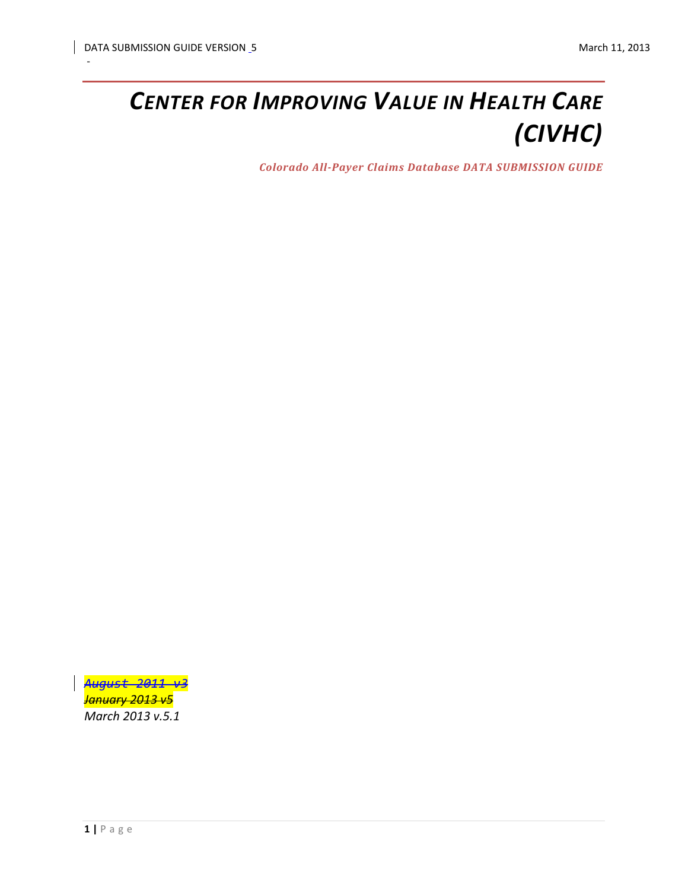# *CENTER FOR IMPROVING VALUE IN HEALTH CARE (CIVHC)*

***Colorado All-Payer Claims Database DATA SUBMISSION GUIDE***

*~~August 2011 v3~~*

*~~January 2013 v5~~*

*March 2013 v.5.1*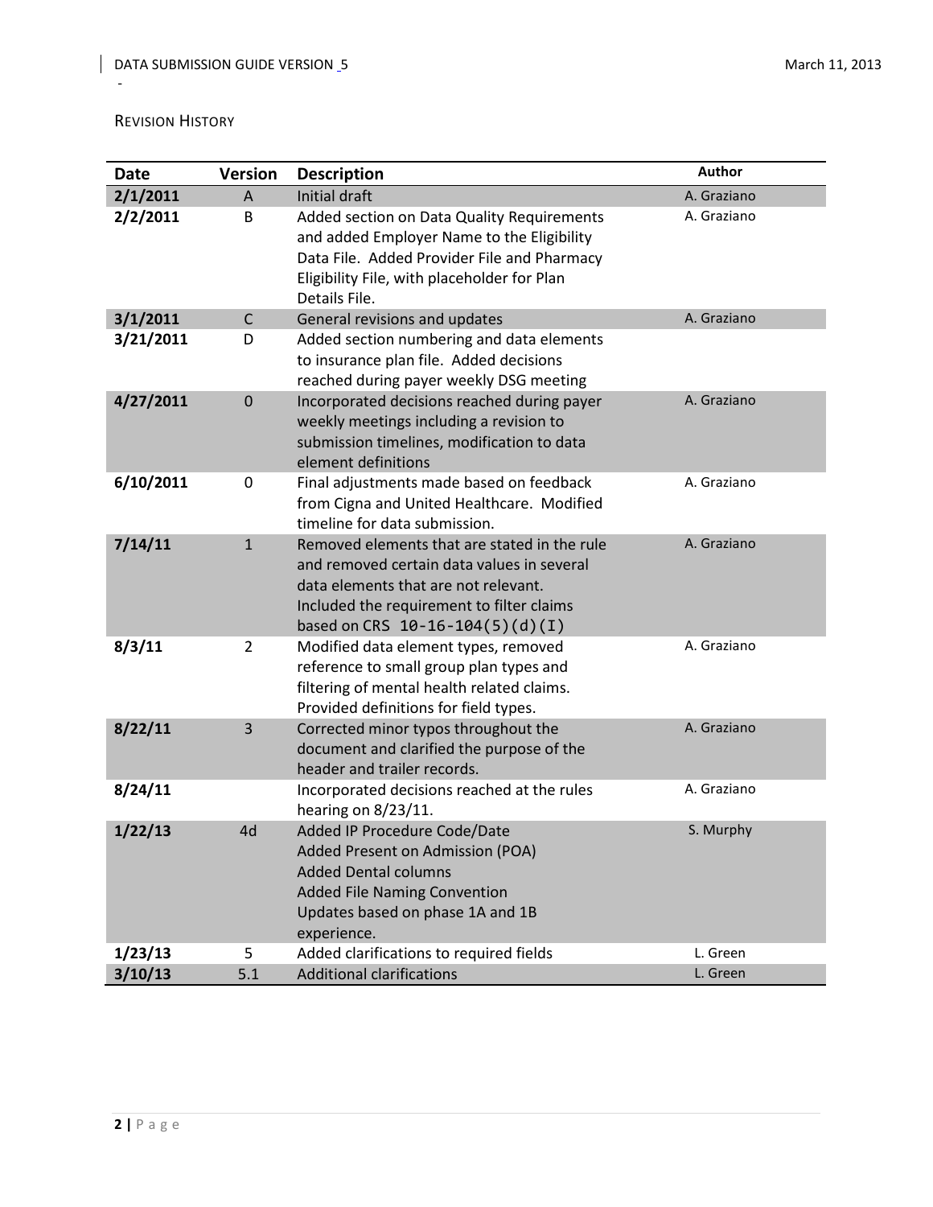REVISION HISTORY

| Date | Version | Description | Author |
|---|---|---|---|
| 2/1/2011 | A | Initial draft | A. Graziano |
| 2/2/2011 | B | Added section on Data Quality Requirements and added Employer Name to the Eligibility Data File. Added Provider File and Pharmacy Eligibility File, with placeholder for Plan Details File. | A. Graziano |
| 3/1/2011 | C | General revisions and updates | A. Graziano |
| 3/21/2011 | D | Added section numbering and data elements to insurance plan file. Added decisions reached during payer weekly DSG meeting | |
| 4/27/2011 | 0 | Incorporated decisions reached during payer weekly meetings including a revision to submission timelines, modification to data element definitions | A. Graziano |
| 6/10/2011 | 0 | Final adjustments made based on feedback from Cigna and United Healthcare. Modified timeline for data submission. | A. Graziano |
| 7/14/11 | 1 | Removed elements that are stated in the rule and removed certain data values in several data elements that are not relevant. Included the requirement to filter claims based on CRS 10-16-104(5)(d)(I) | A. Graziano |
| 8/3/11 | 2 | Modified data element types, removed reference to small group plan types and filtering of mental health related claims. Provided definitions for field types. | A. Graziano |
| 8/22/11 | 3 | Corrected minor typos throughout the document and clarified the purpose of the header and trailer records. | A. Graziano |
| 8/24/11 | | Incorporated decisions reached at the rules hearing on 8/23/11. | A. Graziano |
| 1/22/13 | 4d | Added IP Procedure Code/Date<br>Added Present on Admission (POA)<br>Added Dental columns<br>Added File Naming Convention<br>Updates based on phase 1A and 1B experience. | S. Murphy |
| 1/23/13 | 5 | Added clarifications to required fields | L. Green |
| 3/10/13 | 5.1 | Additional clarifications | L. Green |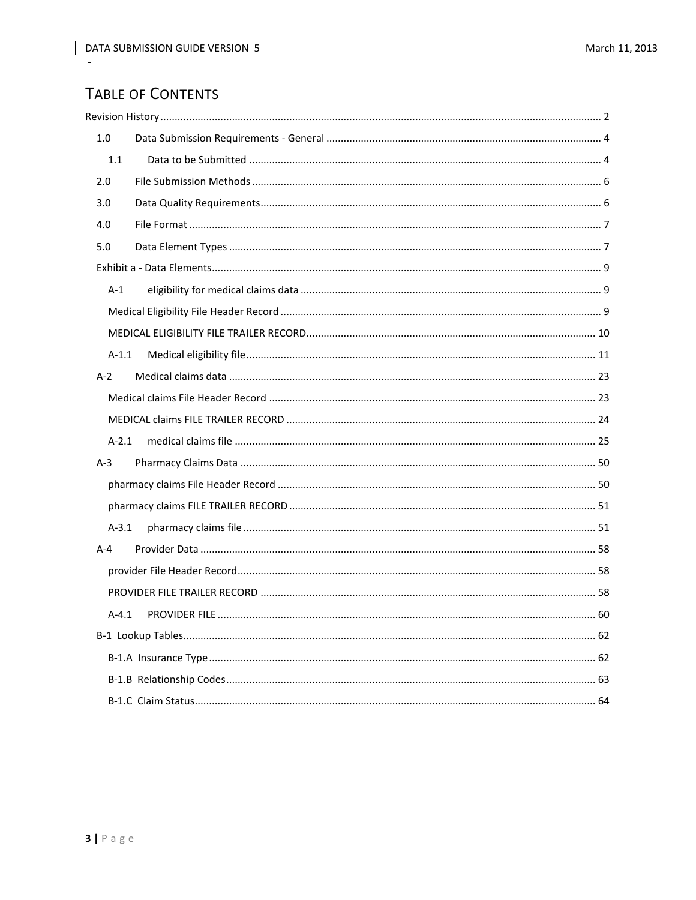# TABLE OF CONTENTS

Revision History ........ 2

- 1.0 Data Submission Requirements - General ........ 4
  - 1.1 Data to be Submitted ........ 4
- 2.0 File Submission Methods ........ 6
- 3.0 Data Quality Requirements ........ 6
- 4.0 File Format ........ 7
- 5.0 Data Element Types ........ 7
- Exhibit a - Data Elements ........ 9
  - A-1 eligibility for medical claims data ........ 9
  - Medical Eligibility File Header Record ........ 9
  - MEDICAL ELIGIBILITY FILE TRAILER RECORD ........ 10
  - A-1.1 Medical eligibility file ........ 11
- A-2 Medical claims data ........ 23
  - Medical claims File Header Record ........ 23
  - MEDICAL claims FILE TRAILER RECORD ........ 24
  - A-2.1 medical claims file ........ 25
- A-3 Pharmacy Claims Data ........ 50
  - pharmacy claims File Header Record ........ 50
  - pharmacy claims FILE TRAILER RECORD ........ 51
  - A-3.1 pharmacy claims file ........ 51
- A-4 Provider Data ........ 58
  - provider File Header Record ........ 58
  - PROVIDER FILE TRAILER RECORD ........ 58
  - A-4.1 PROVIDER FILE ........ 60
- B-1 Lookup Tables ........ 62
  - B-1.A Insurance Type ........ 62
  - B-1.B Relationship Codes ........ 63
  - B-1.C Claim Status ........ 64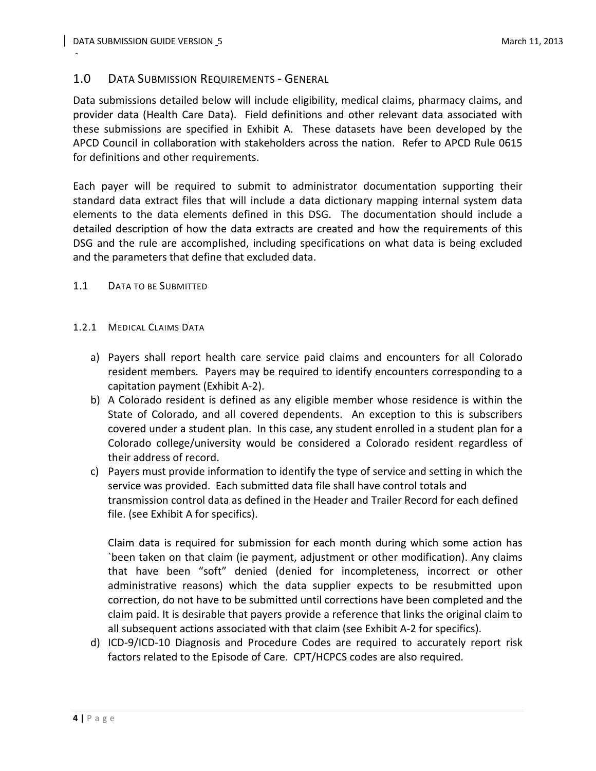## 1.0 DATA SUBMISSION REQUIREMENTS - GENERAL

Data submissions detailed below will include eligibility, medical claims, pharmacy claims, and provider data (Health Care Data). Field definitions and other relevant data associated with these submissions are specified in Exhibit A. These datasets have been developed by the APCD Council in collaboration with stakeholders across the nation. Refer to APCD Rule 0615 for definitions and other requirements.

Each payer will be required to submit to administrator documentation supporting their standard data extract files that will include a data dictionary mapping internal system data elements to the data elements defined in this DSG. The documentation should include a detailed description of how the data extracts are created and how the requirements of this DSG and the rule are accomplished, including specifications on what data is being excluded and the parameters that define that excluded data.

### 1.1 DATA TO BE SUBMITTED

#### 1.2.1 MEDICAL CLAIMS DATA

a) Payers shall report health care service paid claims and encounters for all Colorado resident members. Payers may be required to identify encounters corresponding to a capitation payment (Exhibit A-2).
b) A Colorado resident is defined as any eligible member whose residence is within the State of Colorado, and all covered dependents. An exception to this is subscribers covered under a student plan. In this case, any student enrolled in a student plan for a Colorado college/university would be considered a Colorado resident regardless of their address of record.
c) Payers must provide information to identify the type of service and setting in which the service was provided. Each submitted data file shall have control totals and transmission control data as defined in the Header and Trailer Record for each defined file. (see Exhibit A for specifics).

   Claim data is required for submission for each month during which some action has `been taken on that claim (ie payment, adjustment or other modification). Any claims that have been "soft" denied (denied for incompleteness, incorrect or other administrative reasons) which the data supplier expects to be resubmitted upon correction, do not have to be submitted until corrections have been completed and the claim paid. It is desirable that payers provide a reference that links the original claim to all subsequent actions associated with that claim (see Exhibit A-2 for specifics).
d) ICD-9/ICD-10 Diagnosis and Procedure Codes are required to accurately report risk factors related to the Episode of Care. CPT/HCPCS codes are also required.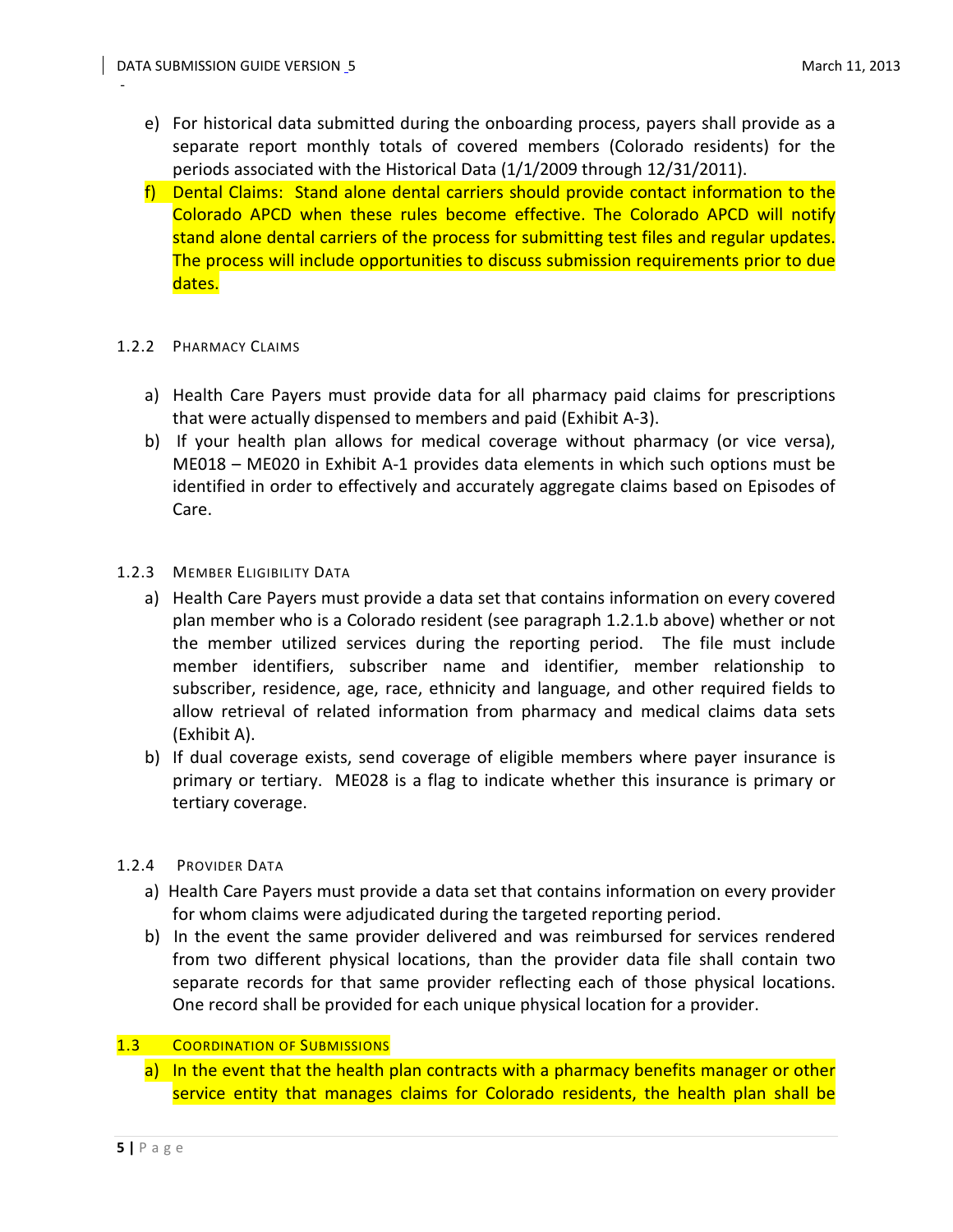e) For historical data submitted during the onboarding process, payers shall provide as a separate report monthly totals of covered members (Colorado residents) for the periods associated with the Historical Data (1/1/2009 through 12/31/2011).

f) Dental Claims: Stand alone dental carriers should provide contact information to the Colorado APCD when these rules become effective. The Colorado APCD will notify stand alone dental carriers of the process for submitting test files and regular updates. The process will include opportunities to discuss submission requirements prior to due dates.

### 1.2.2 Pharmacy Claims

a) Health Care Payers must provide data for all pharmacy paid claims for prescriptions that were actually dispensed to members and paid (Exhibit A-3).

b) If your health plan allows for medical coverage without pharmacy (or vice versa), ME018 – ME020 in Exhibit A-1 provides data elements in which such options must be identified in order to effectively and accurately aggregate claims based on Episodes of Care.

### 1.2.3 Member Eligibility Data

a) Health Care Payers must provide a data set that contains information on every covered plan member who is a Colorado resident (see paragraph 1.2.1.b above) whether or not the member utilized services during the reporting period. The file must include member identifiers, subscriber name and identifier, member relationship to subscriber, residence, age, race, ethnicity and language, and other required fields to allow retrieval of related information from pharmacy and medical claims data sets (Exhibit A).

b) If dual coverage exists, send coverage of eligible members where payer insurance is primary or tertiary. ME028 is a flag to indicate whether this insurance is primary or tertiary coverage.

### 1.2.4 Provider Data

a) Health Care Payers must provide a data set that contains information on every provider for whom claims were adjudicated during the targeted reporting period.

b) In the event the same provider delivered and was reimbursed for services rendered from two different physical locations, than the provider data file shall contain two separate records for that same provider reflecting each of those physical locations. One record shall be provided for each unique physical location for a provider.

## 1.3 Coordination of Submissions

a) In the event that the health plan contracts with a pharmacy benefits manager or other service entity that manages claims for Colorado residents, the health plan shall be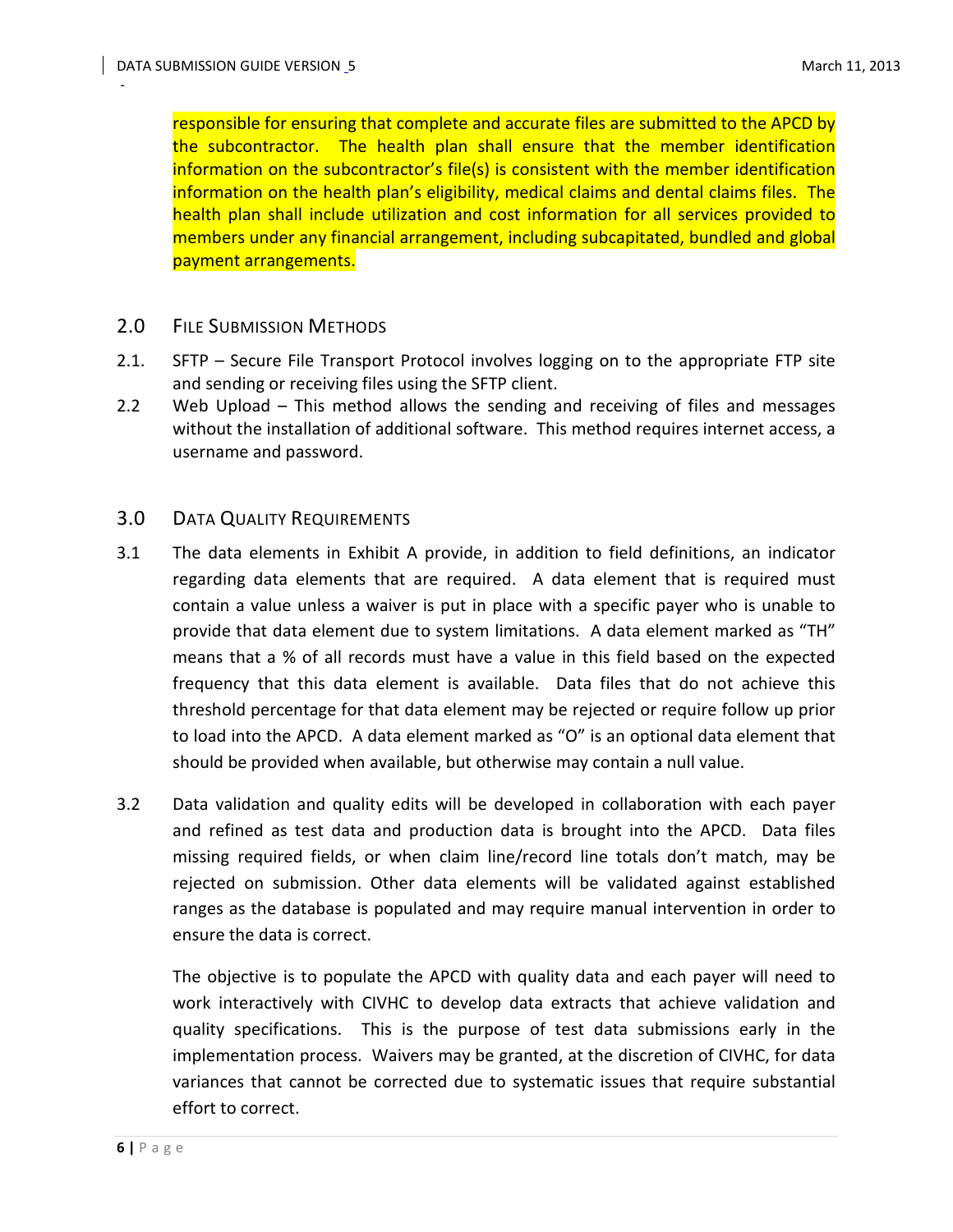responsible for ensuring that complete and accurate files are submitted to the APCD by the subcontractor. The health plan shall ensure that the member identification information on the subcontractor's file(s) is consistent with the member identification information on the health plan's eligibility, medical claims and dental claims files. The health plan shall include utilization and cost information for all services provided to members under any financial arrangement, including subcapitated, bundled and global payment arrangements.

## 2.0 FILE SUBMISSION METHODS

2.1. SFTP – Secure File Transport Protocol involves logging on to the appropriate FTP site and sending or receiving files using the SFTP client.

2.2 Web Upload – This method allows the sending and receiving of files and messages without the installation of additional software. This method requires internet access, a username and password.

## 3.0 DATA QUALITY REQUIREMENTS

3.1 The data elements in Exhibit A provide, in addition to field definitions, an indicator regarding data elements that are required. A data element that is required must contain a value unless a waiver is put in place with a specific payer who is unable to provide that data element due to system limitations. A data element marked as "TH" means that a % of all records must have a value in this field based on the expected frequency that this data element is available. Data files that do not achieve this threshold percentage for that data element may be rejected or require follow up prior to load into the APCD. A data element marked as "O" is an optional data element that should be provided when available, but otherwise may contain a null value.

3.2 Data validation and quality edits will be developed in collaboration with each payer and refined as test data and production data is brought into the APCD. Data files missing required fields, or when claim line/record line totals don't match, may be rejected on submission. Other data elements will be validated against established ranges as the database is populated and may require manual intervention in order to ensure the data is correct.

The objective is to populate the APCD with quality data and each payer will need to work interactively with CIVHC to develop data extracts that achieve validation and quality specifications. This is the purpose of test data submissions early in the implementation process. Waivers may be granted, at the discretion of CIVHC, for data variances that cannot be corrected due to systematic issues that require substantial effort to correct.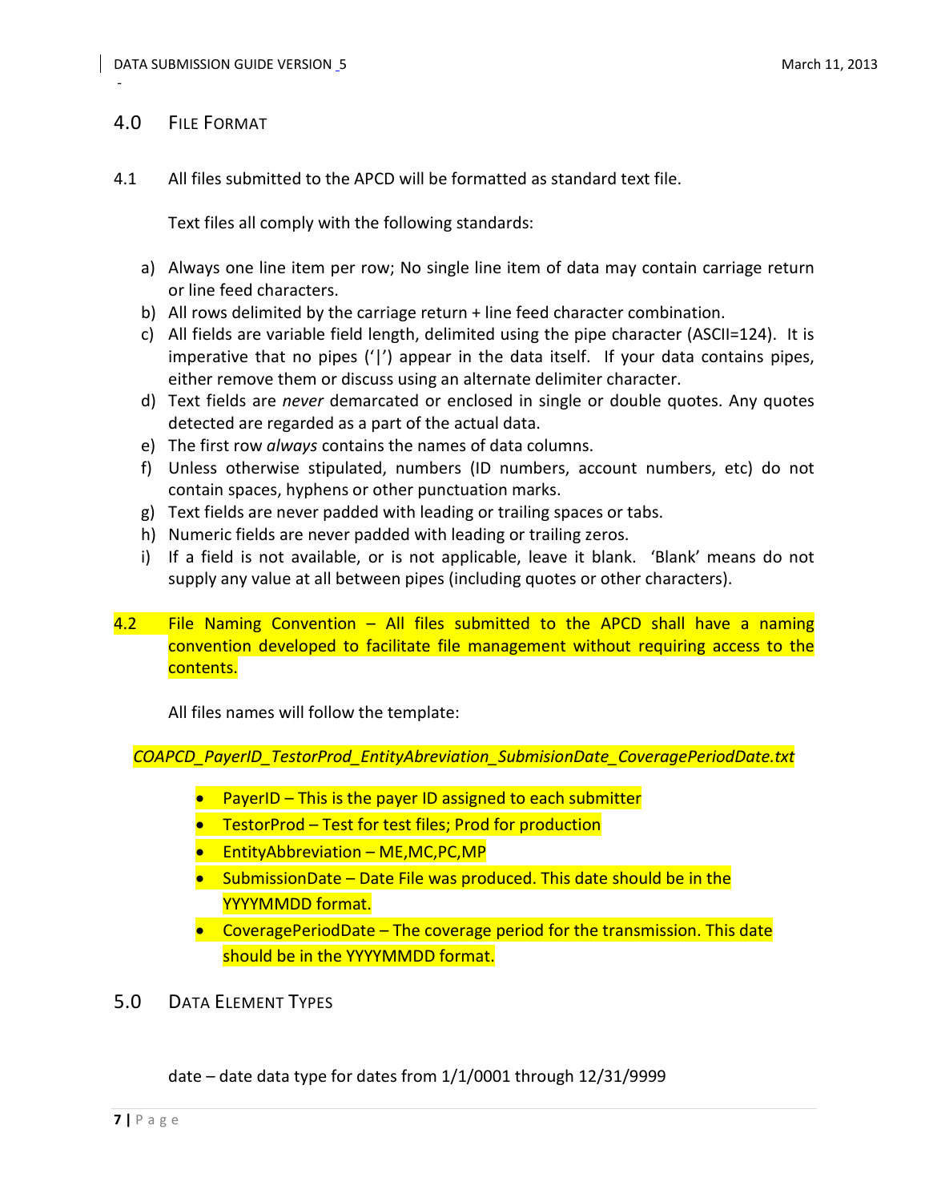## 4.0 File Format

4.1 All files submitted to the APCD will be formatted as standard text file.

Text files all comply with the following standards:

a) Always one line item per row; No single line item of data may contain carriage return or line feed characters.
b) All rows delimited by the carriage return + line feed character combination.
c) All fields are variable field length, delimited using the pipe character (ASCII=124). It is imperative that no pipes ('|') appear in the data itself. If your data contains pipes, either remove them or discuss using an alternate delimiter character.
d) Text fields are *never* demarcated or enclosed in single or double quotes. Any quotes detected are regarded as a part of the actual data.
e) The first row *always* contains the names of data columns.
f) Unless otherwise stipulated, numbers (ID numbers, account numbers, etc) do not contain spaces, hyphens or other punctuation marks.
g) Text fields are never padded with leading or trailing spaces or tabs.
h) Numeric fields are never padded with leading or trailing zeros.
i) If a field is not available, or is not applicable, leave it blank. 'Blank' means do not supply any value at all between pipes (including quotes or other characters).

4.2 File Naming Convention – All files submitted to the APCD shall have a naming convention developed to facilitate file management without requiring access to the contents.

All files names will follow the template:

*COAPCD_PayerID_TestorProd_EntityAbreviation_SubmisionDate_CoveragePeriodDate.txt*

- PayerID – This is the payer ID assigned to each submitter
- TestorProd – Test for test files; Prod for production
- EntityAbbreviation – ME,MC,PC,MP
- SubmissionDate – Date File was produced. This date should be in the YYYYMMDD format.
- CoveragePeriodDate – The coverage period for the transmission. This date should be in the YYYYMMDD format.

## 5.0 Data Element Types

date – date data type for dates from 1/1/0001 through 12/31/9999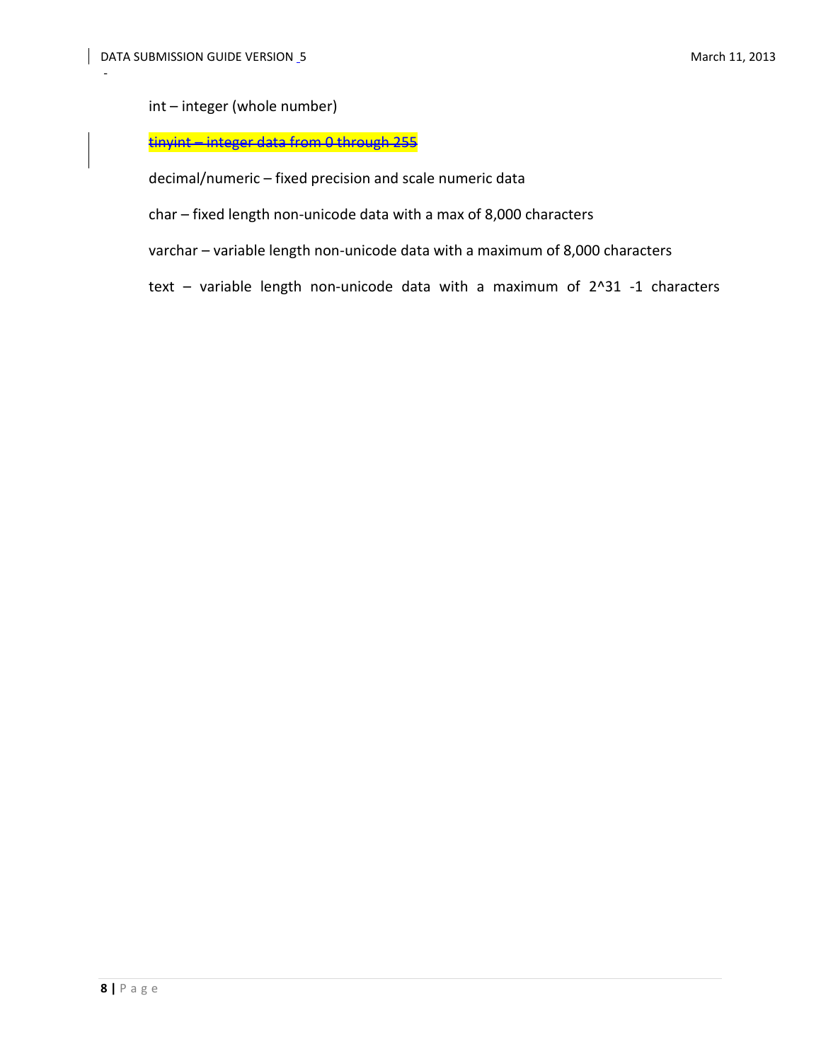int – integer (whole number)

~~tinyint – integer data from 0 through 255~~

decimal/numeric – fixed precision and scale numeric data

char – fixed length non-unicode data with a max of 8,000 characters

varchar – variable length non-unicode data with a maximum of 8,000 characters

text – variable length non-unicode data with a maximum of 2^31 -1 characters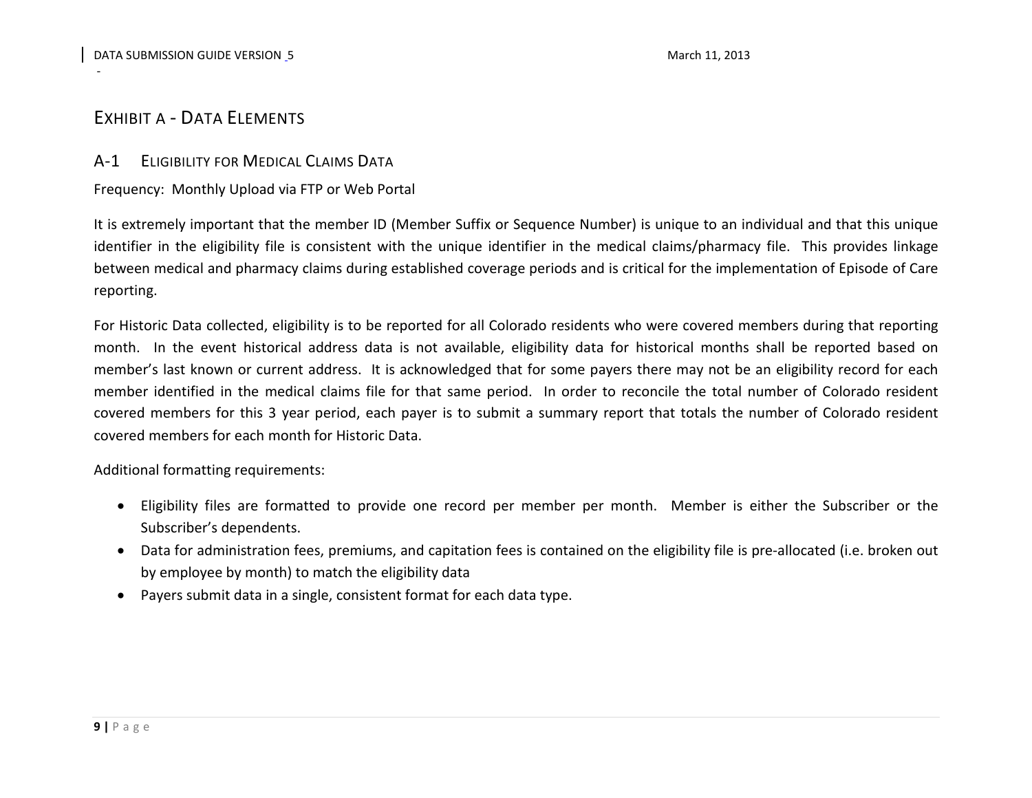# Exhibit A - Data Elements

## A-1 Eligibility for Medical Claims Data

Frequency: Monthly Upload via FTP or Web Portal

It is extremely important that the member ID (Member Suffix or Sequence Number) is unique to an individual and that this unique identifier in the eligibility file is consistent with the unique identifier in the medical claims/pharmacy file. This provides linkage between medical and pharmacy claims during established coverage periods and is critical for the implementation of Episode of Care reporting.

For Historic Data collected, eligibility is to be reported for all Colorado residents who were covered members during that reporting month. In the event historical address data is not available, eligibility data for historical months shall be reported based on member's last known or current address. It is acknowledged that for some payers there may not be an eligibility record for each member identified in the medical claims file for that same period. In order to reconcile the total number of Colorado resident covered members for this 3 year period, each payer is to submit a summary report that totals the number of Colorado resident covered members for each month for Historic Data.

Additional formatting requirements:

- Eligibility files are formatted to provide one record per member per month. Member is either the Subscriber or the Subscriber's dependents.
- Data for administration fees, premiums, and capitation fees is contained on the eligibility file is pre-allocated (i.e. broken out by employee by month) to match the eligibility data
- Payers submit data in a single, consistent format for each data type.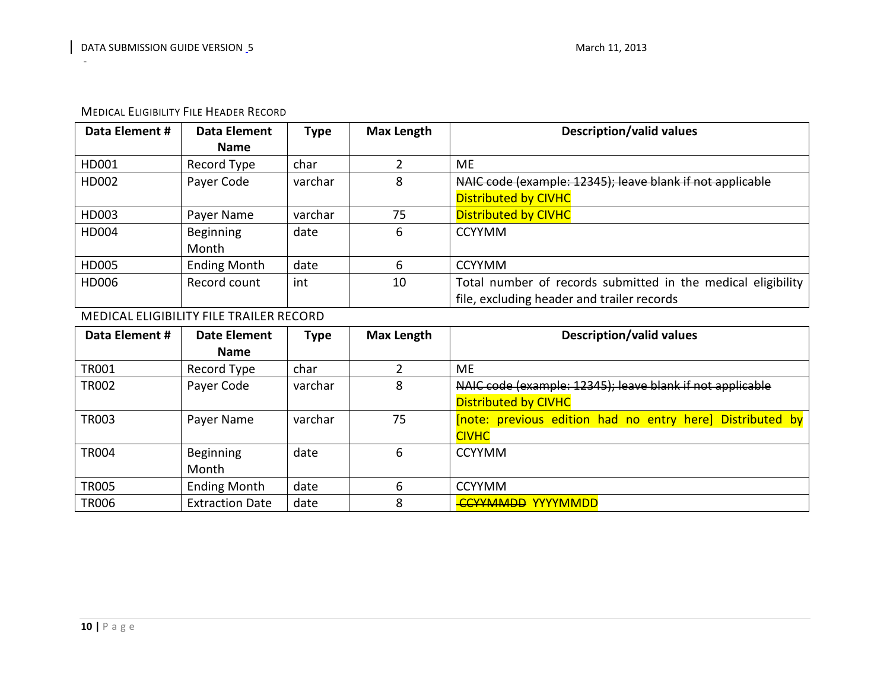MEDICAL ELIGIBILITY FILE HEADER RECORD

| Data Element # | Data Element Name | Type | Max Length | Description/valid values |
|---|---|---|---|---|
| HD001 | Record Type | char | 2 | ME |
| HD002 | Payer Code | varchar | 8 | ~~NAIC code (example: 12345); leave blank if not applicable~~ Distributed by CIVHC |
| HD003 | Payer Name | varchar | 75 | Distributed by CIVHC |
| HD004 | Beginning Month | date | 6 | CCYYMM |
| HD005 | Ending Month | date | 6 | CCYYMM |
| HD006 | Record count | int | 10 | Total number of records submitted in the medical eligibility file, excluding header and trailer records |

MEDICAL ELIGIBILITY FILE TRAILER RECORD

| Data Element # | Date Element Name | Type | Max Length | Description/valid values |
|---|---|---|---|---|
| TR001 | Record Type | char | 2 | ME |
| TR002 | Payer Code | varchar | 8 | ~~NAIC code (example: 12345); leave blank if not applicable~~ Distributed by CIVHC |
| TR003 | Payer Name | varchar | 75 | [note: previous edition had no entry here] Distributed by CIVHC |
| TR004 | Beginning Month | date | 6 | CCYYMM |
| TR005 | Ending Month | date | 6 | CCYYMM |
| TR006 | Extraction Date | date | 8 | ~~CCYYMMDD~~ YYYYMMDD |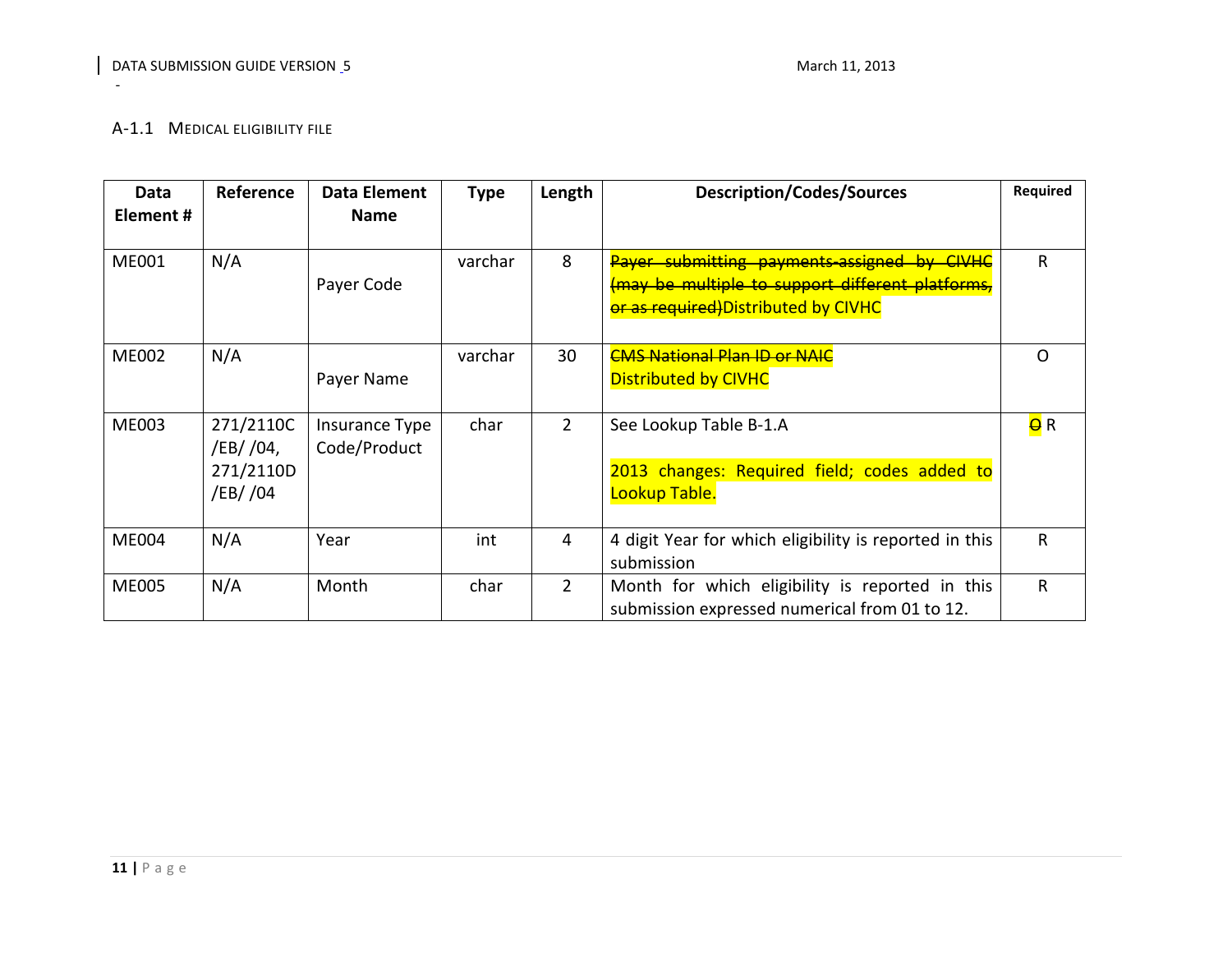### A-1.1 Medical Eligibility File

| Data Element # | Reference | Data Element Name | Type | Length | Description/Codes/Sources | Required |
|---|---|---|---|---|---|---|
| ME001 | N/A | Payer Code | varchar | 8 | ~~Payer submitting payments-assigned by CIVHC (may be multiple to support different platforms, or as required)~~Distributed by CIVHC | R |
| ME002 | N/A | Payer Name | varchar | 30 | ~~CMS National Plan ID or NAIC~~ Distributed by CIVHC | O |
| ME003 | 271/2110C /EB/ /04, 271/2110D /EB/ /04 | Insurance Type Code/Product | char | 2 | See Lookup Table B-1.A<br><br>2013 changes: Required field; codes added to Lookup Table. | ~~O~~ R |
| ME004 | N/A | Year | int | 4 | 4 digit Year for which eligibility is reported in this submission | R |
| ME005 | N/A | Month | char | 2 | Month for which eligibility is reported in this submission expressed numerical from 01 to 12. | R |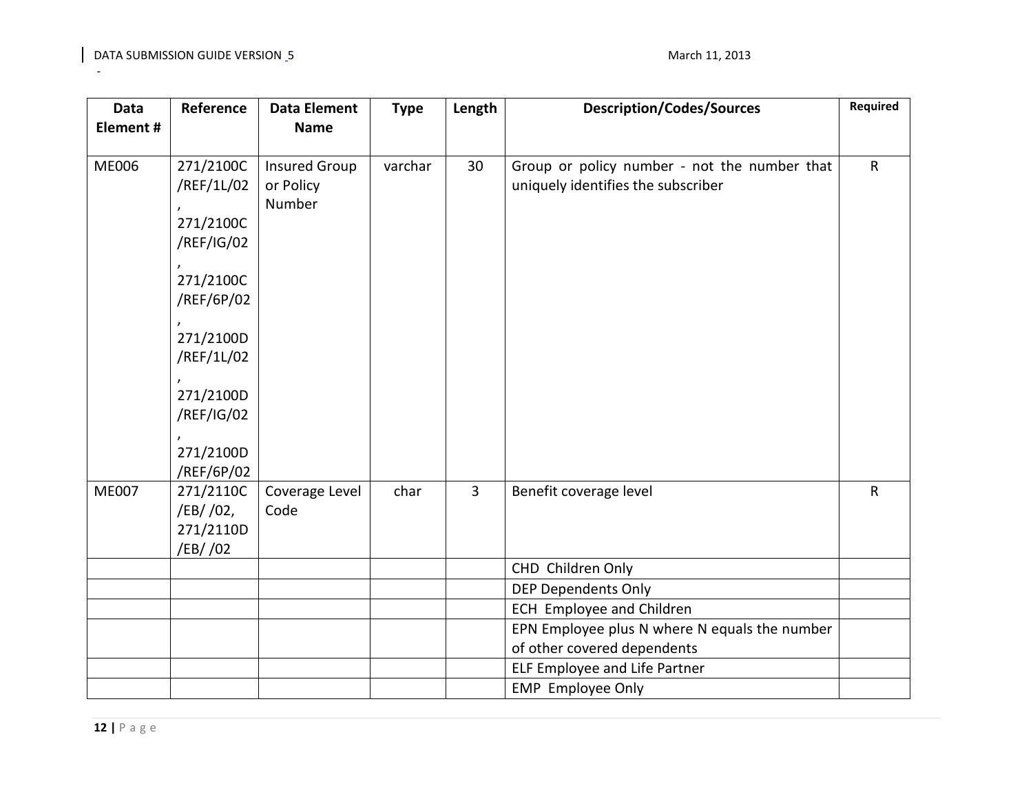| Data Element # | Reference | Data Element Name | Type | Length | Description/Codes/Sources | Required |
|---|---|---|---|---|---|---|
| ME006 | 271/2100C /REF/1L/02 , 271/2100C /REF/IG/02 , 271/2100C /REF/6P/02 , 271/2100D /REF/1L/02 , 271/2100D /REF/IG/02 , 271/2100D /REF/6P/02 | Insured Group or Policy Number | varchar | 30 | Group or policy number - not the number that uniquely identifies the subscriber | R |
| ME007 | 271/2110C /EB/ /02, 271/2110D /EB/ /02 | Coverage Level Code | char | 3 | Benefit coverage level | R |
| | | | | | CHD Children Only | |
| | | | | | DEP Dependents Only | |
| | | | | | ECH Employee and Children | |
| | | | | | EPN Employee plus N where N equals the number of other covered dependents | |
| | | | | | ELF Employee and Life Partner | |
| | | | | | EMP Employee Only | |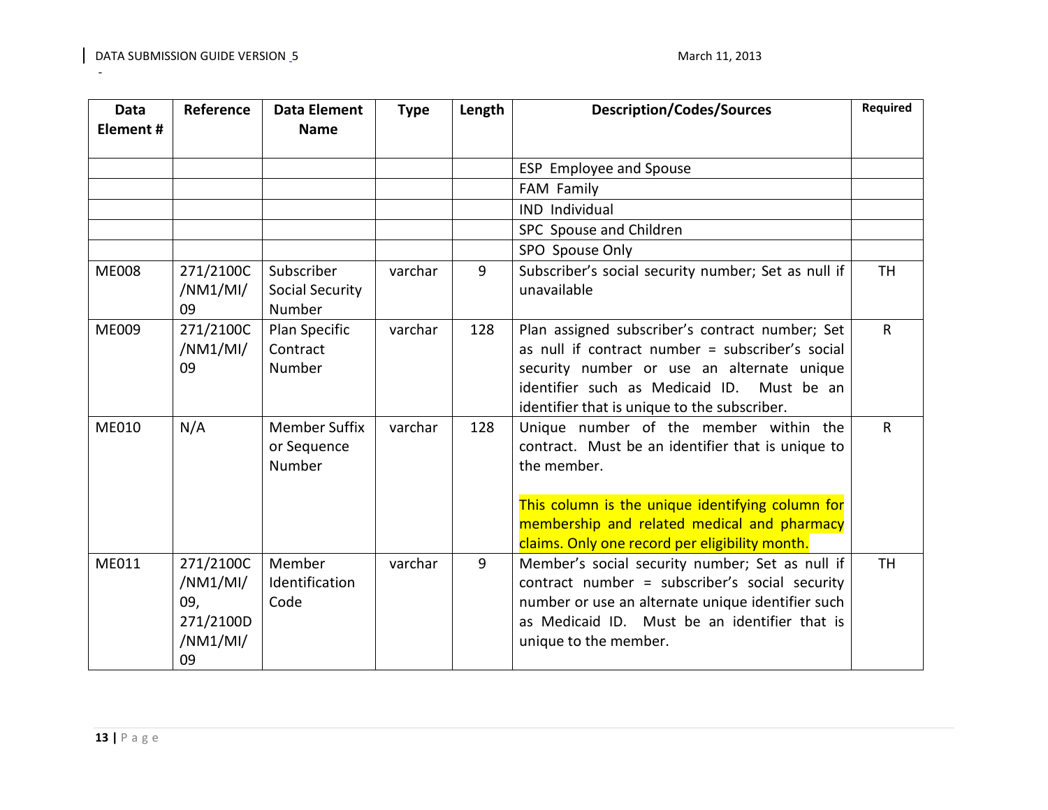| Data Element # | Reference | Data Element Name | Type | Length | Description/Codes/Sources | Required |
|---|---|---|---|---|---|---|
| | | | | | ESP Employee and Spouse | |
| | | | | | FAM Family | |
| | | | | | IND Individual | |
| | | | | | SPC Spouse and Children | |
| | | | | | SPO Spouse Only | |
| ME008 | 271/2100C/NM1/MI/09 | Subscriber Social Security Number | varchar | 9 | Subscriber's social security number; Set as null if unavailable | TH |
| ME009 | 271/2100C/NM1/MI/09 | Plan Specific Contract Number | varchar | 128 | Plan assigned subscriber's contract number; Set as null if contract number = subscriber's social security number or use an alternate unique identifier such as Medicaid ID. Must be an identifier that is unique to the subscriber. | R |
| ME010 | N/A | Member Suffix or Sequence Number | varchar | 128 | Unique number of the member within the contract. Must be an identifier that is unique to the member.<br><br>This column is the unique identifying column for membership and related medical and pharmacy claims. Only one record per eligibility month. | R |
| ME011 | 271/2100C/NM1/MI/09, 271/2100D/NM1/MI/09 | Member Identification Code | varchar | 9 | Member's social security number; Set as null if contract number = subscriber's social security number or use an alternate unique identifier such as Medicaid ID. Must be an identifier that is unique to the member. | TH |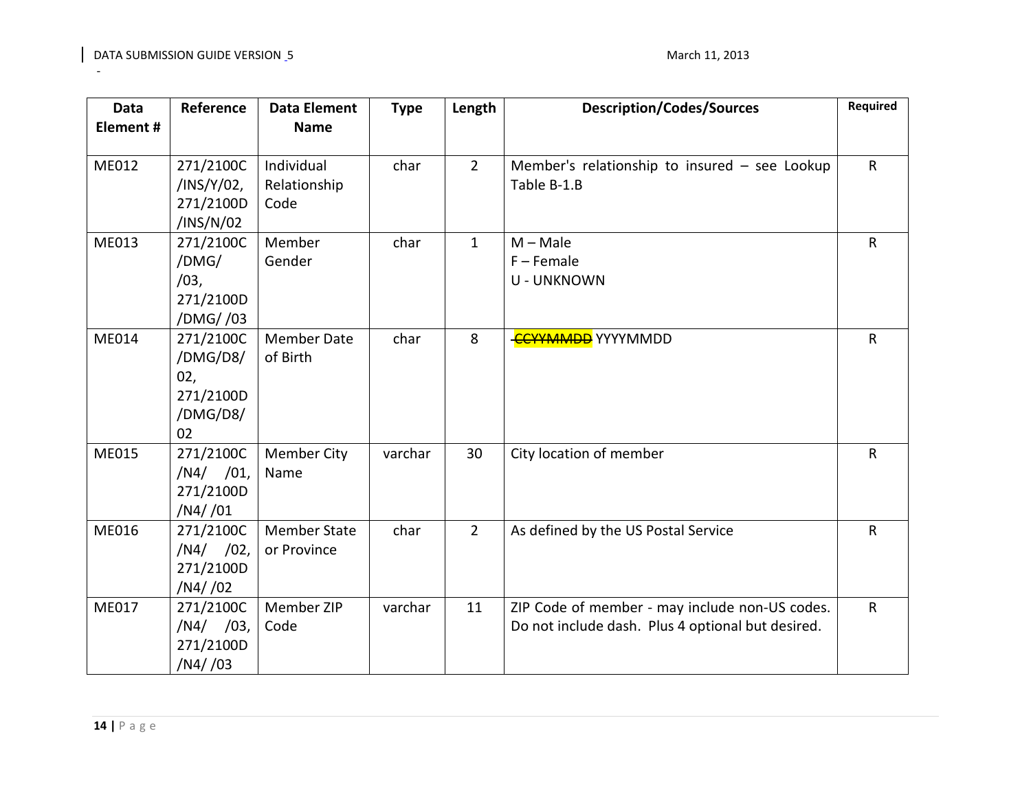| Data Element # | Reference | Data Element Name | Type | Length | Description/Codes/Sources | Required |
|---|---|---|---|---|---|---|
| ME012 | 271/2100C /INS/Y/02, 271/2100D /INS/N/02 | Individual Relationship Code | char | 2 | Member's relationship to insured – see Lookup Table B-1.B | R |
| ME013 | 271/2100C /DMG/ /03, 271/2100D /DMG/ /03 | Member Gender | char | 1 | M – Male<br>F – Female<br>U - UNKNOWN | R |
| ME014 | 271/2100C /DMG/D8/ 02, 271/2100D /DMG/D8/ 02 | Member Date of Birth | char | 8 | ~~CCYYMMDD~~ YYYYMMDD | R |
| ME015 | 271/2100C /N4/ /01, 271/2100D /N4/ /01 | Member City Name | varchar | 30 | City location of member | R |
| ME016 | 271/2100C /N4/ /02, 271/2100D /N4/ /02 | Member State or Province | char | 2 | As defined by the US Postal Service | R |
| ME017 | 271/2100C /N4/ /03, 271/2100D /N4/ /03 | Member ZIP Code | varchar | 11 | ZIP Code of member - may include non-US codes. Do not include dash. Plus 4 optional but desired. | R |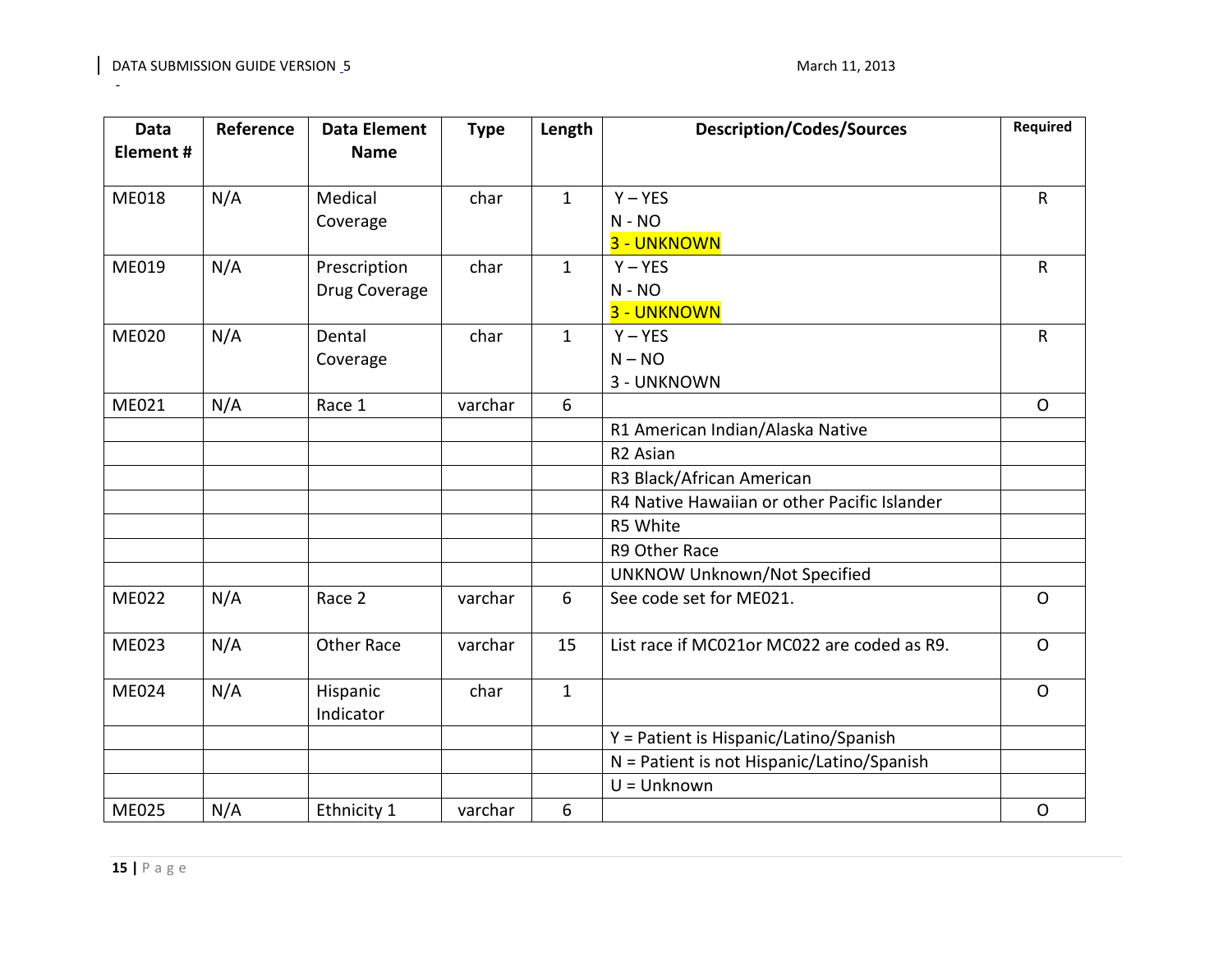| Data Element # | Reference | Data Element Name | Type | Length | Description/Codes/Sources | Required |
|---|---|---|---|---|---|---|
| ME018 | N/A | Medical Coverage | char | 1 | Y – YES<br>N - NO<br>3 - UNKNOWN | R |
| ME019 | N/A | Prescription Drug Coverage | char | 1 | Y – YES<br>N - NO<br>3 - UNKNOWN | R |
| ME020 | N/A | Dental Coverage | char | 1 | Y – YES<br>N – NO<br>3 - UNKNOWN | R |
| ME021 | N/A | Race 1 | varchar | 6 | | O |
| | | | | | R1 American Indian/Alaska Native | |
| | | | | | R2 Asian | |
| | | | | | R3 Black/African American | |
| | | | | | R4 Native Hawaiian or other Pacific Islander | |
| | | | | | R5 White | |
| | | | | | R9 Other Race | |
| | | | | | UNKNOW Unknown/Not Specified | |
| ME022 | N/A | Race 2 | varchar | 6 | See code set for ME021. | O |
| ME023 | N/A | Other Race | varchar | 15 | List race if MC021or MC022 are coded as R9. | O |
| ME024 | N/A | Hispanic Indicator | char | 1 | | O |
| | | | | | Y = Patient is Hispanic/Latino/Spanish | |
| | | | | | N = Patient is not Hispanic/Latino/Spanish | |
| | | | | | U = Unknown | |
| ME025 | N/A | Ethnicity 1 | varchar | 6 | | O |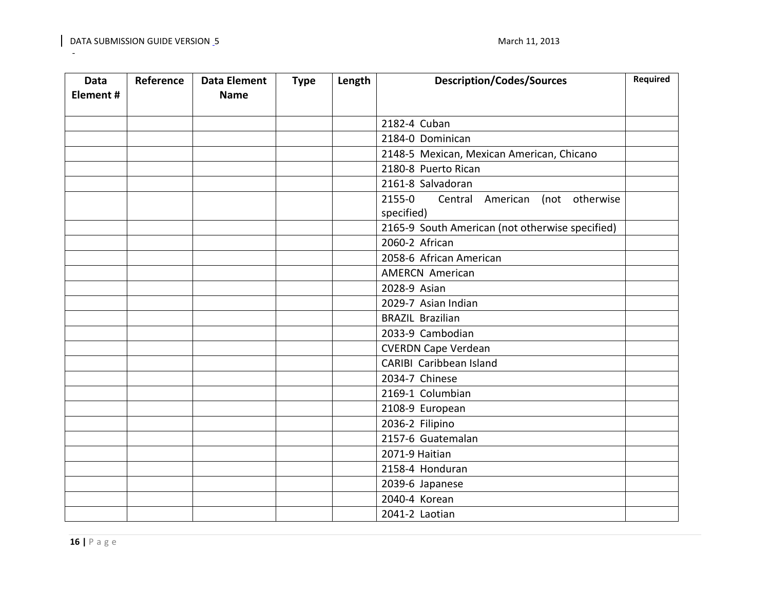| Data Element # | Reference | Data Element Name | Type | Length | Description/Codes/Sources | Required |
|---|---|---|---|---|---|---|
| | | | | | 2182-4 Cuban | |
| | | | | | 2184-0 Dominican | |
| | | | | | 2148-5 Mexican, Mexican American, Chicano | |
| | | | | | 2180-8 Puerto Rican | |
| | | | | | 2161-8 Salvadoran | |
| | | | | | 2155-0 Central American (not otherwise specified) | |
| | | | | | 2165-9 South American (not otherwise specified) | |
| | | | | | 2060-2 African | |
| | | | | | 2058-6 African American | |
| | | | | | AMERCN American | |
| | | | | | 2028-9 Asian | |
| | | | | | 2029-7 Asian Indian | |
| | | | | | BRAZIL Brazilian | |
| | | | | | 2033-9 Cambodian | |
| | | | | | CVERDN Cape Verdean | |
| | | | | | CARIBI Caribbean Island | |
| | | | | | 2034-7 Chinese | |
| | | | | | 2169-1 Columbian | |
| | | | | | 2108-9 European | |
| | | | | | 2036-2 Filipino | |
| | | | | | 2157-6 Guatemalan | |
| | | | | | 2071-9 Haitian | |
| | | | | | 2158-4 Honduran | |
| | | | | | 2039-6 Japanese | |
| | | | | | 2040-4 Korean | |
| | | | | | 2041-2 Laotian | |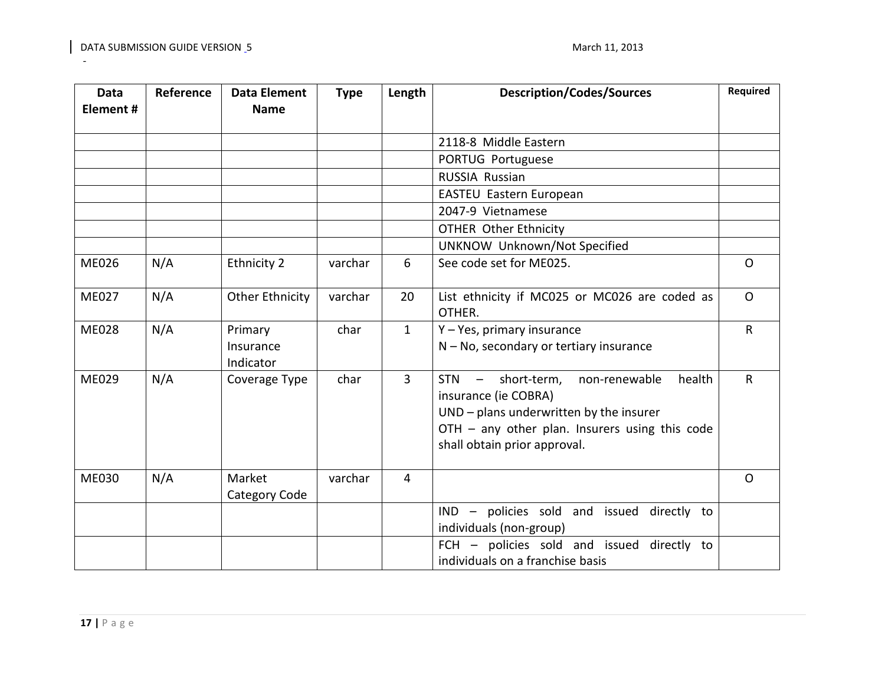| Data Element # | Reference | Data Element Name | Type | Length | Description/Codes/Sources | Required |
|---|---|---|---|---|---|---|
| | | | | | 2118-8 Middle Eastern | |
| | | | | | PORTUG Portuguese | |
| | | | | | RUSSIA Russian | |
| | | | | | EASTEU Eastern European | |
| | | | | | 2047-9 Vietnamese | |
| | | | | | OTHER Other Ethnicity | |
| | | | | | UNKNOW Unknown/Not Specified | |
| ME026 | N/A | Ethnicity 2 | varchar | 6 | See code set for ME025. | O |
| ME027 | N/A | Other Ethnicity | varchar | 20 | List ethnicity if MC025 or MC026 are coded as OTHER. | O |
| ME028 | N/A | Primary Insurance Indicator | char | 1 | Y – Yes, primary insurance<br>N – No, secondary or tertiary insurance | R |
| ME029 | N/A | Coverage Type | char | 3 | STN – short-term, non-renewable health insurance (ie COBRA)<br>UND – plans underwritten by the insurer<br>OTH – any other plan. Insurers using this code shall obtain prior approval. | R |
| ME030 | N/A | Market Category Code | varchar | 4 | | O |
| | | | | | IND – policies sold and issued directly to individuals (non-group) | |
| | | | | | FCH – policies sold and issued directly to individuals on a franchise basis | |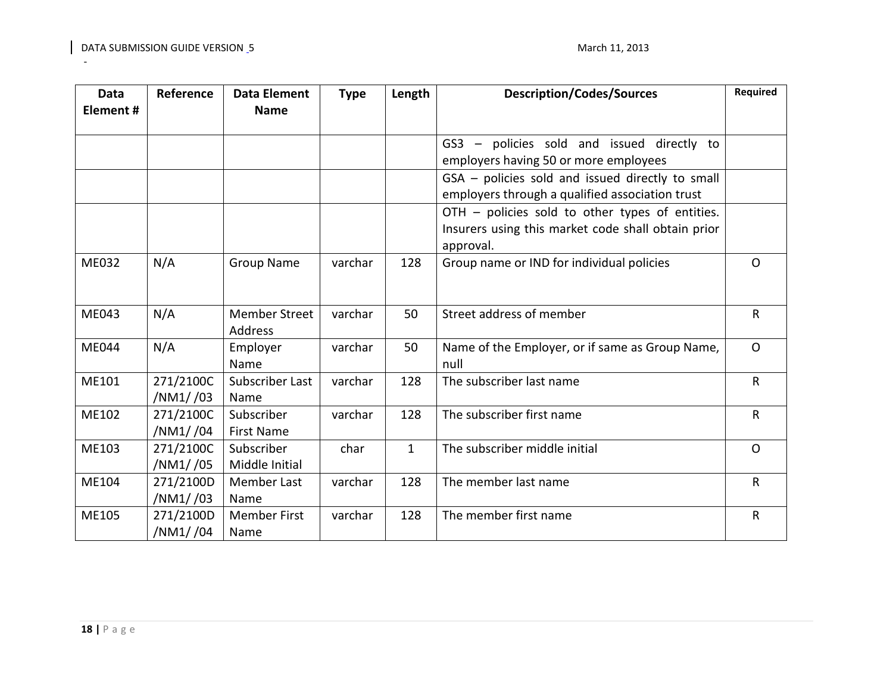| Data Element # | Reference | Data Element Name | Type | Length | Description/Codes/Sources | Required |
|---|---|---|---|---|---|---|
| | | | | | GS3 – policies sold and issued directly to employers having 50 or more employees | |
| | | | | | GSA – policies sold and issued directly to small employers through a qualified association trust | |
| | | | | | OTH – policies sold to other types of entities. Insurers using this market code shall obtain prior approval. | |
| ME032 | N/A | Group Name | varchar | 128 | Group name or IND for individual policies | O |
| ME043 | N/A | Member Street Address | varchar | 50 | Street address of member | R |
| ME044 | N/A | Employer Name | varchar | 50 | Name of the Employer, or if same as Group Name, null | O |
| ME101 | 271/2100C /NM1/ /03 | Subscriber Last Name | varchar | 128 | The subscriber last name | R |
| ME102 | 271/2100C /NM1/ /04 | Subscriber First Name | varchar | 128 | The subscriber first name | R |
| ME103 | 271/2100C /NM1/ /05 | Subscriber Middle Initial | char | 1 | The subscriber middle initial | O |
| ME104 | 271/2100D /NM1/ /03 | Member Last Name | varchar | 128 | The member last name | R |
| ME105 | 271/2100D /NM1/ /04 | Member First Name | varchar | 128 | The member first name | R |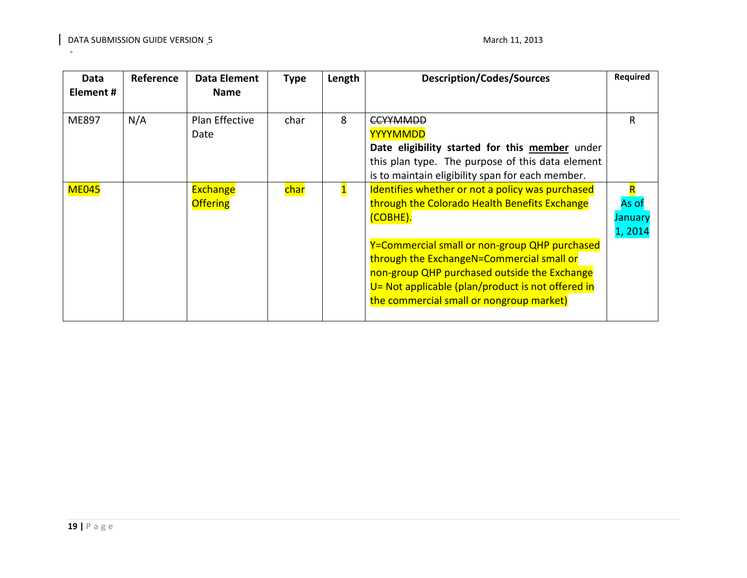| Data Element # | Reference | Data Element Name | Type | Length | Description/Codes/Sources | Required |
|---|---|---|---|---|---|---|
| ME897 | N/A | Plan Effective Date | char | 8 | ~~CCYYMMDD~~ YYYYMMDD **Date eligibility started for this <u>member</u>** under this plan type. The purpose of this data element is to maintain eligibility span for each member. | R |
| ME045 | | Exchange Offering | char | 1 | Identifies whether or not a policy was purchased through the Colorado Health Benefits Exchange (COBHE).<br><br>Y=Commercial small or non-group QHP purchased through the ExchangeN=Commercial small or non-group QHP purchased outside the Exchange U= Not applicable (plan/product is not offered in the commercial small or nongroup market) | R As of January 1, 2014 |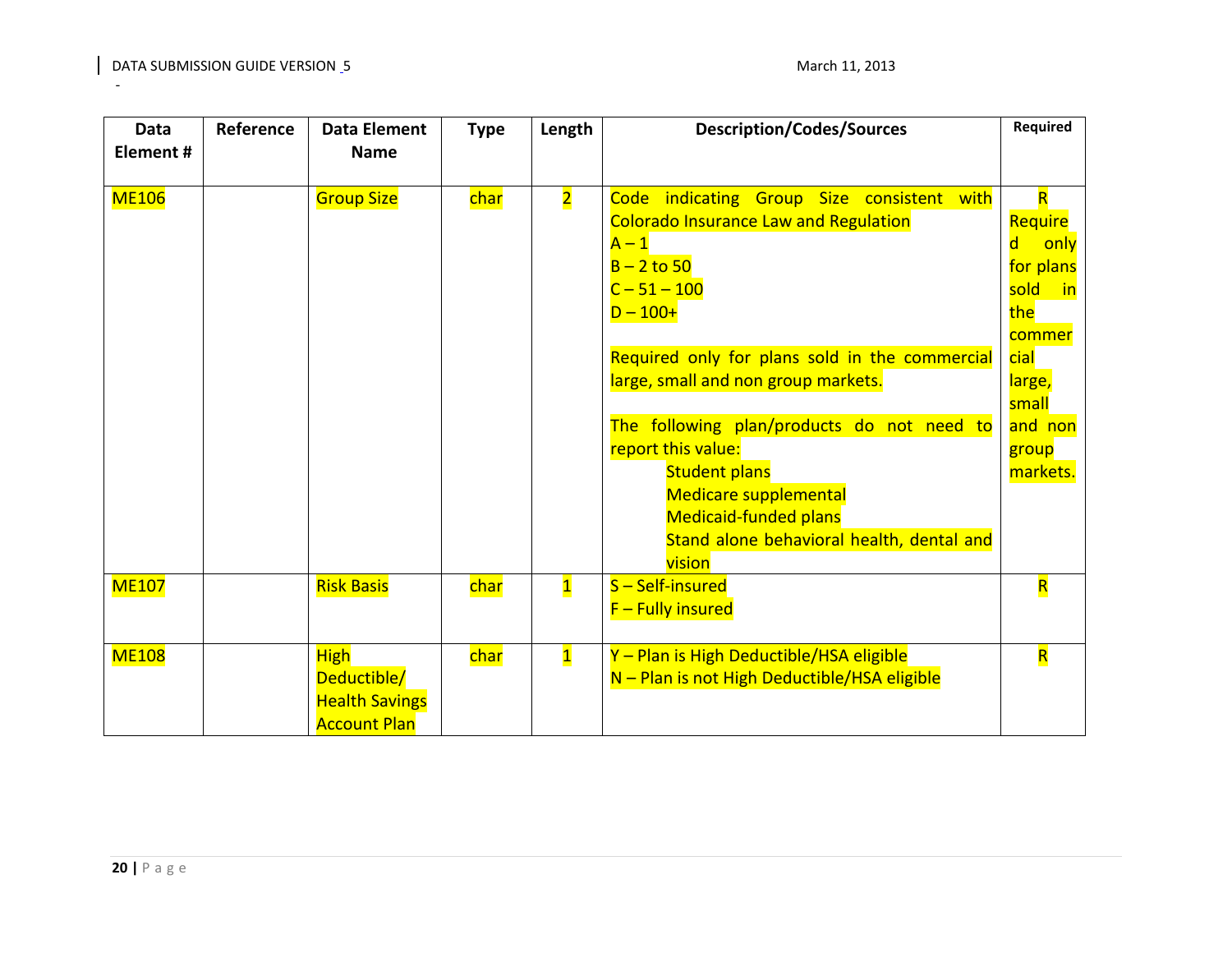| Data Element # | Reference | Data Element Name | Type | Length | Description/Codes/Sources | Required |
|---|---|---|---|---|---|---|
| ME106 | | Group Size | char | 2 | Code indicating Group Size consistent with Colorado Insurance Law and Regulation<br>A – 1<br>B – 2 to 50<br>C – 51 – 100<br>D – 100+<br><br>Required only for plans sold in the commercial large, small and non group markets.<br><br>The following plan/products do not need to report this value:<br>Student plans<br>Medicare supplemental<br>Medicaid-funded plans<br>Stand alone behavioral health, dental and vision | R<br>Required only for plans sold in the commercial large, small and non group markets. |
| ME107 | | Risk Basis | char | 1 | S – Self-insured<br>F – Fully insured | R |
| ME108 | | High Deductible/ Health Savings Account Plan | char | 1 | Y – Plan is High Deductible/HSA eligible<br>N – Plan is not High Deductible/HSA eligible | R |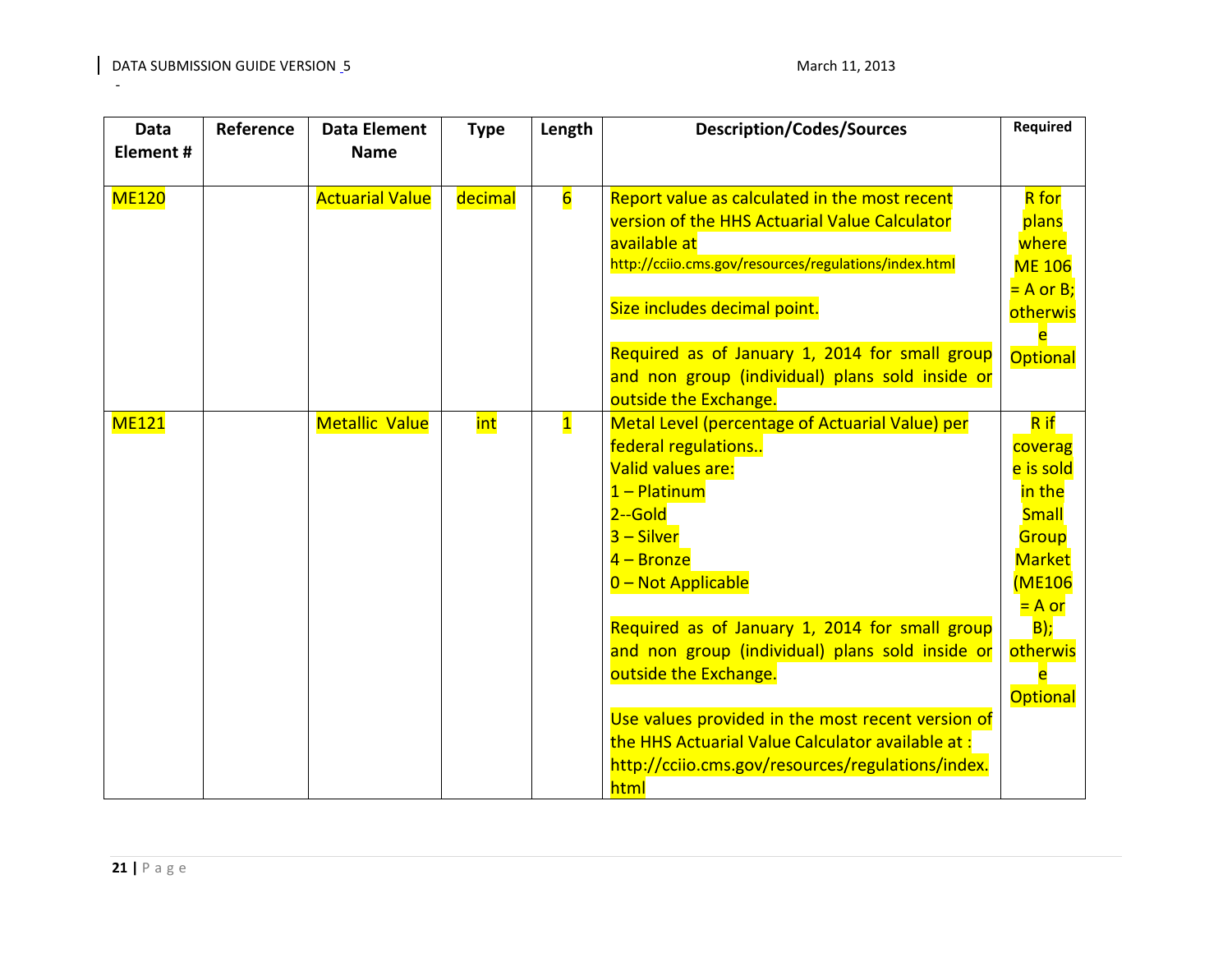| Data Element # | Reference | Data Element Name | Type | Length | Description/Codes/Sources | Required |
|---|---|---|---|---|---|---|
| ME120 | | Actuarial Value | decimal | 6 | Report value as calculated in the most recent version of the HHS Actuarial Value Calculator available at http://cciio.cms.gov/resources/regulations/index.html<br><br>Size includes decimal point.<br><br>Required as of January 1, 2014 for small group and non group (individual) plans sold inside or outside the Exchange. | R for plans where ME 106 = A or B; otherwise Optional |
| ME121 | | Metallic Value | int | 1 | Metal Level (percentage of Actuarial Value) per federal regulations..<br>Valid values are:<br>1 – Platinum<br>2--Gold<br>3 – Silver<br>4 – Bronze<br>0 – Not Applicable<br><br>Required as of January 1, 2014 for small group and non group (individual) plans sold inside or outside the Exchange.<br><br>Use values provided in the most recent version of the HHS Actuarial Value Calculator available at : http://cciio.cms.gov/resources/regulations/index.html | R if coverage is sold in the Small Group Market (ME106 = A or B); otherwise Optional |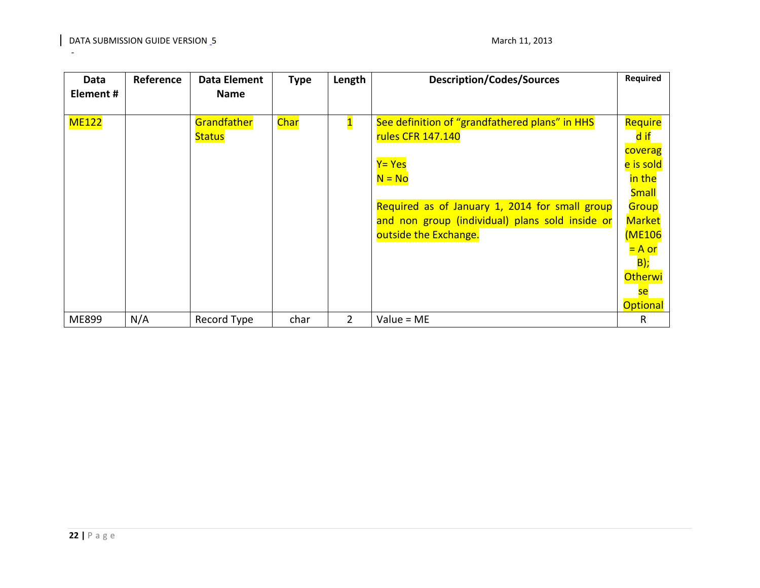| Data Element # | Reference | Data Element Name | Type | Length | Description/Codes/Sources | Required |
|---|---|---|---|---|---|---|
| ME122 | | Grandfather Status | Char | 1 | See definition of "grandfathered plans" in HHS rules CFR 147.140<br><br>Y= Yes<br>N = No<br><br>Required as of January 1, 2014 for small group and non group (individual) plans sold inside or outside the Exchange. | Required if coverage is sold in the Small Group Market (ME106 = A or B); Otherwise Optional |
| ME899 | N/A | Record Type | char | 2 | Value = ME | R |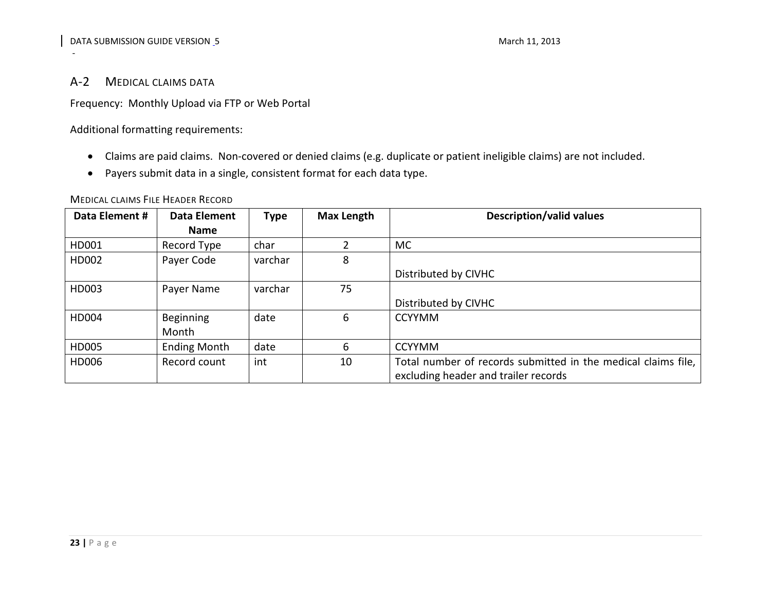## A-2 MEDICAL CLAIMS DATA

Frequency: Monthly Upload via FTP or Web Portal

Additional formatting requirements:

- Claims are paid claims. Non-covered or denied claims (e.g. duplicate or patient ineligible claims) are not included.
- Payers submit data in a single, consistent format for each data type.

MEDICAL CLAIMS FILE HEADER RECORD

| Data Element # | Data Element Name | Type | Max Length | Description/valid values |
|---|---|---|---|---|
| HD001 | Record Type | char | 2 | MC |
| HD002 | Payer Code | varchar | 8 | Distributed by CIVHC |
| HD003 | Payer Name | varchar | 75 | Distributed by CIVHC |
| HD004 | Beginning Month | date | 6 | CCYYMM |
| HD005 | Ending Month | date | 6 | CCYYMM |
| HD006 | Record count | int | 10 | Total number of records submitted in the medical claims file, excluding header and trailer records |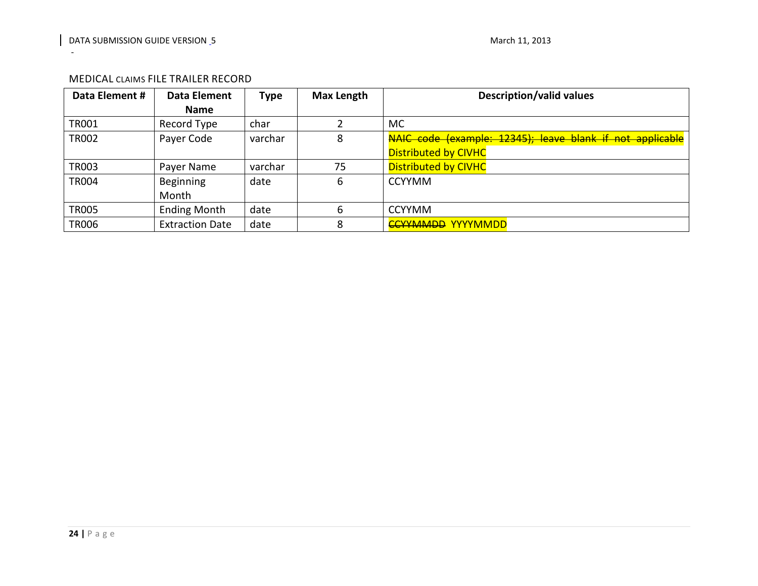MEDICAL CLAIMS FILE TRAILER RECORD

| Data Element # | Data Element Name | Type | Max Length | Description/valid values |
|---|---|---|---|---|
| TR001 | Record Type | char | 2 | MC |
| TR002 | Payer Code | varchar | 8 | ~~NAIC code (example: 12345); leave blank if not applicable~~ Distributed by CIVHC |
| TR003 | Payer Name | varchar | 75 | Distributed by CIVHC |
| TR004 | Beginning Month | date | 6 | CCYYMM |
| TR005 | Ending Month | date | 6 | CCYYMM |
| TR006 | Extraction Date | date | 8 | ~~CCYYMMDD~~ YYYYMMDD |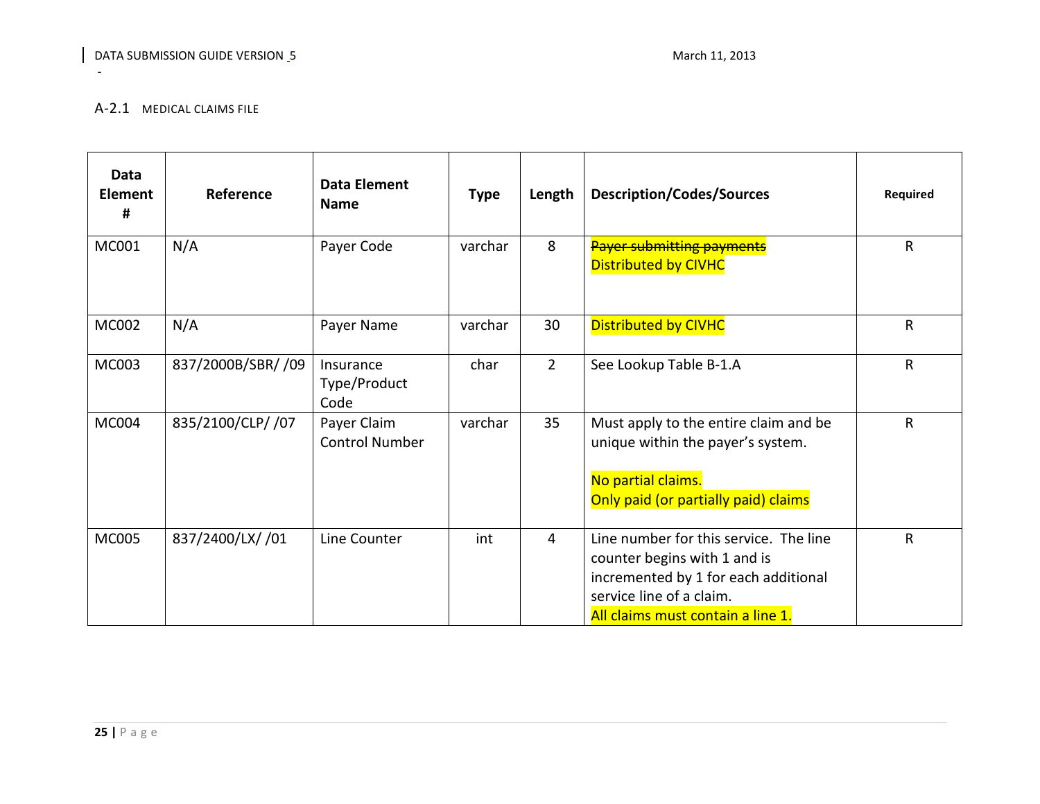## A-2.1 MEDICAL CLAIMS FILE

| Data Element # | Reference | Data Element Name | Type | Length | Description/Codes/Sources | Required |
|---|---|---|---|---|---|---|
| MC001 | N/A | Payer Code | varchar | 8 | ~~Payer submitting payments~~ Distributed by CIVHC | R |
| MC002 | N/A | Payer Name | varchar | 30 | Distributed by CIVHC | R |
| MC003 | 837/2000B/SBR/ /09 | Insurance Type/Product Code | char | 2 | See Lookup Table B-1.A | R |
| MC004 | 835/2100/CLP/ /07 | Payer Claim Control Number | varchar | 35 | Must apply to the entire claim and be unique within the payer's system. No partial claims. Only paid (or partially paid) claims | R |
| MC005 | 837/2400/LX/ /01 | Line Counter | int | 4 | Line number for this service. The line counter begins with 1 and is incremented by 1 for each additional service line of a claim. All claims must contain a line 1. | R |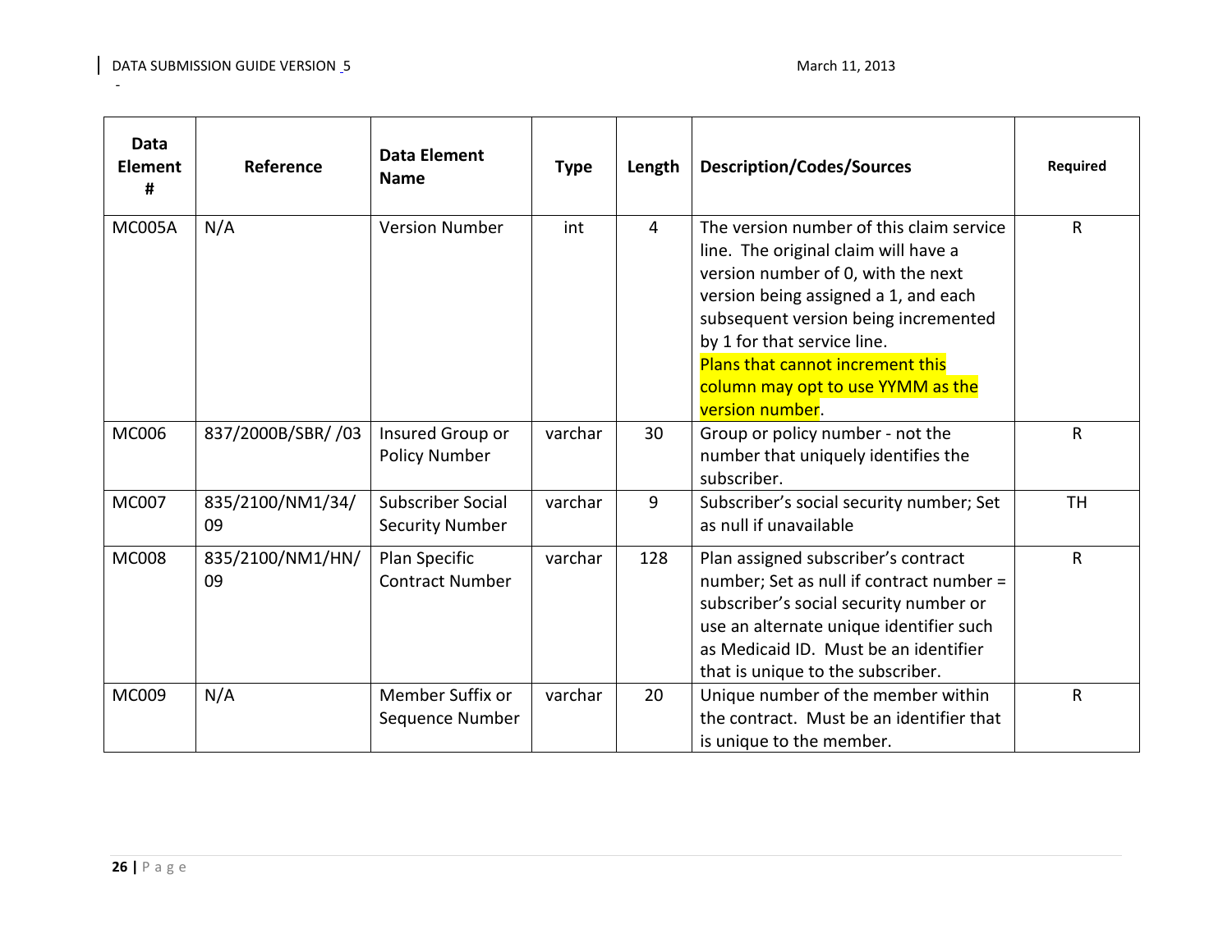| Data Element # | Reference | Data Element Name | Type | Length | Description/Codes/Sources | Required |
|---|---|---|---|---|---|---|
| MC005A | N/A | Version Number | int | 4 | The version number of this claim service line. The original claim will have a version number of 0, with the next version being assigned a 1, and each subsequent version being incremented by 1 for that service line. Plans that cannot increment this column may opt to use YYMM as the version number. | R |
| MC006 | 837/2000B/SBR/ /03 | Insured Group or Policy Number | varchar | 30 | Group or policy number - not the number that uniquely identifies the subscriber. | R |
| MC007 | 835/2100/NM1/34/09 | Subscriber Social Security Number | varchar | 9 | Subscriber's social security number; Set as null if unavailable | TH |
| MC008 | 835/2100/NM1/HN/09 | Plan Specific Contract Number | varchar | 128 | Plan assigned subscriber's contract number; Set as null if contract number = subscriber's social security number or use an alternate unique identifier such as Medicaid ID. Must be an identifier that is unique to the subscriber. | R |
| MC009 | N/A | Member Suffix or Sequence Number | varchar | 20 | Unique number of the member within the contract. Must be an identifier that is unique to the member. | R |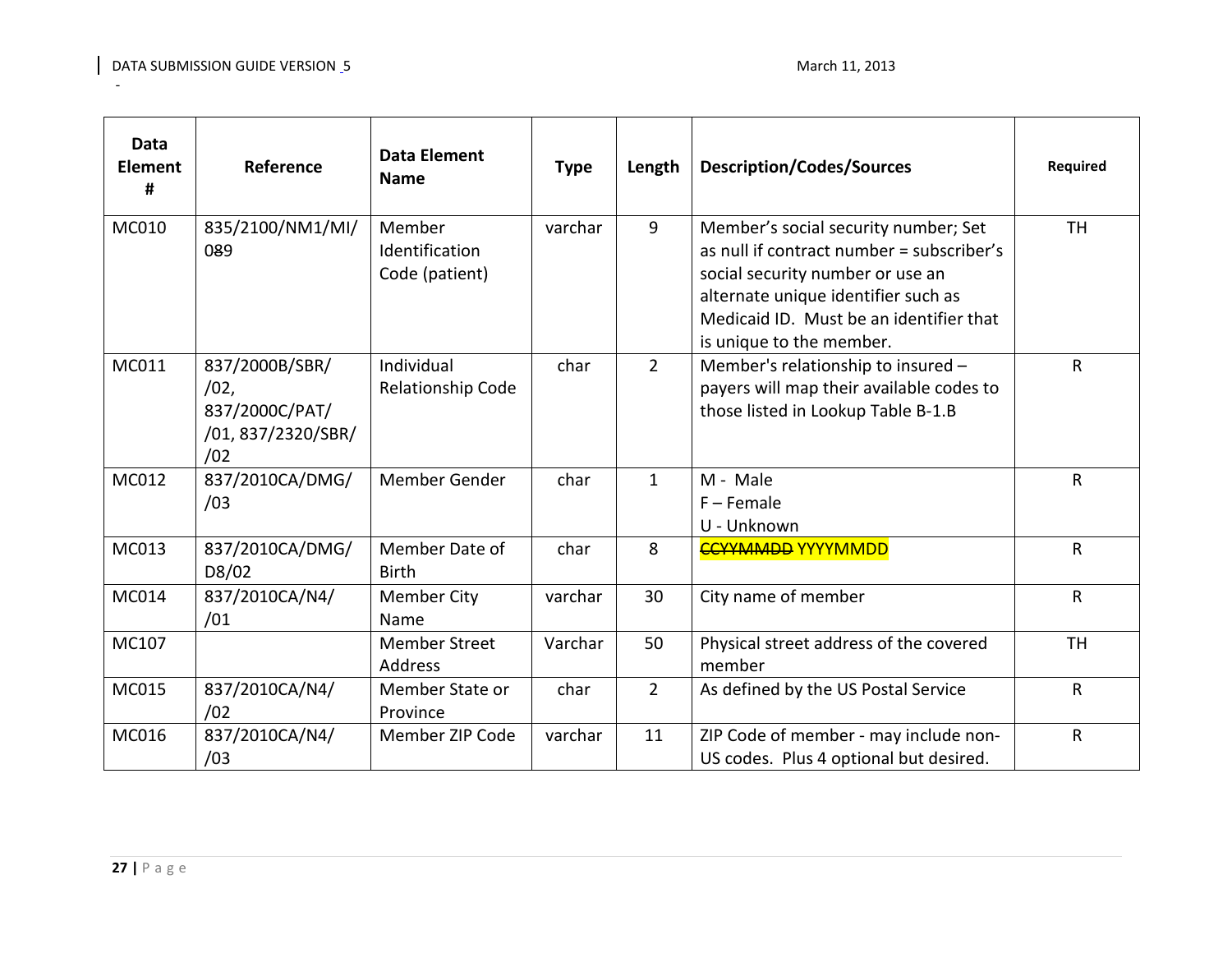| Data Element # | Reference | Data Element Name | Type | Length | Description/Codes/Sources | Required |
|---|---|---|---|---|---|---|
| MC010 | 835/2100/NM1/MI/089 | Member Identification Code (patient) | varchar | 9 | Member's social security number; Set as null if contract number = subscriber's social security number or use an alternate unique identifier such as Medicaid ID. Must be an identifier that is unique to the member. | TH |
| MC011 | 837/2000B/SBR//02, 837/2000C/PAT//01, 837/2320/SBR//02 | Individual Relationship Code | char | 2 | Member's relationship to insured – payers will map their available codes to those listed in Lookup Table B-1.B | R |
| MC012 | 837/2010CA/DMG//03 | Member Gender | char | 1 | M - Male<br>F – Female<br>U - Unknown | R |
| MC013 | 837/2010CA/DMG/D8/02 | Member Date of Birth | char | 8 | ~~CCYYMMDD~~ YYYYMMDD | R |
| MC014 | 837/2010CA/N4//01 | Member City Name | varchar | 30 | City name of member | R |
| MC107 | | Member Street Address | Varchar | 50 | Physical street address of the covered member | TH |
| MC015 | 837/2010CA/N4//02 | Member State or Province | char | 2 | As defined by the US Postal Service | R |
| MC016 | 837/2010CA/N4//03 | Member ZIP Code | varchar | 11 | ZIP Code of member - may include non-US codes. Plus 4 optional but desired. | R |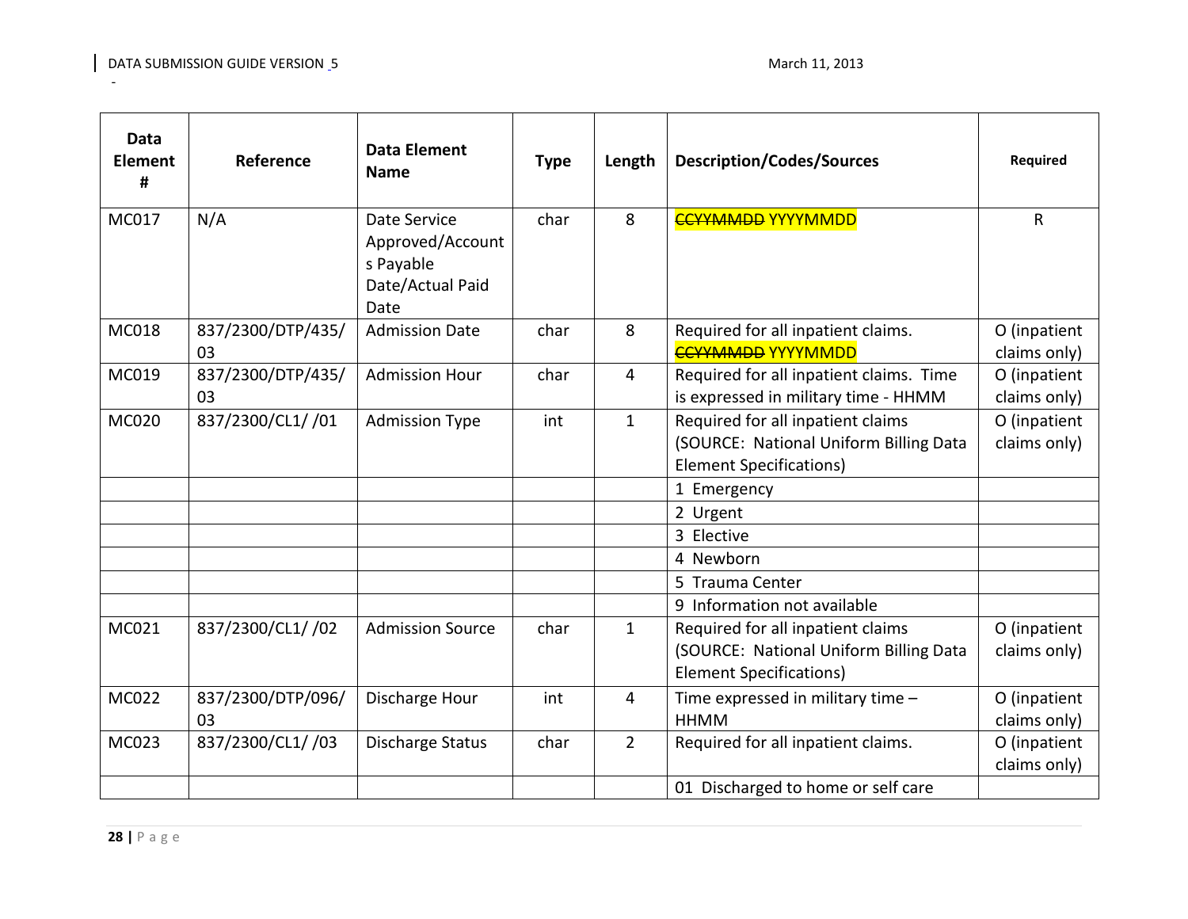| Data Element # | Reference | Data Element Name | Type | Length | Description/Codes/Sources | Required |
|---|---|---|---|---|---|---|
| MC017 | N/A | Date Service Approved/Accounts Payable Date/Actual Paid Date | char | 8 | ~~CCYYMMDD~~ YYYYMMDD | R |
| MC018 | 837/2300/DTP/435/03 | Admission Date | char | 8 | Required for all inpatient claims. ~~CCYYMMDD~~ YYYYMMDD | O (inpatient claims only) |
| MC019 | 837/2300/DTP/435/03 | Admission Hour | char | 4 | Required for all inpatient claims. Time is expressed in military time - HHMM | O (inpatient claims only) |
| MC020 | 837/2300/CL1/ /01 | Admission Type | int | 1 | Required for all inpatient claims (SOURCE: National Uniform Billing Data Element Specifications) | O (inpatient claims only) |
| | | | | | 1 Emergency | |
| | | | | | 2 Urgent | |
| | | | | | 3 Elective | |
| | | | | | 4 Newborn | |
| | | | | | 5 Trauma Center | |
| | | | | | 9 Information not available | |
| MC021 | 837/2300/CL1/ /02 | Admission Source | char | 1 | Required for all inpatient claims (SOURCE: National Uniform Billing Data Element Specifications) | O (inpatient claims only) |
| MC022 | 837/2300/DTP/096/03 | Discharge Hour | int | 4 | Time expressed in military time – HHMM | O (inpatient claims only) |
| MC023 | 837/2300/CL1/ /03 | Discharge Status | char | 2 | Required for all inpatient claims. | O (inpatient claims only) |
| | | | | | 01 Discharged to home or self care | |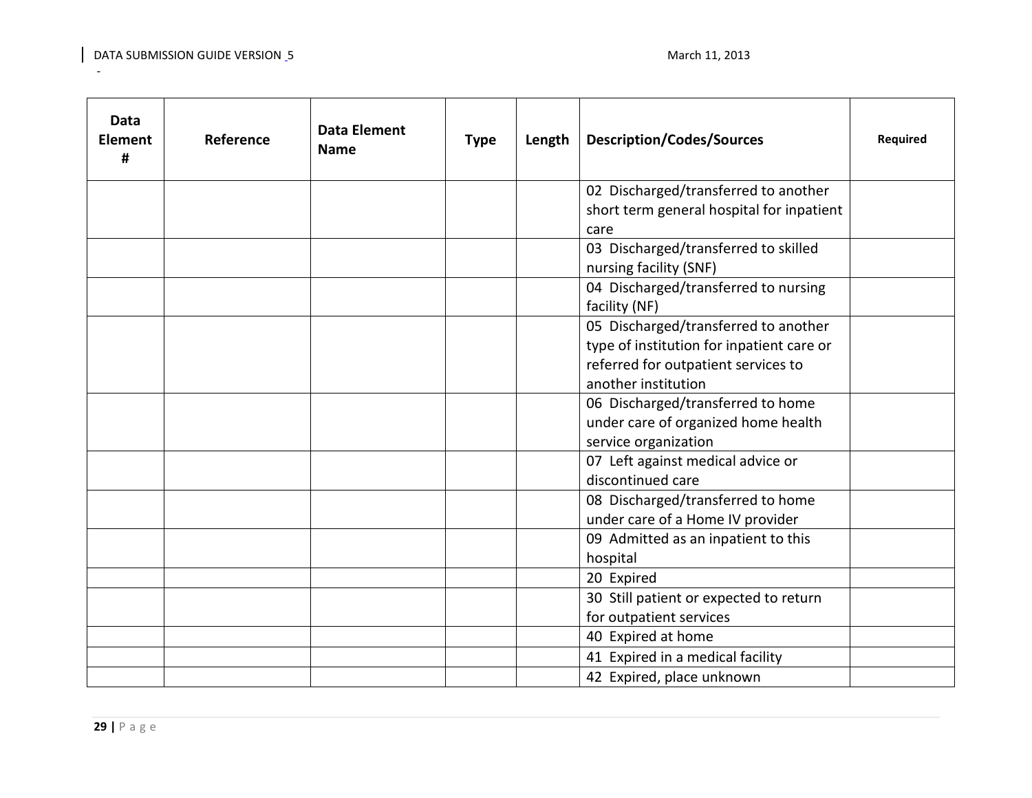| Data Element # | Reference | Data Element Name | Type | Length | Description/Codes/Sources | Required |
|---|---|---|---|---|---|---|
| | | | | | 02 Discharged/transferred to another short term general hospital for inpatient care | |
| | | | | | 03 Discharged/transferred to skilled nursing facility (SNF) | |
| | | | | | 04 Discharged/transferred to nursing facility (NF) | |
| | | | | | 05 Discharged/transferred to another type of institution for inpatient care or referred for outpatient services to another institution | |
| | | | | | 06 Discharged/transferred to home under care of organized home health service organization | |
| | | | | | 07 Left against medical advice or discontinued care | |
| | | | | | 08 Discharged/transferred to home under care of a Home IV provider | |
| | | | | | 09 Admitted as an inpatient to this hospital | |
| | | | | | 20 Expired | |
| | | | | | 30 Still patient or expected to return for outpatient services | |
| | | | | | 40 Expired at home | |
| | | | | | 41 Expired in a medical facility | |
| | | | | | 42 Expired, place unknown | |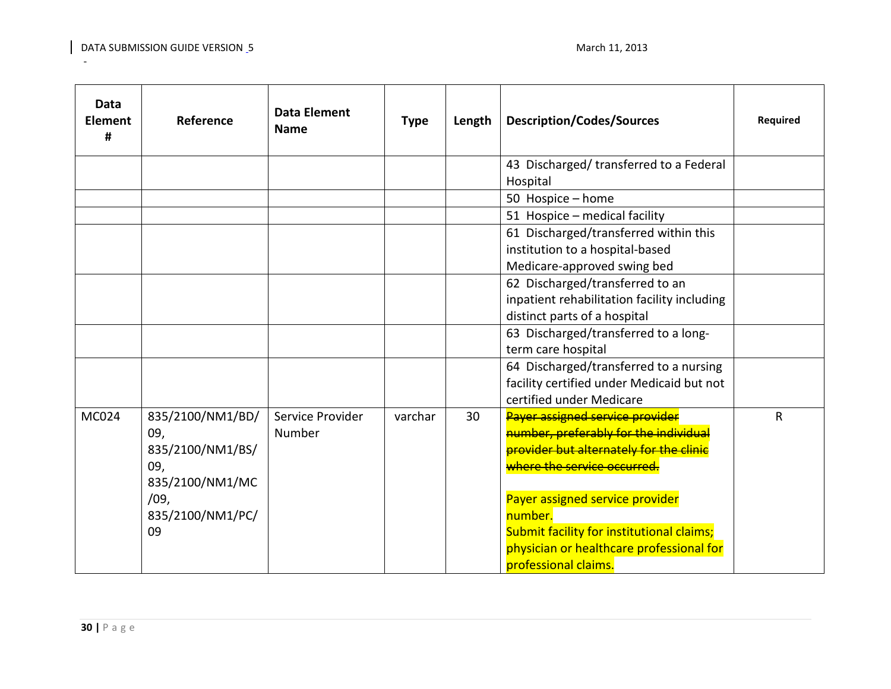| Data Element # | Reference | Data Element Name | Type | Length | Description/Codes/Sources | Required |
|---|---|---|---|---|---|---|
| | | | | | 43 Discharged/ transferred to a Federal Hospital | |
| | | | | | 50 Hospice – home | |
| | | | | | 51 Hospice – medical facility | |
| | | | | | 61 Discharged/transferred within this institution to a hospital-based Medicare-approved swing bed | |
| | | | | | 62 Discharged/transferred to an inpatient rehabilitation facility including distinct parts of a hospital | |
| | | | | | 63 Discharged/transferred to a long-term care hospital | |
| | | | | | 64 Discharged/transferred to a nursing facility certified under Medicaid but not certified under Medicare | |
| MC024 | 835/2100/NM1/BD/09, 835/2100/NM1/BS/09, 835/2100/NM1/MC/09, 835/2100/NM1/PC/09 | Service Provider Number | varchar | 30 | ~~Payer assigned service provider number, preferably for the individual provider but alternately for the clinic where the service occurred.~~<br><br>Payer assigned service provider number.<br>Submit facility for institutional claims; physician or healthcare professional for professional claims. | R |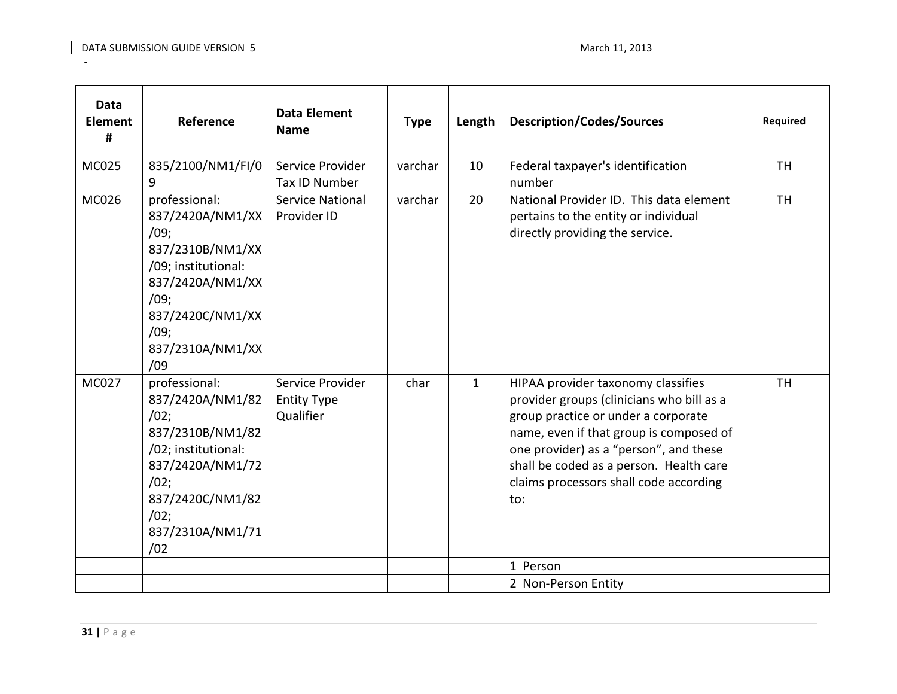| Data Element # | Reference | Data Element Name | Type | Length | Description/Codes/Sources | Required |
|---|---|---|---|---|---|---|
| MC025 | 835/2100/NM1/FI/09 | Service Provider Tax ID Number | varchar | 10 | Federal taxpayer's identification number | TH |
| MC026 | professional: 837/2420A/NM1/XX/09; 837/2310B/NM1/XX/09; institutional: 837/2420A/NM1/XX/09; 837/2420C/NM1/XX/09; 837/2310A/NM1/XX/09 | Service National Provider ID | varchar | 20 | National Provider ID. This data element pertains to the entity or individual directly providing the service. | TH |
| MC027 | professional: 837/2420A/NM1/82/02; 837/2310B/NM1/82/02; institutional: 837/2420A/NM1/72/02; 837/2420C/NM1/82/02; 837/2310A/NM1/71/02 | Service Provider Entity Type Qualifier | char | 1 | HIPAA provider taxonomy classifies provider groups (clinicians who bill as a group practice or under a corporate name, even if that group is composed of one provider) as a "person", and these shall be coded as a person. Health care claims processors shall code according to: | TH |
| | | | | | 1 Person | |
| | | | | | 2 Non-Person Entity | |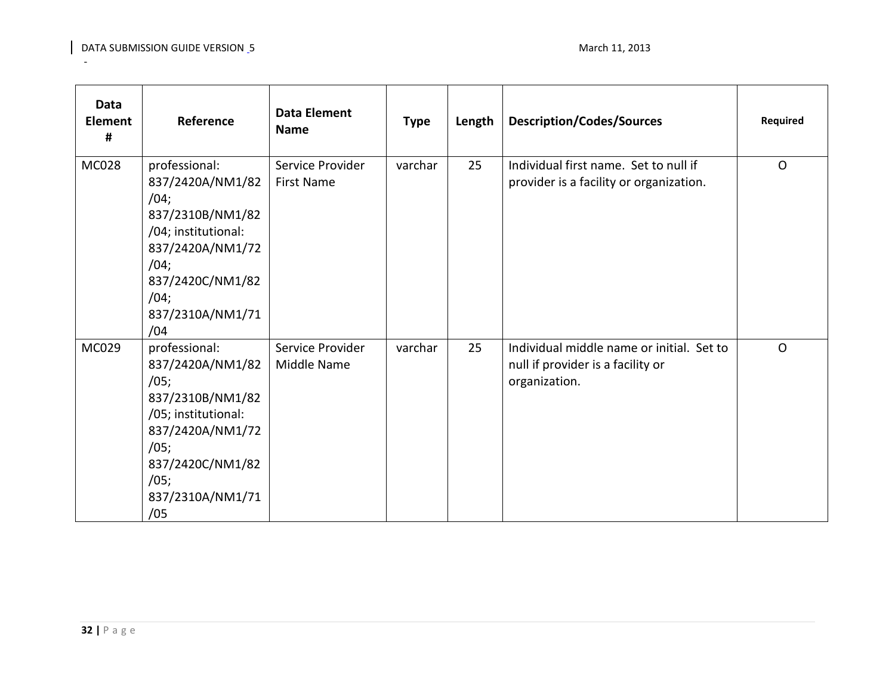| Data Element # | Reference | Data Element Name | Type | Length | Description/Codes/Sources | Required |
|---|---|---|---|---|---|---|
| MC028 | professional: 837/2420A/NM1/82/04; 837/2310B/NM1/82/04; institutional: 837/2420A/NM1/72/04; 837/2420C/NM1/82/04; 837/2310A/NM1/71/04 | Service Provider First Name | varchar | 25 | Individual first name. Set to null if provider is a facility or organization. | O |
| MC029 | professional: 837/2420A/NM1/82/05; 837/2310B/NM1/82/05; institutional: 837/2420A/NM1/72/05; 837/2420C/NM1/82/05; 837/2310A/NM1/71/05 | Service Provider Middle Name | varchar | 25 | Individual middle name or initial. Set to null if provider is a facility or organization. | O |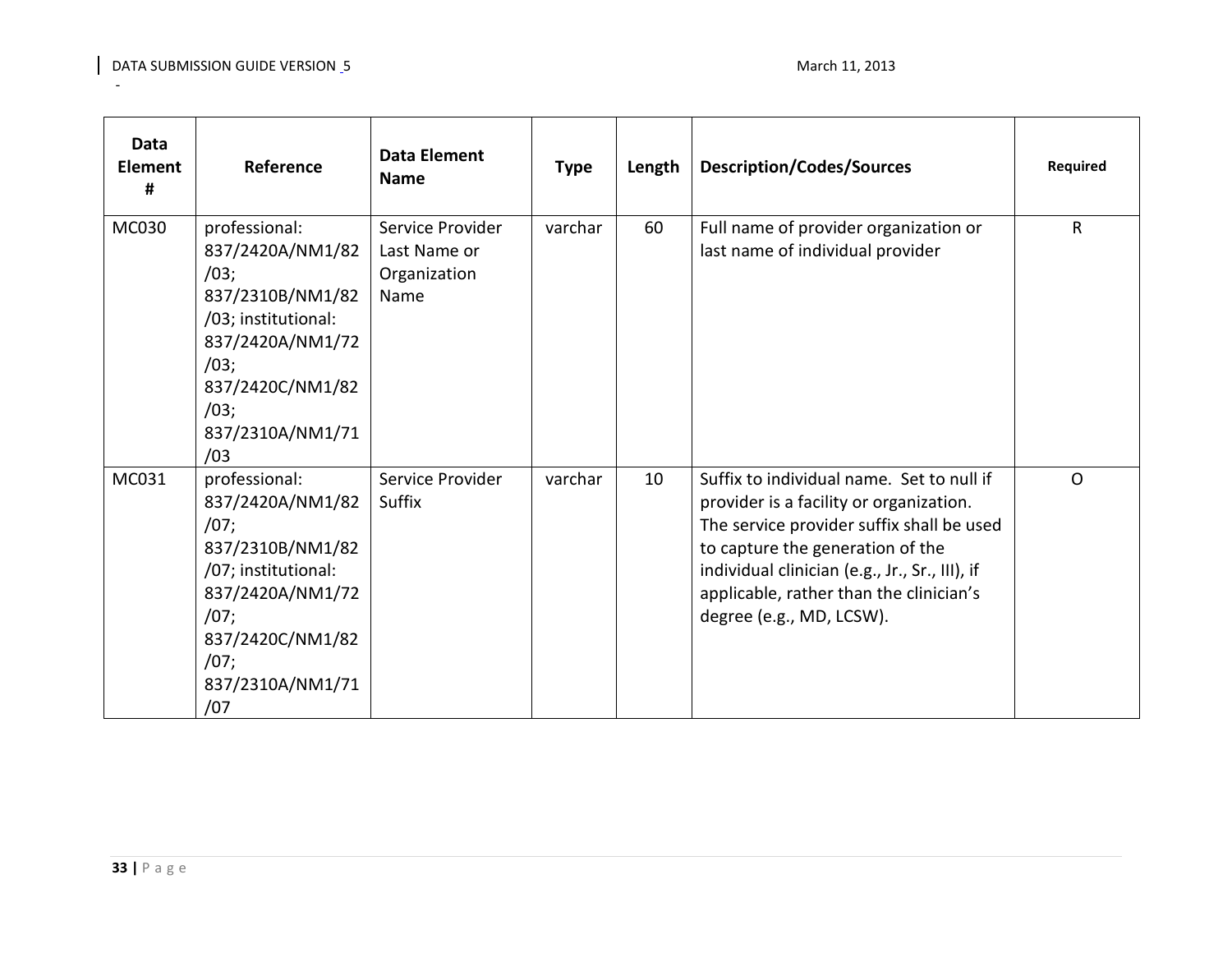| Data Element # | Reference | Data Element Name | Type | Length | Description/Codes/Sources | Required |
|---|---|---|---|---|---|---|
| MC030 | professional: 837/2420A/NM1/82/03; 837/2310B/NM1/82/03; institutional: 837/2420A/NM1/72/03; 837/2420C/NM1/82/03; 837/2310A/NM1/71/03 | Service Provider Last Name or Organization Name | varchar | 60 | Full name of provider organization or last name of individual provider | R |
| MC031 | professional: 837/2420A/NM1/82/07; 837/2310B/NM1/82/07; institutional: 837/2420A/NM1/72/07; 837/2420C/NM1/82/07; 837/2310A/NM1/71/07 | Service Provider Suffix | varchar | 10 | Suffix to individual name. Set to null if provider is a facility or organization. The service provider suffix shall be used to capture the generation of the individual clinician (e.g., Jr., Sr., III), if applicable, rather than the clinician's degree (e.g., MD, LCSW). | O |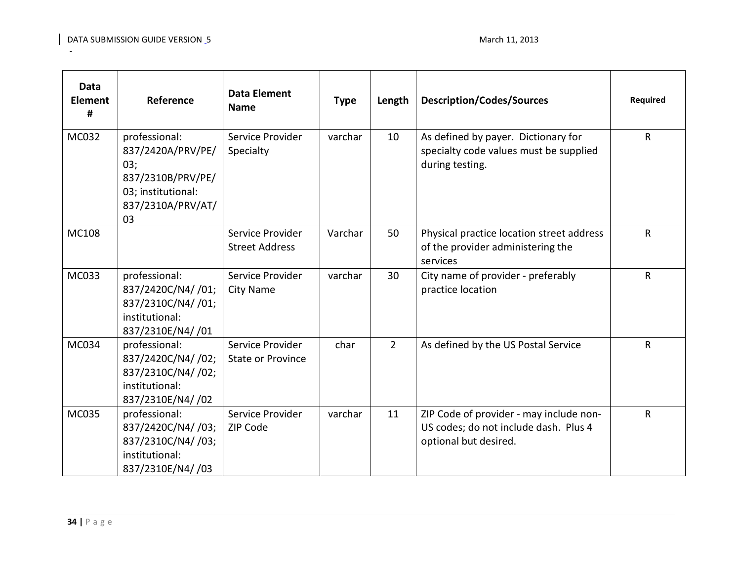| Data Element # | Reference | Data Element Name | Type | Length | Description/Codes/Sources | Required |
|---|---|---|---|---|---|---|
| MC032 | professional: 837/2420A/PRV/PE/03; 837/2310B/PRV/PE/03; institutional: 837/2310A/PRV/AT/03 | Service Provider Specialty | varchar | 10 | As defined by payer. Dictionary for specialty code values must be supplied during testing. | R |
| MC108 | | Service Provider Street Address | Varchar | 50 | Physical practice location street address of the provider administering the services | R |
| MC033 | professional: 837/2420C/N4/ /01; 837/2310C/N4/ /01; institutional: 837/2310E/N4/ /01 | Service Provider City Name | varchar | 30 | City name of provider - preferably practice location | R |
| MC034 | professional: 837/2420C/N4/ /02; 837/2310C/N4/ /02; institutional: 837/2310E/N4/ /02 | Service Provider State or Province | char | 2 | As defined by the US Postal Service | R |
| MC035 | professional: 837/2420C/N4/ /03; 837/2310C/N4/ /03; institutional: 837/2310E/N4/ /03 | Service Provider ZIP Code | varchar | 11 | ZIP Code of provider - may include non-US codes; do not include dash. Plus 4 optional but desired. | R |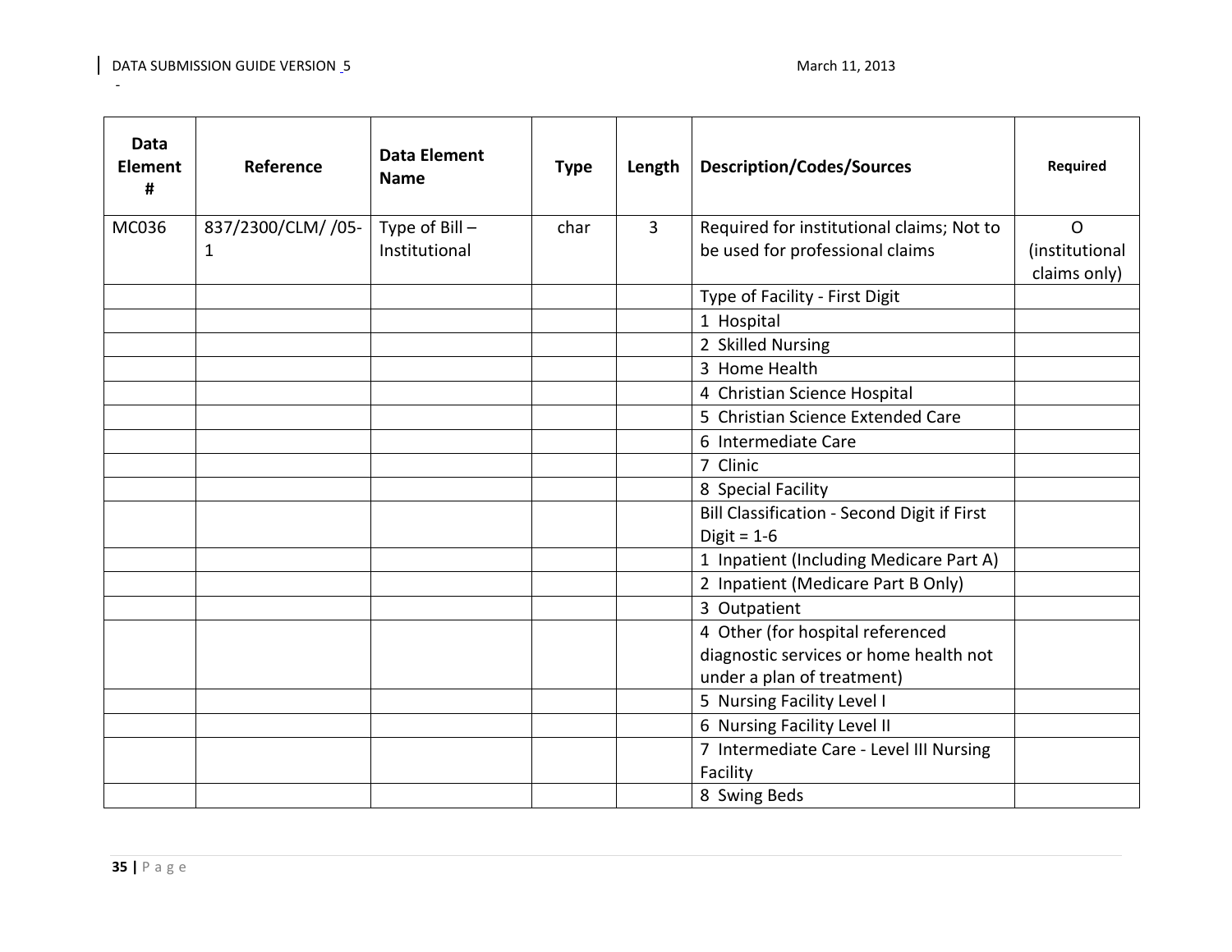| Data Element # | Reference | Data Element Name | Type | Length | Description/Codes/Sources | Required |
|---|---|---|---|---|---|---|
| MC036 | 837/2300/CLM/ /05-1 | Type of Bill – Institutional | char | 3 | Required for institutional claims; Not to be used for professional claims | O (institutional claims only) |
| | | | | | Type of Facility - First Digit | |
| | | | | | 1 Hospital | |
| | | | | | 2 Skilled Nursing | |
| | | | | | 3 Home Health | |
| | | | | | 4 Christian Science Hospital | |
| | | | | | 5 Christian Science Extended Care | |
| | | | | | 6 Intermediate Care | |
| | | | | | 7 Clinic | |
| | | | | | 8 Special Facility | |
| | | | | | Bill Classification - Second Digit if First Digit = 1-6 | |
| | | | | | 1 Inpatient (Including Medicare Part A) | |
| | | | | | 2 Inpatient (Medicare Part B Only) | |
| | | | | | 3 Outpatient | |
| | | | | | 4 Other (for hospital referenced diagnostic services or home health not under a plan of treatment) | |
| | | | | | 5 Nursing Facility Level I | |
| | | | | | 6 Nursing Facility Level II | |
| | | | | | 7 Intermediate Care - Level III Nursing Facility | |
| | | | | | 8 Swing Beds | |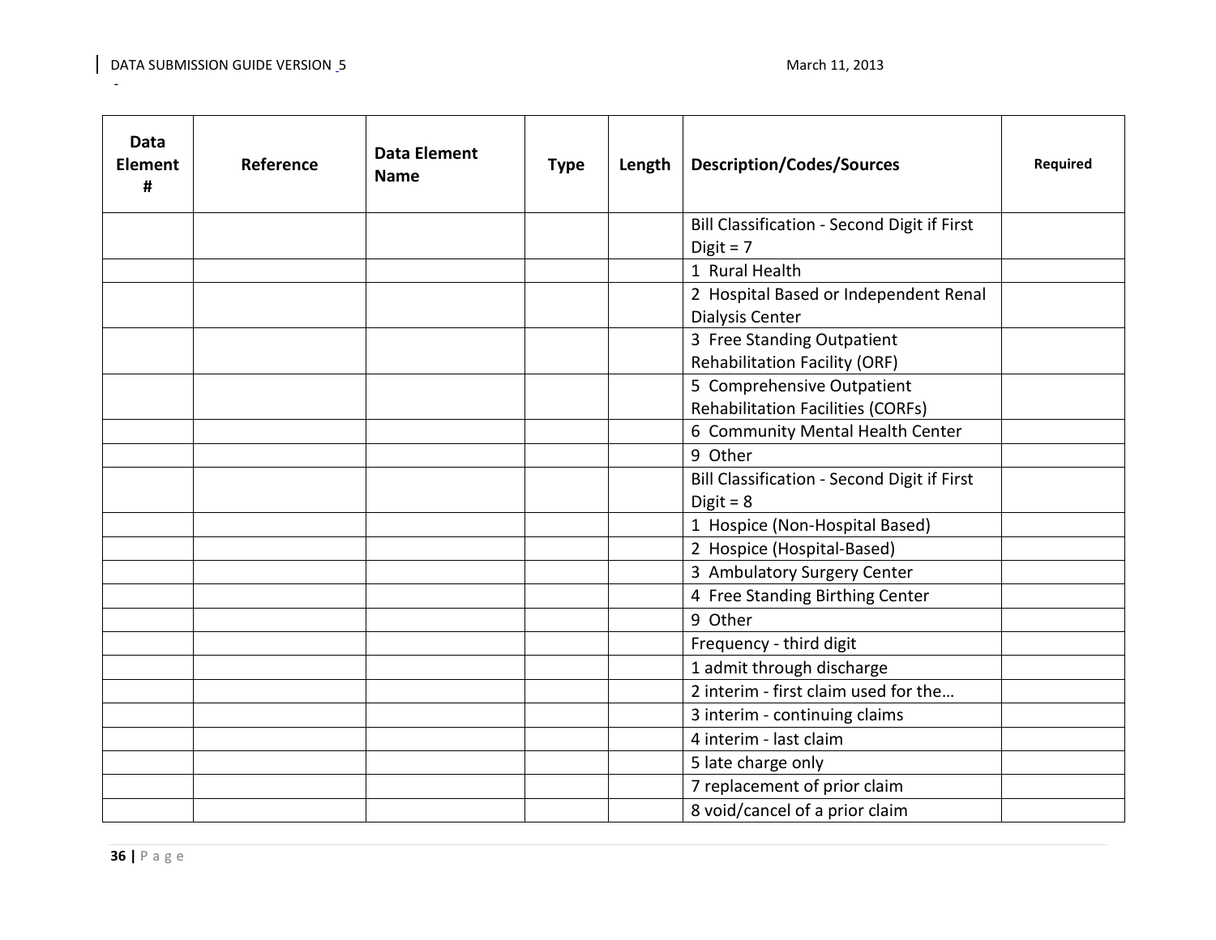| Data Element # | Reference | Data Element Name | Type | Length | Description/Codes/Sources | Required |
|---|---|---|---|---|---|---|
| | | | | | Bill Classification - Second Digit if First Digit = 7 | |
| | | | | | 1 Rural Health | |
| | | | | | 2 Hospital Based or Independent Renal Dialysis Center | |
| | | | | | 3 Free Standing Outpatient Rehabilitation Facility (ORF) | |
| | | | | | 5 Comprehensive Outpatient Rehabilitation Facilities (CORFs) | |
| | | | | | 6 Community Mental Health Center | |
| | | | | | 9 Other | |
| | | | | | Bill Classification - Second Digit if First Digit = 8 | |
| | | | | | 1 Hospice (Non-Hospital Based) | |
| | | | | | 2 Hospice (Hospital-Based) | |
| | | | | | 3 Ambulatory Surgery Center | |
| | | | | | 4 Free Standing Birthing Center | |
| | | | | | 9 Other | |
| | | | | | Frequency - third digit | |
| | | | | | 1 admit through discharge | |
| | | | | | 2 interim - first claim used for the… | |
| | | | | | 3 interim - continuing claims | |
| | | | | | 4 interim - last claim | |
| | | | | | 5 late charge only | |
| | | | | | 7 replacement of prior claim | |
| | | | | | 8 void/cancel of a prior claim | |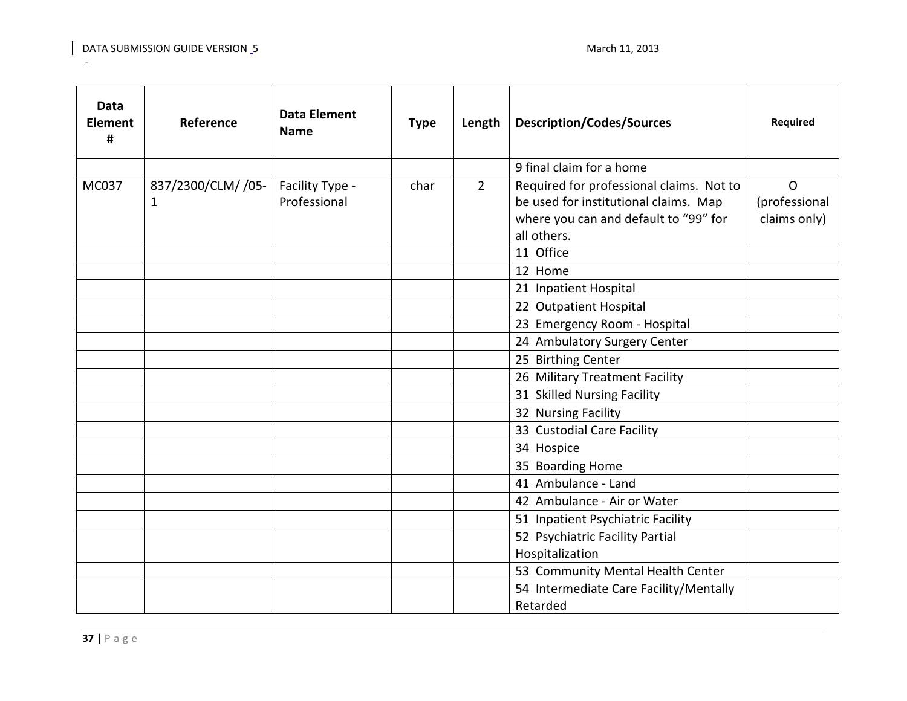| Data Element # | Reference | Data Element Name | Type | Length | Description/Codes/Sources | Required |
|---|---|---|---|---|---|---|
| | | | | | 9 final claim for a home | |
| MC037 | 837/2300/CLM/ /05-1 | Facility Type - Professional | char | 2 | Required for professional claims. Not to be used for institutional claims. Map where you can and default to “99” for all others. | O (professional claims only) |
| | | | | | 11 Office | |
| | | | | | 12 Home | |
| | | | | | 21 Inpatient Hospital | |
| | | | | | 22 Outpatient Hospital | |
| | | | | | 23 Emergency Room - Hospital | |
| | | | | | 24 Ambulatory Surgery Center | |
| | | | | | 25 Birthing Center | |
| | | | | | 26 Military Treatment Facility | |
| | | | | | 31 Skilled Nursing Facility | |
| | | | | | 32 Nursing Facility | |
| | | | | | 33 Custodial Care Facility | |
| | | | | | 34 Hospice | |
| | | | | | 35 Boarding Home | |
| | | | | | 41 Ambulance - Land | |
| | | | | | 42 Ambulance - Air or Water | |
| | | | | | 51 Inpatient Psychiatric Facility | |
| | | | | | 52 Psychiatric Facility Partial Hospitalization | |
| | | | | | 53 Community Mental Health Center | |
| | | | | | 54 Intermediate Care Facility/Mentally Retarded | |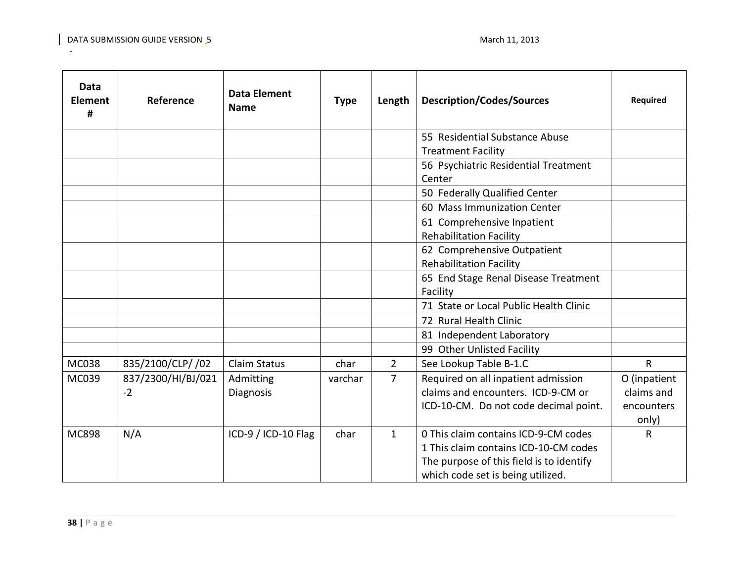| Data Element # | Reference | Data Element Name | Type | Length | Description/Codes/Sources | Required |
|---|---|---|---|---|---|---|
| | | | | | 55 Residential Substance Abuse Treatment Facility | |
| | | | | | 56 Psychiatric Residential Treatment Center | |
| | | | | | 50 Federally Qualified Center | |
| | | | | | 60 Mass Immunization Center | |
| | | | | | 61 Comprehensive Inpatient Rehabilitation Facility | |
| | | | | | 62 Comprehensive Outpatient Rehabilitation Facility | |
| | | | | | 65 End Stage Renal Disease Treatment Facility | |
| | | | | | 71 State or Local Public Health Clinic | |
| | | | | | 72 Rural Health Clinic | |
| | | | | | 81 Independent Laboratory | |
| | | | | | 99 Other Unlisted Facility | |
| MC038 | 835/2100/CLP/ /02 | Claim Status | char | 2 | See Lookup Table B-1.C | R |
| MC039 | 837/2300/HI/BJ/021-2 | Admitting Diagnosis | varchar | 7 | Required on all inpatient admission claims and encounters. ICD-9-CM or ICD-10-CM. Do not code decimal point. | O (inpatient claims and encounters only) |
| MC898 | N/A | ICD-9 / ICD-10 Flag | char | 1 | 0 This claim contains ICD-9-CM codes<br>1 This claim contains ICD-10-CM codes<br>The purpose of this field is to identify which code set is being utilized. | R |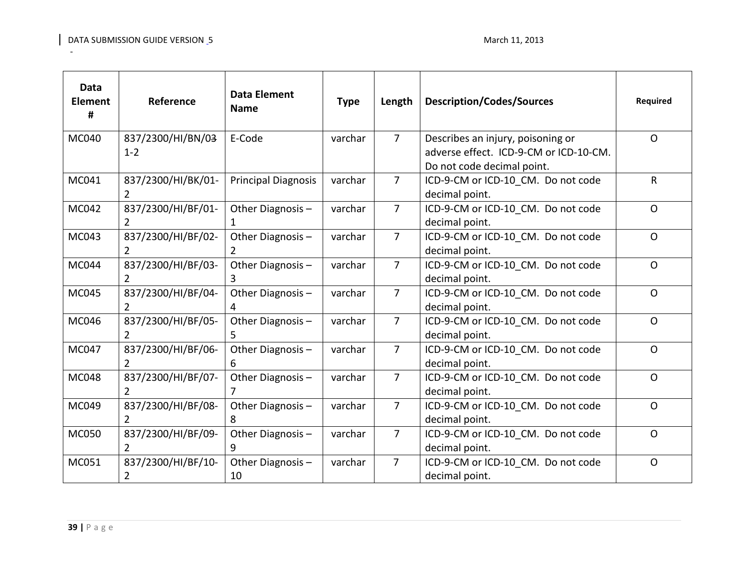| Data Element # | Reference | Data Element Name | Type | Length | Description/Codes/Sources | Required |
|---|---|---|---|---|---|---|
| MC040 | 837/2300/HI/BN/03 1-2 | E-Code | varchar | 7 | Describes an injury, poisoning or adverse effect. ICD-9-CM or ICD-10-CM. Do not code decimal point. | O |
| MC041 | 837/2300/HI/BK/01-2 | Principal Diagnosis | varchar | 7 | ICD-9-CM or ICD-10_CM. Do not code decimal point. | R |
| MC042 | 837/2300/HI/BF/01-2 | Other Diagnosis – 1 | varchar | 7 | ICD-9-CM or ICD-10_CM. Do not code decimal point. | O |
| MC043 | 837/2300/HI/BF/02-2 | Other Diagnosis – 2 | varchar | 7 | ICD-9-CM or ICD-10_CM. Do not code decimal point. | O |
| MC044 | 837/2300/HI/BF/03-2 | Other Diagnosis – 3 | varchar | 7 | ICD-9-CM or ICD-10_CM. Do not code decimal point. | O |
| MC045 | 837/2300/HI/BF/04-2 | Other Diagnosis – 4 | varchar | 7 | ICD-9-CM or ICD-10_CM. Do not code decimal point. | O |
| MC046 | 837/2300/HI/BF/05-2 | Other Diagnosis – 5 | varchar | 7 | ICD-9-CM or ICD-10_CM. Do not code decimal point. | O |
| MC047 | 837/2300/HI/BF/06-2 | Other Diagnosis – 6 | varchar | 7 | ICD-9-CM or ICD-10_CM. Do not code decimal point. | O |
| MC048 | 837/2300/HI/BF/07-2 | Other Diagnosis – 7 | varchar | 7 | ICD-9-CM or ICD-10_CM. Do not code decimal point. | O |
| MC049 | 837/2300/HI/BF/08-2 | Other Diagnosis – 8 | varchar | 7 | ICD-9-CM or ICD-10_CM. Do not code decimal point. | O |
| MC050 | 837/2300/HI/BF/09-2 | Other Diagnosis – 9 | varchar | 7 | ICD-9-CM or ICD-10_CM. Do not code decimal point. | O |
| MC051 | 837/2300/HI/BF/10-2 | Other Diagnosis – 10 | varchar | 7 | ICD-9-CM or ICD-10_CM. Do not code decimal point. | O |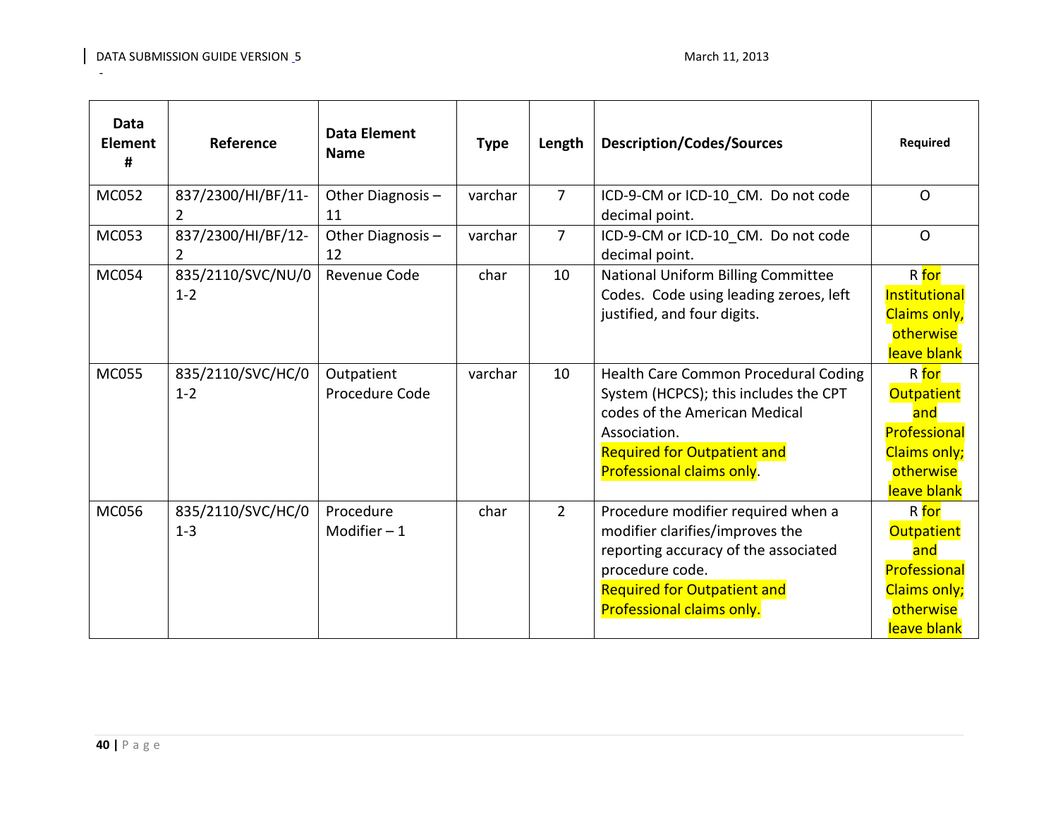| Data Element # | Reference | Data Element Name | Type | Length | Description/Codes/Sources | Required |
|---|---|---|---|---|---|---|
| MC052 | 837/2300/HI/BF/11-2 | Other Diagnosis – 11 | varchar | 7 | ICD-9-CM or ICD-10_CM. Do not code decimal point. | O |
| MC053 | 837/2300/HI/BF/12-2 | Other Diagnosis – 12 | varchar | 7 | ICD-9-CM or ICD-10_CM. Do not code decimal point. | O |
| MC054 | 835/2110/SVC/NU/01-2 | Revenue Code | char | 10 | National Uniform Billing Committee Codes. Code using leading zeroes, left justified, and four digits. | R for Institutional Claims only, otherwise leave blank |
| MC055 | 835/2110/SVC/HC/01-2 | Outpatient Procedure Code | varchar | 10 | Health Care Common Procedural Coding System (HCPCS); this includes the CPT codes of the American Medical Association. Required for Outpatient and Professional claims only. | R for Outpatient and Professional Claims only; otherwise leave blank |
| MC056 | 835/2110/SVC/HC/01-3 | Procedure Modifier – 1 | char | 2 | Procedure modifier required when a modifier clarifies/improves the reporting accuracy of the associated procedure code. Required for Outpatient and Professional claims only. | R for Outpatient and Professional Claims only; otherwise leave blank |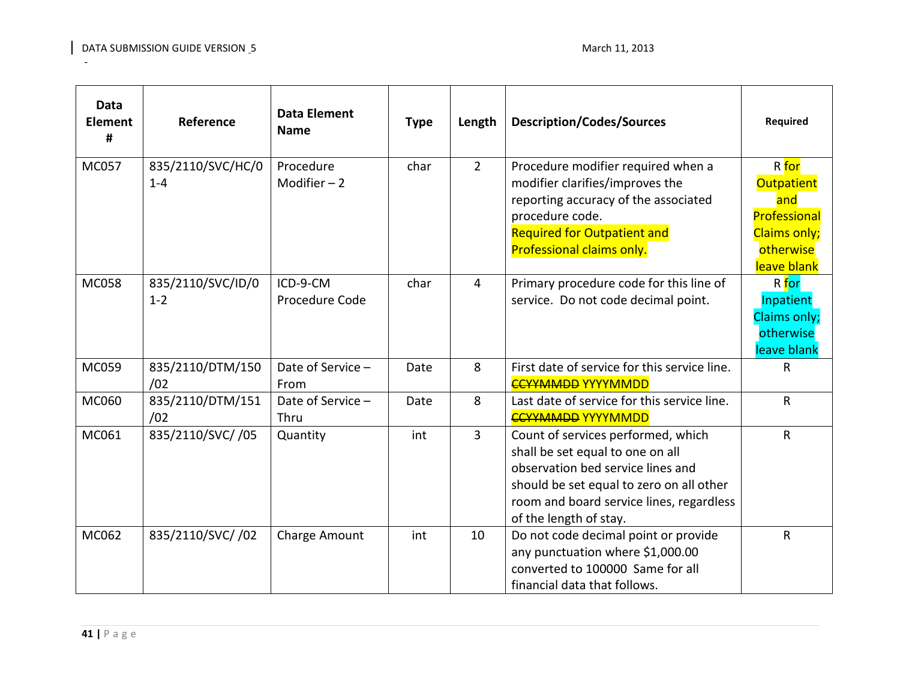| Data Element # | Reference | Data Element Name | Type | Length | Description/Codes/Sources | Required |
|---|---|---|---|---|---|---|
| MC057 | 835/2110/SVC/HC/01-4 | Procedure Modifier – 2 | char | 2 | Procedure modifier required when a modifier clarifies/improves the reporting accuracy of the associated procedure code. Required for Outpatient and Professional claims only. | R for Outpatient and Professional Claims only; otherwise leave blank |
| MC058 | 835/2110/SVC/ID/01-2 | ICD-9-CM Procedure Code | char | 4 | Primary procedure code for this line of service. Do not code decimal point. | R for Inpatient Claims only; otherwise leave blank |
| MC059 | 835/2110/DTM/150/02 | Date of Service – From | Date | 8 | First date of service for this service line. ~~CCYYMMDD~~ YYYYMMDD | R |
| MC060 | 835/2110/DTM/151/02 | Date of Service – Thru | Date | 8 | Last date of service for this service line. ~~CCYYMMDD~~ YYYYMMDD | R |
| MC061 | 835/2110/SVC/ /05 | Quantity | int | 3 | Count of services performed, which shall be set equal to one on all observation bed service lines and should be set equal to zero on all other room and board service lines, regardless of the length of stay. | R |
| MC062 | 835/2110/SVC/ /02 | Charge Amount | int | 10 | Do not code decimal point or provide any punctuation where $1,000.00 converted to 100000 Same for all financial data that follows. | R |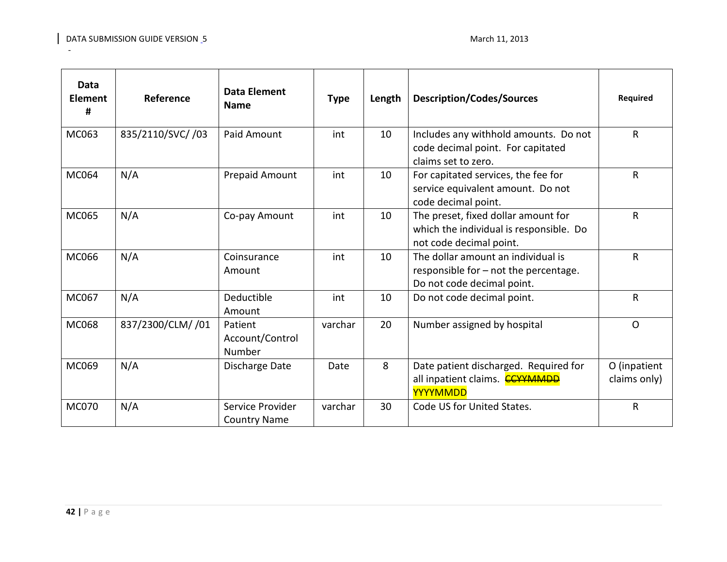| Data Element # | Reference | Data Element Name | Type | Length | Description/Codes/Sources | Required |
|---|---|---|---|---|---|---|
| MC063 | 835/2110/SVC/ /03 | Paid Amount | int | 10 | Includes any withhold amounts. Do not code decimal point. For capitated claims set to zero. | R |
| MC064 | N/A | Prepaid Amount | int | 10 | For capitated services, the fee for service equivalent amount. Do not code decimal point. | R |
| MC065 | N/A | Co-pay Amount | int | 10 | The preset, fixed dollar amount for which the individual is responsible. Do not code decimal point. | R |
| MC066 | N/A | Coinsurance Amount | int | 10 | The dollar amount an individual is responsible for – not the percentage. Do not code decimal point. | R |
| MC067 | N/A | Deductible Amount | int | 10 | Do not code decimal point. | R |
| MC068 | 837/2300/CLM/ /01 | Patient Account/Control Number | varchar | 20 | Number assigned by hospital | O |
| MC069 | N/A | Discharge Date | Date | 8 | Date patient discharged. Required for all inpatient claims. ~~CCYYMMDD~~ YYYYMMDD | O (inpatient claims only) |
| MC070 | N/A | Service Provider Country Name | varchar | 30 | Code US for United States. | R |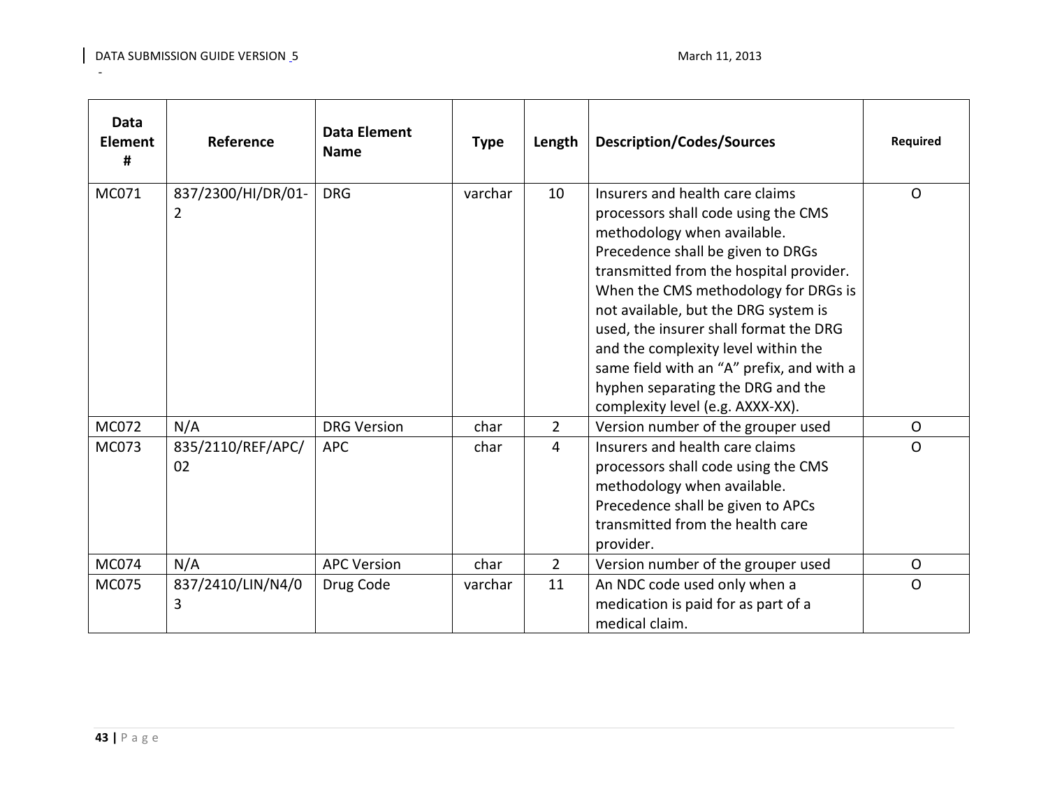| Data Element # | Reference | Data Element Name | Type | Length | Description/Codes/Sources | Required |
|---|---|---|---|---|---|---|
| MC071 | 837/2300/HI/DR/01-2 | DRG | varchar | 10 | Insurers and health care claims processors shall code using the CMS methodology when available. Precedence shall be given to DRGs transmitted from the hospital provider. When the CMS methodology for DRGs is not available, but the DRG system is used, the insurer shall format the DRG and the complexity level within the same field with an "A" prefix, and with a hyphen separating the DRG and the complexity level (e.g. AXXX-XX). | O |
| MC072 | N/A | DRG Version | char | 2 | Version number of the grouper used | O |
| MC073 | 835/2110/REF/APC/02 | APC | char | 4 | Insurers and health care claims processors shall code using the CMS methodology when available. Precedence shall be given to APCs transmitted from the health care provider. | O |
| MC074 | N/A | APC Version | char | 2 | Version number of the grouper used | O |
| MC075 | 837/2410/LIN/N4/03 | Drug Code | varchar | 11 | An NDC code used only when a medication is paid for as part of a medical claim. | O |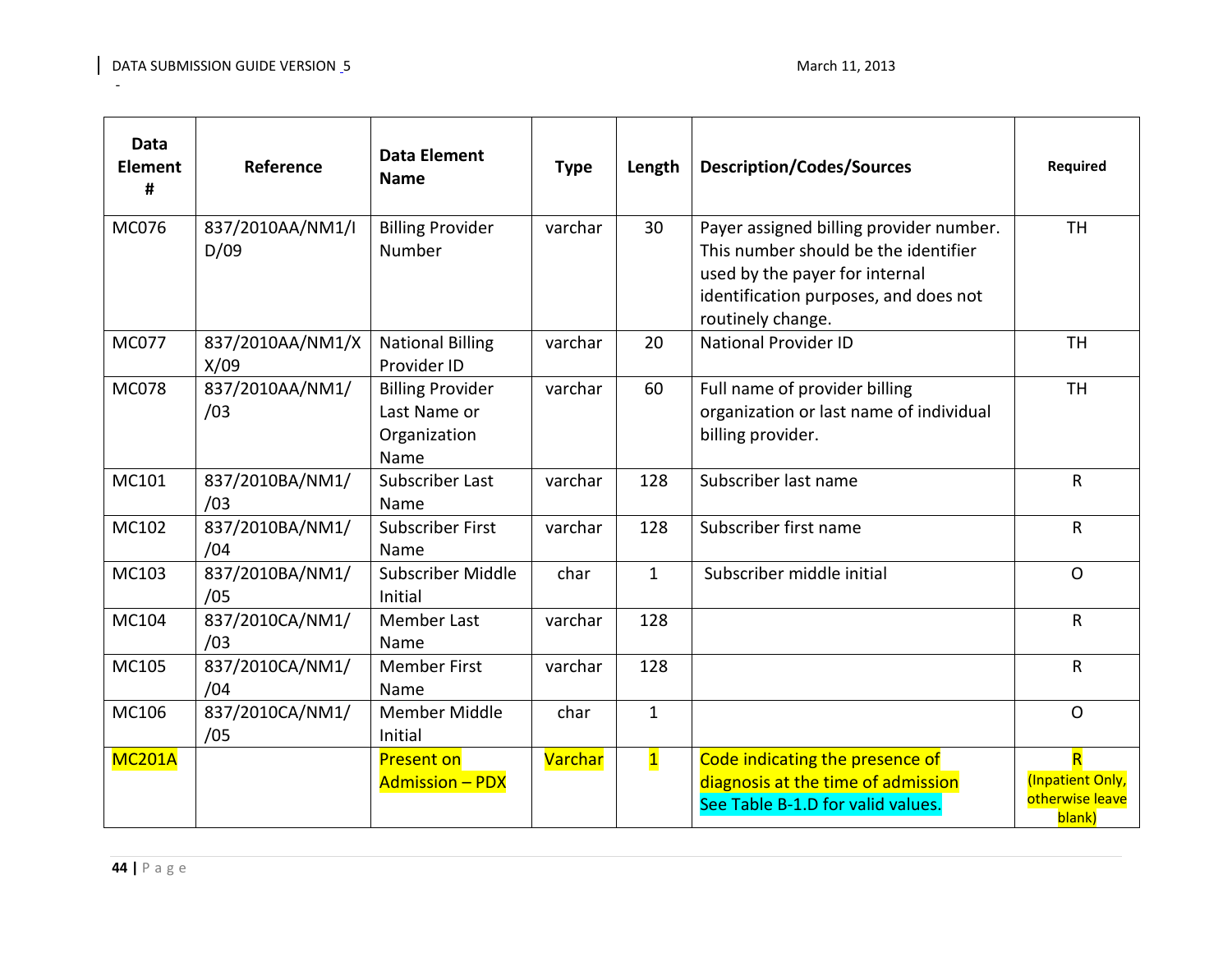| Data Element # | Reference | Data Element Name | Type | Length | Description/Codes/Sources | Required |
|---|---|---|---|---|---|---|
| MC076 | 837/2010AA/NM1/ID/09 | Billing Provider Number | varchar | 30 | Payer assigned billing provider number. This number should be the identifier used by the payer for internal identification purposes, and does not routinely change. | TH |
| MC077 | 837/2010AA/NM1/XX/09 | National Billing Provider ID | varchar | 20 | National Provider ID | TH |
| MC078 | 837/2010AA/NM1//03 | Billing Provider Last Name or Organization Name | varchar | 60 | Full name of provider billing organization or last name of individual billing provider. | TH |
| MC101 | 837/2010BA/NM1//03 | Subscriber Last Name | varchar | 128 | Subscriber last name | R |
| MC102 | 837/2010BA/NM1//04 | Subscriber First Name | varchar | 128 | Subscriber first name | R |
| MC103 | 837/2010BA/NM1//05 | Subscriber Middle Initial | char | 1 | Subscriber middle initial | O |
| MC104 | 837/2010CA/NM1//03 | Member Last Name | varchar | 128 | | R |
| MC105 | 837/2010CA/NM1//04 | Member First Name | varchar | 128 | | R |
| MC106 | 837/2010CA/NM1//05 | Member Middle Initial | char | 1 | | O |
| MC201A | | Present on Admission – PDX | Varchar | 1 | Code indicating the presence of diagnosis at the time of admission See Table B-1.D for valid values. | R (Inpatient Only, otherwise leave blank) |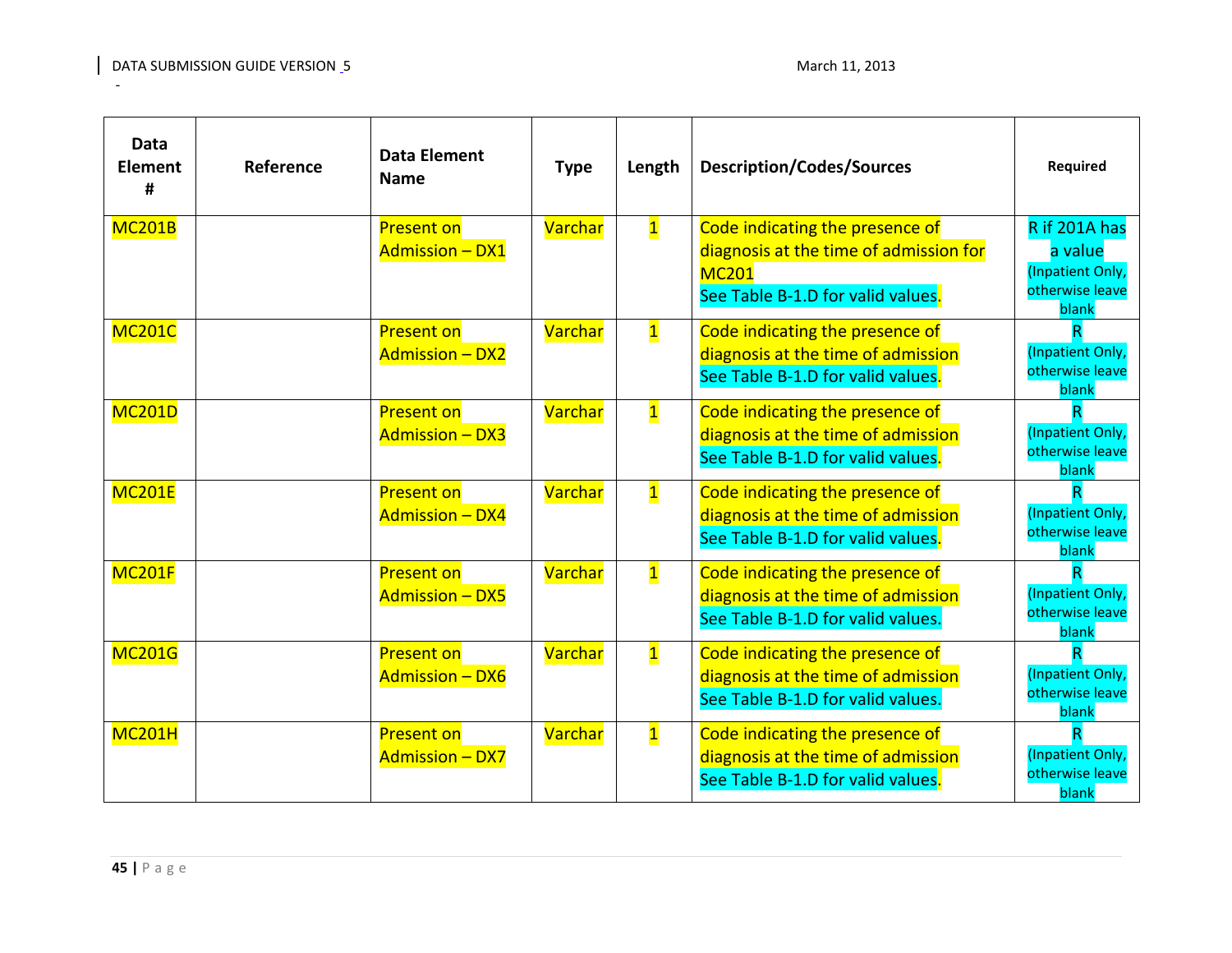| Data Element # | Reference | Data Element Name | Type | Length | Description/Codes/Sources | Required |
|---|---|---|---|---|---|---|
| MC201B | | Present on Admission – DX1 | Varchar | 1 | Code indicating the presence of diagnosis at the time of admission for MC201<br>See Table B-1.D for valid values. | R if 201A has a value (Inpatient Only, otherwise leave blank |
| MC201C | | Present on Admission – DX2 | Varchar | 1 | Code indicating the presence of diagnosis at the time of admission<br>See Table B-1.D for valid values. | R<br>(Inpatient Only, otherwise leave blank |
| MC201D | | Present on Admission – DX3 | Varchar | 1 | Code indicating the presence of diagnosis at the time of admission<br>See Table B-1.D for valid values. | R<br>(Inpatient Only, otherwise leave blank |
| MC201E | | Present on Admission – DX4 | Varchar | 1 | Code indicating the presence of diagnosis at the time of admission<br>See Table B-1.D for valid values. | R<br>(Inpatient Only, otherwise leave blank |
| MC201F | | Present on Admission – DX5 | Varchar | 1 | Code indicating the presence of diagnosis at the time of admission<br>See Table B-1.D for valid values. | R<br>(Inpatient Only, otherwise leave blank |
| MC201G | | Present on Admission – DX6 | Varchar | 1 | Code indicating the presence of diagnosis at the time of admission<br>See Table B-1.D for valid values. | R<br>(Inpatient Only, otherwise leave blank |
| MC201H | | Present on Admission – DX7 | Varchar | 1 | Code indicating the presence of diagnosis at the time of admission<br>See Table B-1.D for valid values. | R<br>(Inpatient Only, otherwise leave blank |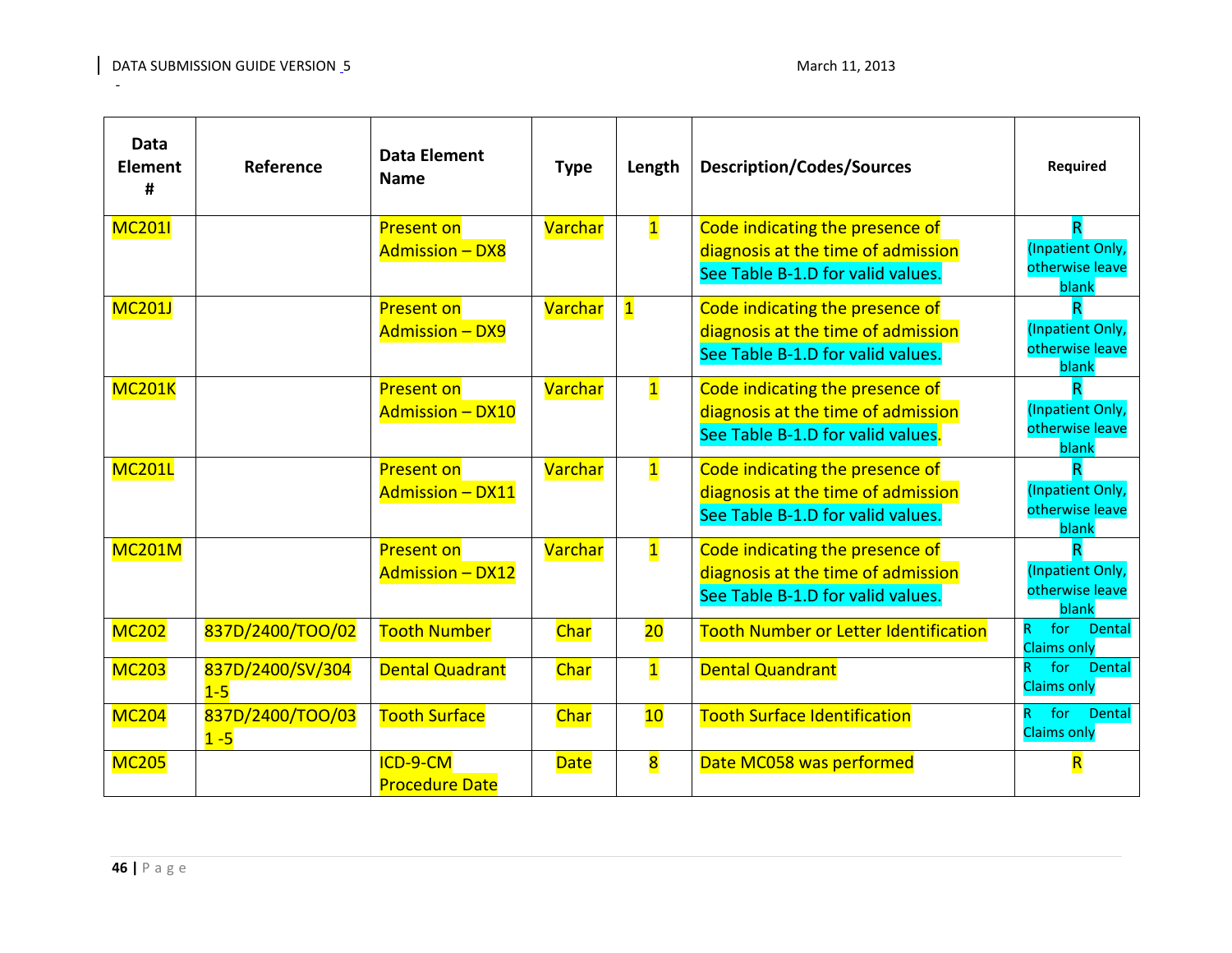| Data Element # | Reference | Data Element Name | Type | Length | Description/Codes/Sources | Required |
|---|---|---|---|---|---|---|
| MC201I | | Present on Admission – DX8 | Varchar | 1 | Code indicating the presence of diagnosis at the time of admission See Table B-1.D for valid values. | R (Inpatient Only, otherwise leave blank |
| MC201J | | Present on Admission – DX9 | Varchar | 1 | Code indicating the presence of diagnosis at the time of admission See Table B-1.D for valid values. | R (Inpatient Only, otherwise leave blank |
| MC201K | | Present on Admission – DX10 | Varchar | 1 | Code indicating the presence of diagnosis at the time of admission See Table B-1.D for valid values. | R (Inpatient Only, otherwise leave blank |
| MC201L | | Present on Admission – DX11 | Varchar | 1 | Code indicating the presence of diagnosis at the time of admission See Table B-1.D for valid values. | R (Inpatient Only, otherwise leave blank |
| MC201M | | Present on Admission – DX12 | Varchar | 1 | Code indicating the presence of diagnosis at the time of admission See Table B-1.D for valid values. | R (Inpatient Only, otherwise leave blank |
| MC202 | 837D/2400/TOO/02 | Tooth Number | Char | 20 | Tooth Number or Letter Identification | R for Dental Claims only |
| MC203 | 837D/2400/SV/304 1-5 | Dental Quadrant | Char | 1 | Dental Quadrant | R for Dental Claims only |
| MC204 | 837D/2400/TOO/03 1 -5 | Tooth Surface | Char | 10 | Tooth Surface Identification | R for Dental Claims only |
| MC205 | | ICD-9-CM Procedure Date | Date | 8 | Date MC058 was performed | R |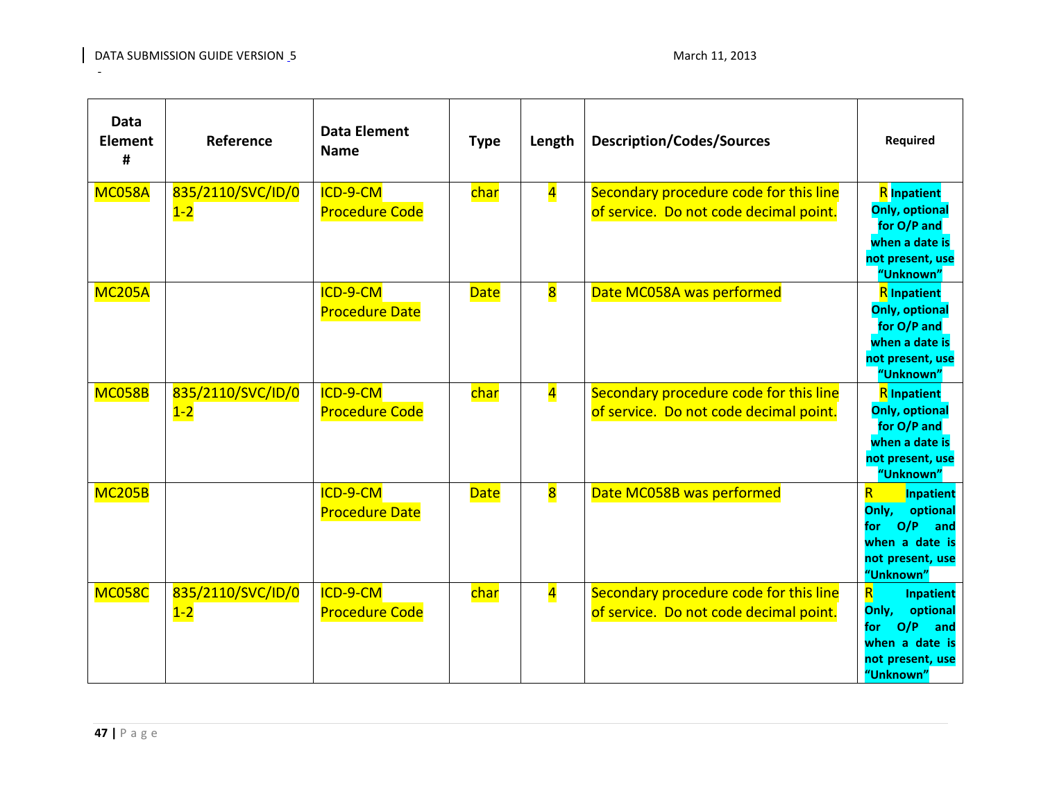| Data Element # | Reference | Data Element Name | Type | Length | Description/Codes/Sources | Required |
|---|---|---|---|---|---|---|
| MC058A | 835/2110/SVC/ID/01-2 | ICD-9-CM Procedure Code | char | 4 | Secondary procedure code for this line of service. Do not code decimal point. | R Inpatient Only, optional for O/P and when a date is not present, use "Unknown" |
| MC205A | | ICD-9-CM Procedure Date | Date | 8 | Date MC058A was performed | R Inpatient Only, optional for O/P and when a date is not present, use "Unknown" |
| MC058B | 835/2110/SVC/ID/01-2 | ICD-9-CM Procedure Code | char | 4 | Secondary procedure code for this line of service. Do not code decimal point. | R Inpatient Only, optional for O/P and when a date is not present, use "Unknown" |
| MC205B | | ICD-9-CM Procedure Date | Date | 8 | Date MC058B was performed | R Inpatient Only, optional for O/P and when a date is not present, use "Unknown" |
| MC058C | 835/2110/SVC/ID/01-2 | ICD-9-CM Procedure Code | char | 4 | Secondary procedure code for this line of service. Do not code decimal point. | R Inpatient Only, optional for O/P and when a date is not present, use "Unknown" |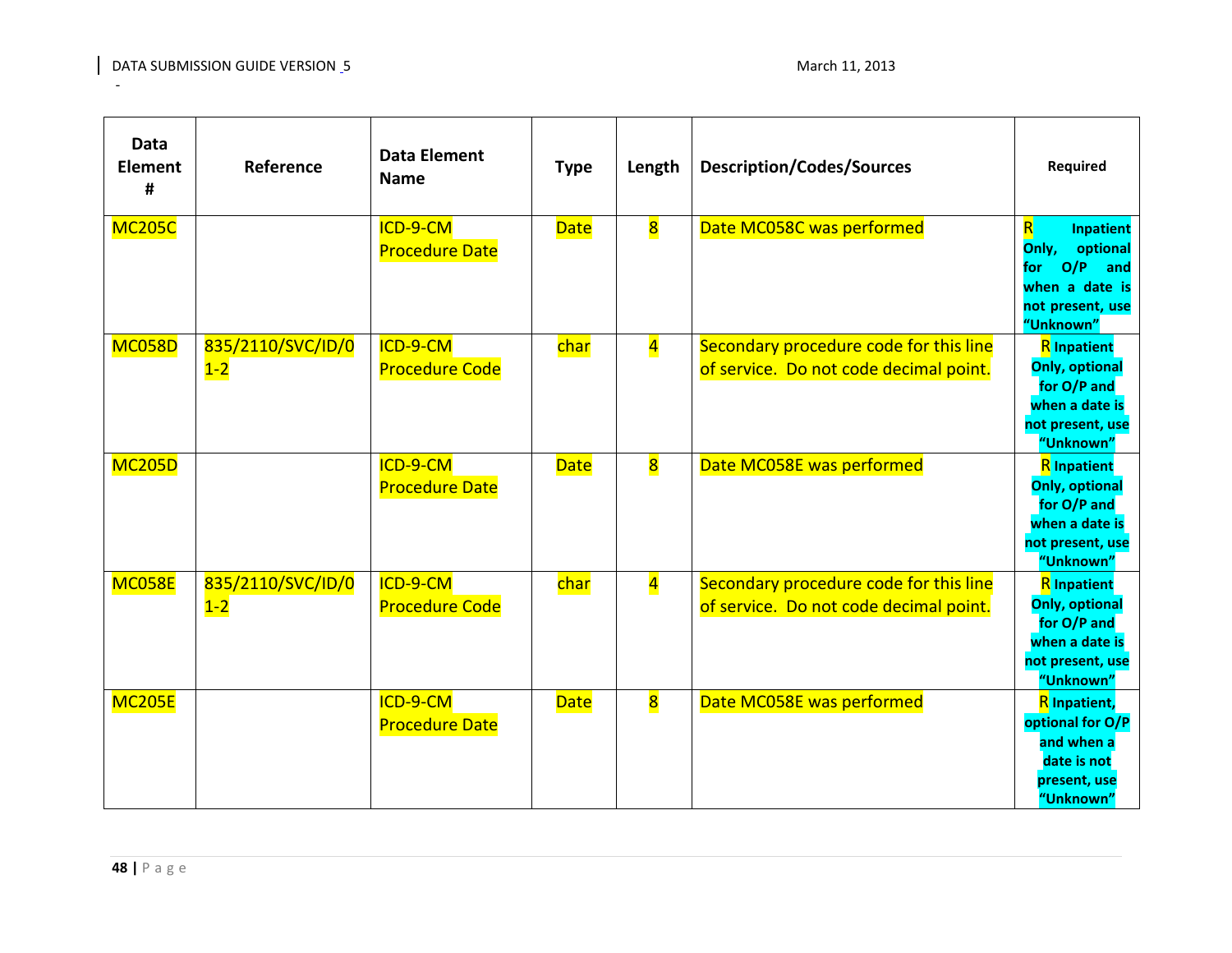| Data Element # | Reference | Data Element Name | Type | Length | Description/Codes/Sources | Required |
|---|---|---|---|---|---|---|
| MC205C | | ICD-9-CM Procedure Date | Date | 8 | Date MC058C was performed | R Inpatient Only, optional for O/P and when a date is not present, use "Unknown" |
| MC058D | 835/2110/SVC/ID/01-2 | ICD-9-CM Procedure Code | char | 4 | Secondary procedure code for this line of service. Do not code decimal point. | R Inpatient Only, optional for O/P and when a date is not present, use "Unknown" |
| MC205D | | ICD-9-CM Procedure Date | Date | 8 | Date MC058E was performed | R Inpatient Only, optional for O/P and when a date is not present, use "Unknown" |
| MC058E | 835/2110/SVC/ID/01-2 | ICD-9-CM Procedure Code | char | 4 | Secondary procedure code for this line of service. Do not code decimal point. | R Inpatient Only, optional for O/P and when a date is not present, use "Unknown" |
| MC205E | | ICD-9-CM Procedure Date | Date | 8 | Date MC058E was performed | R Inpatient, optional for O/P and when a date is not present, use "Unknown" |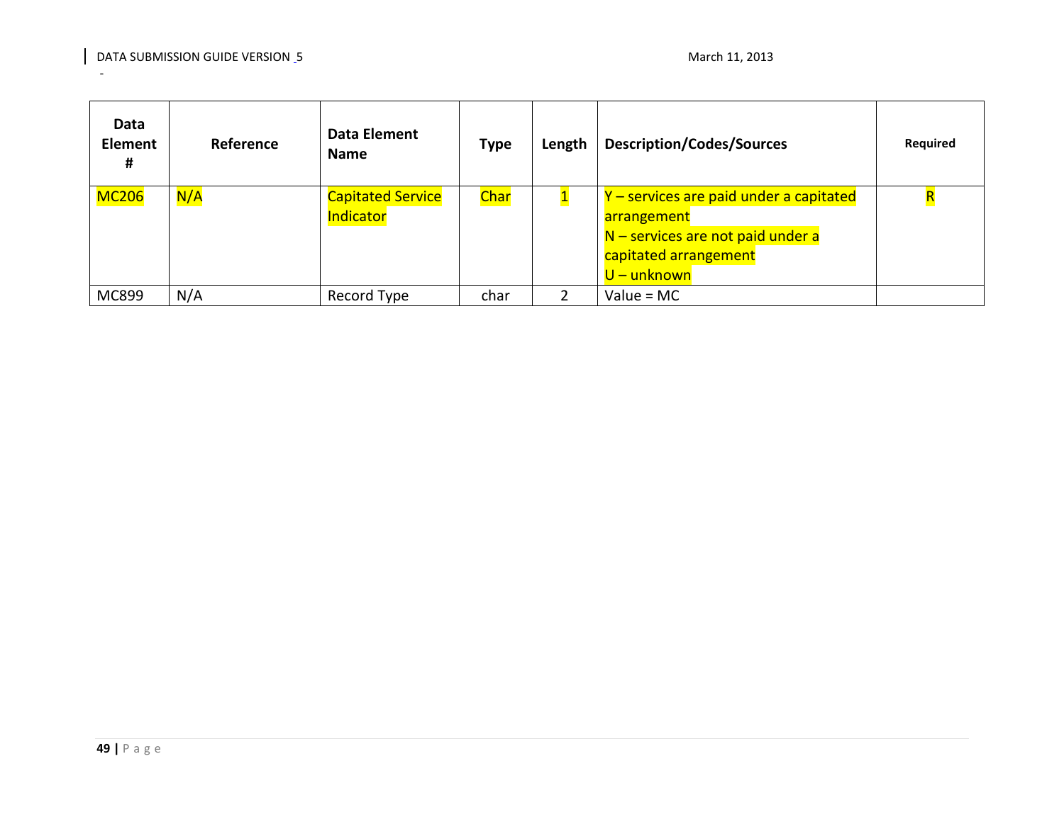| Data Element # | Reference | Data Element Name | Type | Length | Description/Codes/Sources | Required |
|---|---|---|---|---|---|---|
| MC206 | N/A | Capitated Service Indicator | Char | 1 | Y – services are paid under a capitated arrangement<br>N – services are not paid under a capitated arrangement<br>U – unknown | R |
| MC899 | N/A | Record Type | char | 2 | Value = MC | |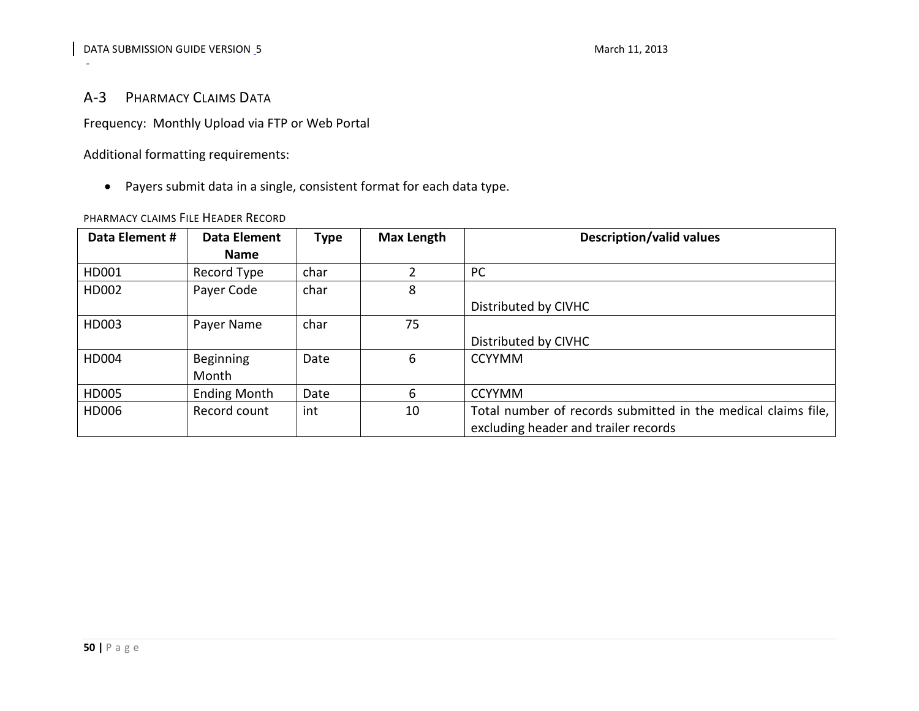## A-3 Pharmacy Claims Data

Frequency: Monthly Upload via FTP or Web Portal

Additional formatting requirements:

- Payers submit data in a single, consistent format for each data type.

PHARMACY CLAIMS FILE HEADER RECORD

| Data Element # | Data Element Name | Type | Max Length | Description/valid values |
|---|---|---|---|---|
| HD001 | Record Type | char | 2 | PC |
| HD002 | Payer Code | char | 8 | Distributed by CIVHC |
| HD003 | Payer Name | char | 75 | Distributed by CIVHC |
| HD004 | Beginning Month | Date | 6 | CCYYMM |
| HD005 | Ending Month | Date | 6 | CCYYMM |
| HD006 | Record count | int | 10 | Total number of records submitted in the medical claims file, excluding header and trailer records |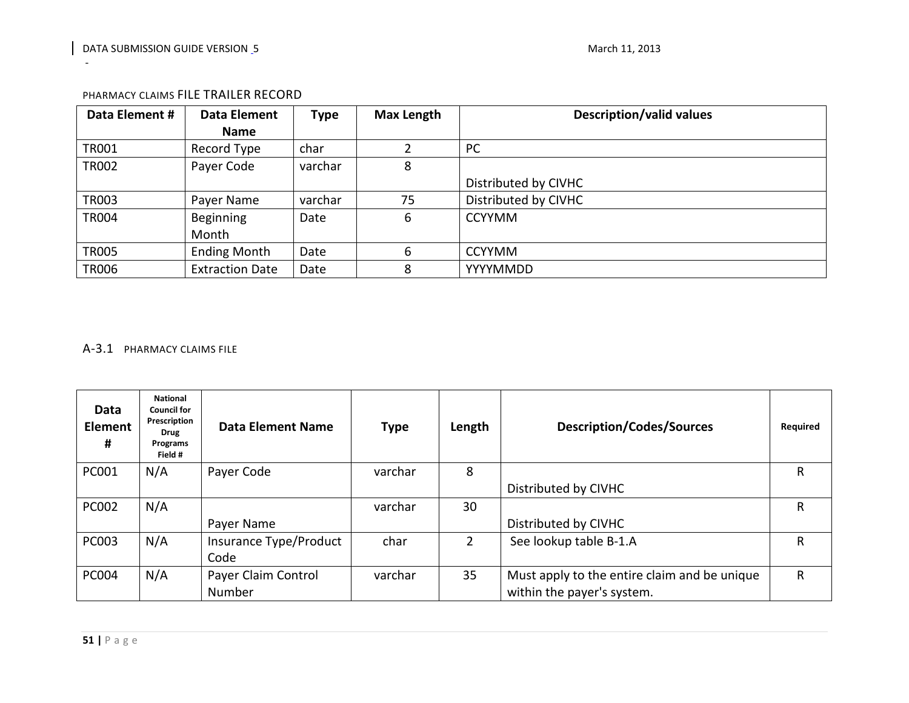PHARMACY CLAIMS FILE TRAILER RECORD

| Data Element # | Data Element Name | Type | Max Length | Description/valid values |
|---|---|---|---|---|
| TR001 | Record Type | char | 2 | PC |
| TR002 | Payer Code | varchar | 8 | Distributed by CIVHC |
| TR003 | Payer Name | varchar | 75 | Distributed by CIVHC |
| TR004 | Beginning Month | Date | 6 | CCYYMM |
| TR005 | Ending Month | Date | 6 | CCYYMM |
| TR006 | Extraction Date | Date | 8 | YYYYMMDD |

## A-3.1 PHARMACY CLAIMS FILE

| Data Element # | National Council for Prescription Drug Programs Field # | Data Element Name | Type | Length | Description/Codes/Sources | Required |
|---|---|---|---|---|---|---|
| PC001 | N/A | Payer Code | varchar | 8 | Distributed by CIVHC | R |
| PC002 | N/A | Payer Name | varchar | 30 | Distributed by CIVHC | R |
| PC003 | N/A | Insurance Type/Product Code | char | 2 | See lookup table B-1.A | R |
| PC004 | N/A | Payer Claim Control Number | varchar | 35 | Must apply to the entire claim and be unique within the payer's system. | R |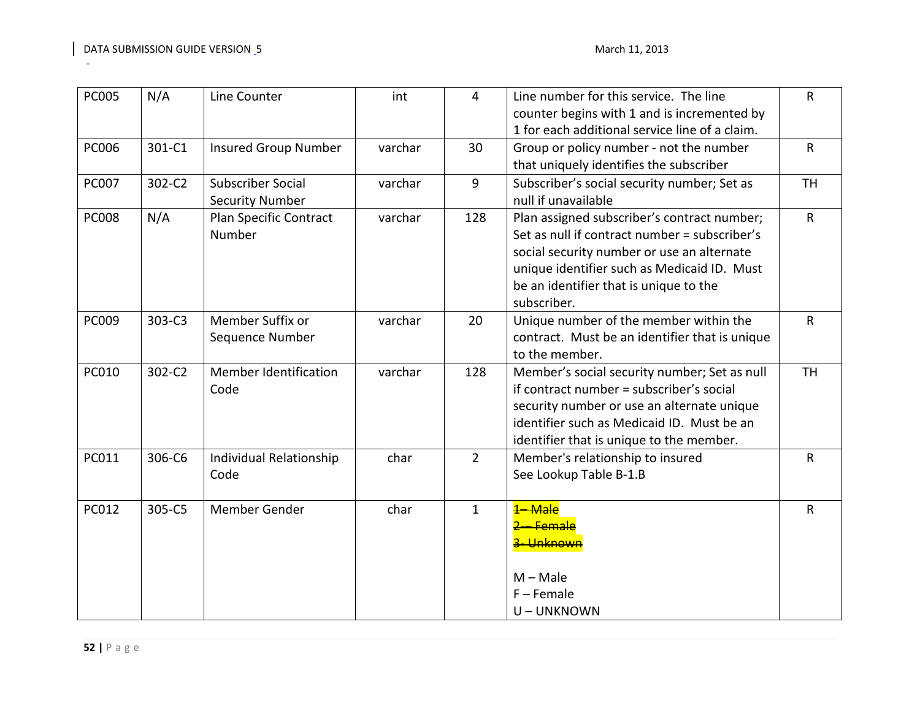| PC005 | N/A | Line Counter | int | 4 | Line number for this service. The line counter begins with 1 and is incremented by 1 for each additional service line of a claim. | R |
|---|---|---|---|---|---|---|
| PC006 | 301-C1 | Insured Group Number | varchar | 30 | Group or policy number - not the number that uniquely identifies the subscriber | R |
| PC007 | 302-C2 | Subscriber Social Security Number | varchar | 9 | Subscriber's social security number; Set as null if unavailable | TH |
| PC008 | N/A | Plan Specific Contract Number | varchar | 128 | Plan assigned subscriber's contract number; Set as null if contract number = subscriber's social security number or use an alternate unique identifier such as Medicaid ID. Must be an identifier that is unique to the subscriber. | R |
| PC009 | 303-C3 | Member Suffix or Sequence Number | varchar | 20 | Unique number of the member within the contract. Must be an identifier that is unique to the member. | R |
| PC010 | 302-C2 | Member Identification Code | varchar | 128 | Member's social security number; Set as null if contract number = subscriber's social security number or use an alternate unique identifier such as Medicaid ID. Must be an identifier that is unique to the member. | TH |
| PC011 | 306-C6 | Individual Relationship Code | char | 2 | Member's relationship to insured<br>See Lookup Table B-1.B | R |
| PC012 | 305-C5 | Member Gender | char | 1 | ~~1– Male~~<br>~~2 – Female~~<br>~~3- Unknown~~<br><br>M – Male<br>F – Female<br>U – UNKNOWN | R |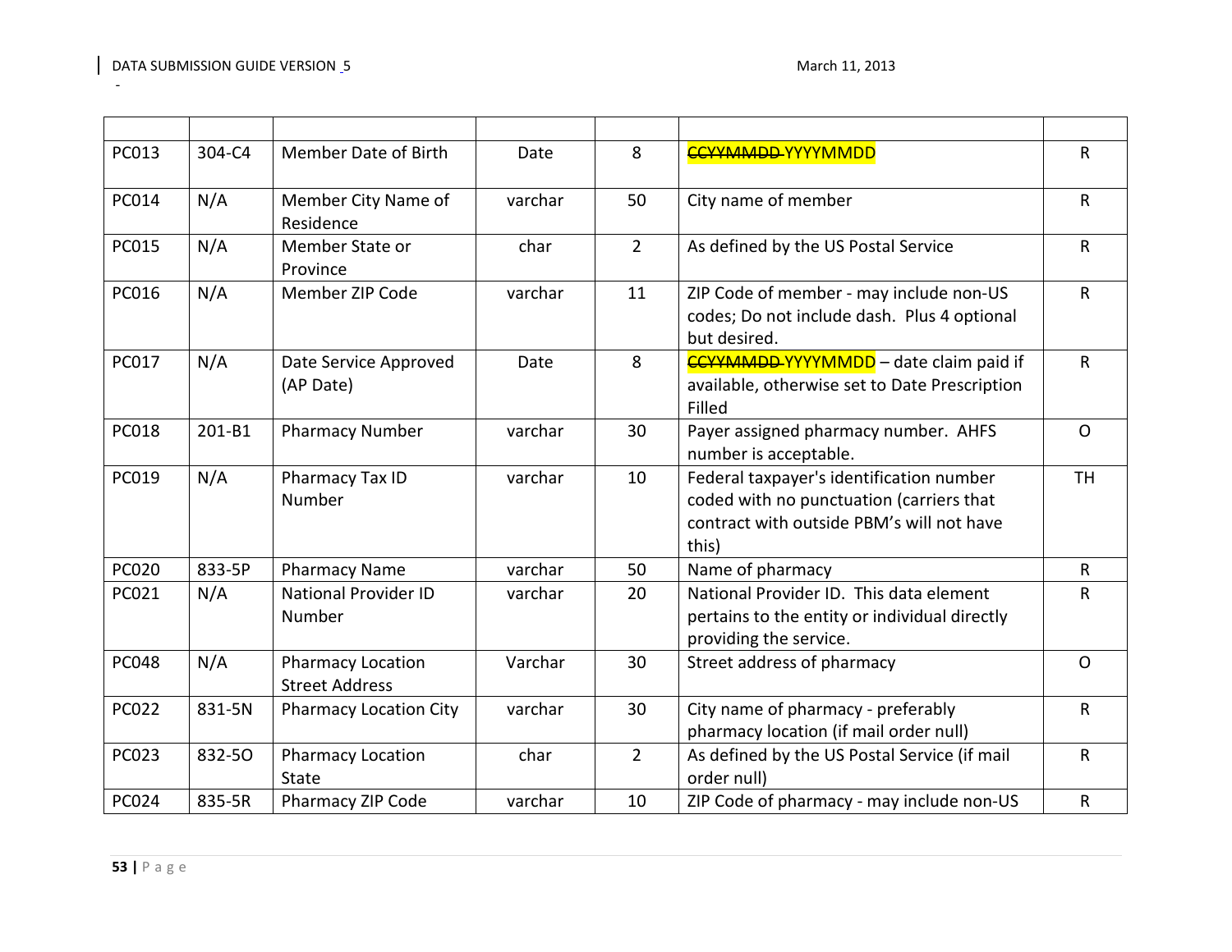| | | | | | | |
|---|---|---|---|---|---|---|
| PC013 | 304-C4 | Member Date of Birth | Date | 8 | ~~CCYYMMDD~~ YYYYMMDD | R |
| PC014 | N/A | Member City Name of Residence | varchar | 50 | City name of member | R |
| PC015 | N/A | Member State or Province | char | 2 | As defined by the US Postal Service | R |
| PC016 | N/A | Member ZIP Code | varchar | 11 | ZIP Code of member - may include non-US codes; Do not include dash. Plus 4 optional but desired. | R |
| PC017 | N/A | Date Service Approved (AP Date) | Date | 8 | ~~CCYYMMDD~~ YYYYMMDD – date claim paid if available, otherwise set to Date Prescription Filled | R |
| PC018 | 201-B1 | Pharmacy Number | varchar | 30 | Payer assigned pharmacy number. AHFS number is acceptable. | O |
| PC019 | N/A | Pharmacy Tax ID Number | varchar | 10 | Federal taxpayer's identification number coded with no punctuation (carriers that contract with outside PBM's will not have this) | TH |
| PC020 | 833-5P | Pharmacy Name | varchar | 50 | Name of pharmacy | R |
| PC021 | N/A | National Provider ID Number | varchar | 20 | National Provider ID. This data element pertains to the entity or individual directly providing the service. | R |
| PC048 | N/A | Pharmacy Location Street Address | Varchar | 30 | Street address of pharmacy | O |
| PC022 | 831-5N | Pharmacy Location City | varchar | 30 | City name of pharmacy - preferably pharmacy location (if mail order null) | R |
| PC023 | 832-5O | Pharmacy Location State | char | 2 | As defined by the US Postal Service (if mail order null) | R |
| PC024 | 835-5R | Pharmacy ZIP Code | varchar | 10 | ZIP Code of pharmacy - may include non-US | R |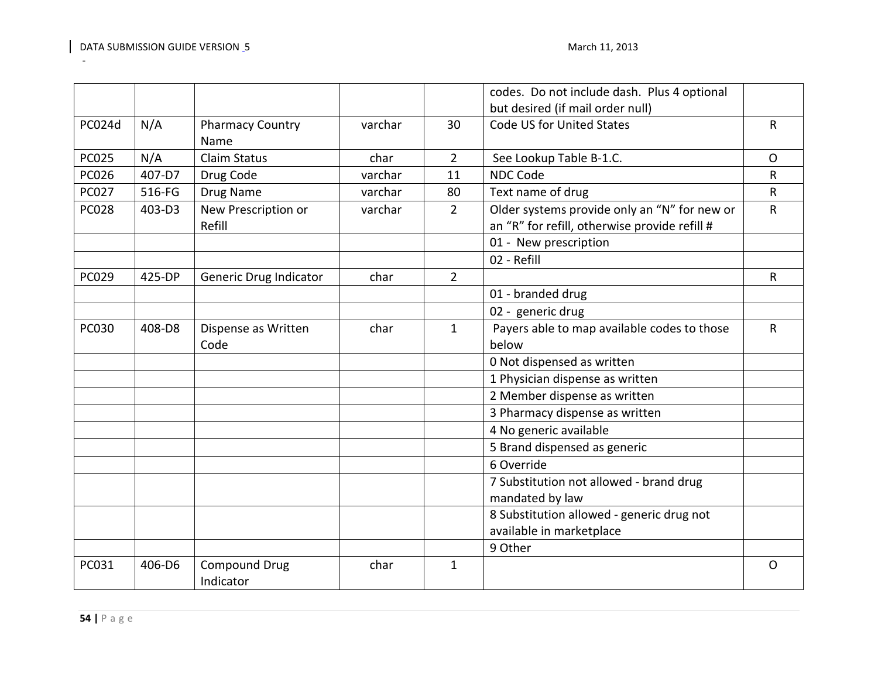| | | | | | | |
|---|---|---|---|---|---|---|
| | | | | | codes. Do not include dash. Plus 4 optional but desired (if mail order null) | |
| PC024d | N/A | Pharmacy Country Name | varchar | 30 | Code US for United States | R |
| PC025 | N/A | Claim Status | char | 2 | See Lookup Table B-1.C. | O |
| PC026 | 407-D7 | Drug Code | varchar | 11 | NDC Code | R |
| PC027 | 516-FG | Drug Name | varchar | 80 | Text name of drug | R |
| PC028 | 403-D3 | New Prescription or Refill | varchar | 2 | Older systems provide only an “N” for new or an “R” for refill, otherwise provide refill # | R |
| | | | | | 01 - New prescription | |
| | | | | | 02 - Refill | |
| PC029 | 425-DP | Generic Drug Indicator | char | 2 | | R |
| | | | | | 01 - branded drug | |
| | | | | | 02 - generic drug | |
| PC030 | 408-D8 | Dispense as Written Code | char | 1 | Payers able to map available codes to those below | R |
| | | | | | 0 Not dispensed as written | |
| | | | | | 1 Physician dispense as written | |
| | | | | | 2 Member dispense as written | |
| | | | | | 3 Pharmacy dispense as written | |
| | | | | | 4 No generic available | |
| | | | | | 5 Brand dispensed as generic | |
| | | | | | 6 Override | |
| | | | | | 7 Substitution not allowed - brand drug mandated by law | |
| | | | | | 8 Substitution allowed - generic drug not available in marketplace | |
| | | | | | 9 Other | |
| PC031 | 406-D6 | Compound Drug Indicator | char | 1 | | O |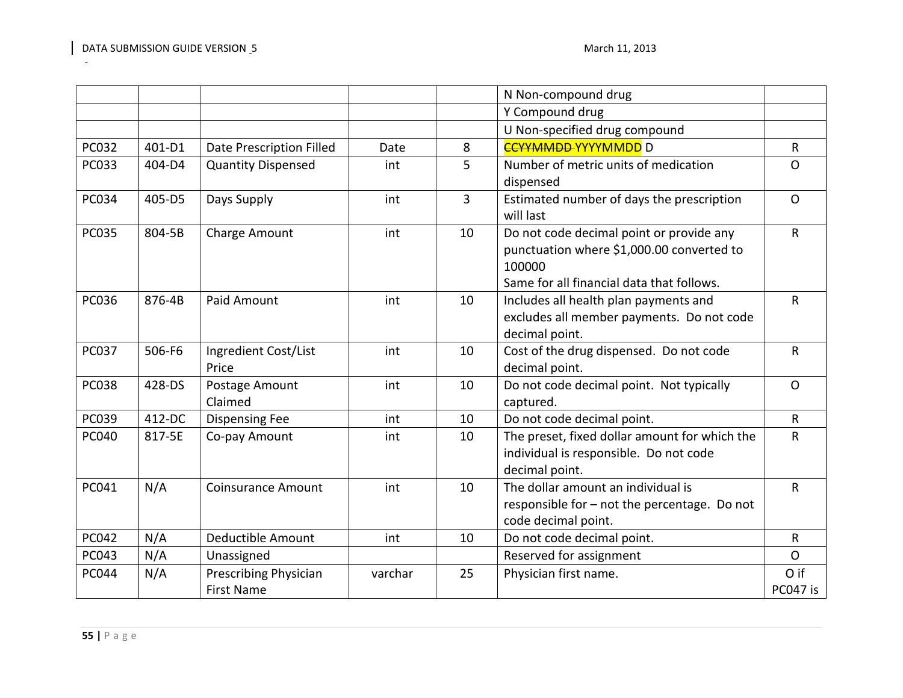| | | | | | | |
|---|---|---|---|---|---|---|
| | | | | | N Non-compound drug | |
| | | | | | Y Compound drug | |
| | | | | | U Non-specified drug compound | |
| PC032 | 401-D1 | Date Prescription Filled | Date | 8 | ~~CCYYMMDD~~ YYYYMMDD D | R |
| PC033 | 404-D4 | Quantity Dispensed | int | 5 | Number of metric units of medication dispensed | O |
| PC034 | 405-D5 | Days Supply | int | 3 | Estimated number of days the prescription will last | O |
| PC035 | 804-5B | Charge Amount | int | 10 | Do not code decimal point or provide any punctuation where $1,000.00 converted to 100000<br>Same for all financial data that follows. | R |
| PC036 | 876-4B | Paid Amount | int | 10 | Includes all health plan payments and excludes all member payments. Do not code decimal point. | R |
| PC037 | 506-F6 | Ingredient Cost/List Price | int | 10 | Cost of the drug dispensed. Do not code decimal point. | R |
| PC038 | 428-DS | Postage Amount Claimed | int | 10 | Do not code decimal point. Not typically captured. | O |
| PC039 | 412-DC | Dispensing Fee | int | 10 | Do not code decimal point. | R |
| PC040 | 817-5E | Co-pay Amount | int | 10 | The preset, fixed dollar amount for which the individual is responsible. Do not code decimal point. | R |
| PC041 | N/A | Coinsurance Amount | int | 10 | The dollar amount an individual is responsible for – not the percentage. Do not code decimal point. | R |
| PC042 | N/A | Deductible Amount | int | 10 | Do not code decimal point. | R |
| PC043 | N/A | Unassigned | | | Reserved for assignment | O |
| PC044 | N/A | Prescribing Physician First Name | varchar | 25 | Physician first name. | O if PC047 is |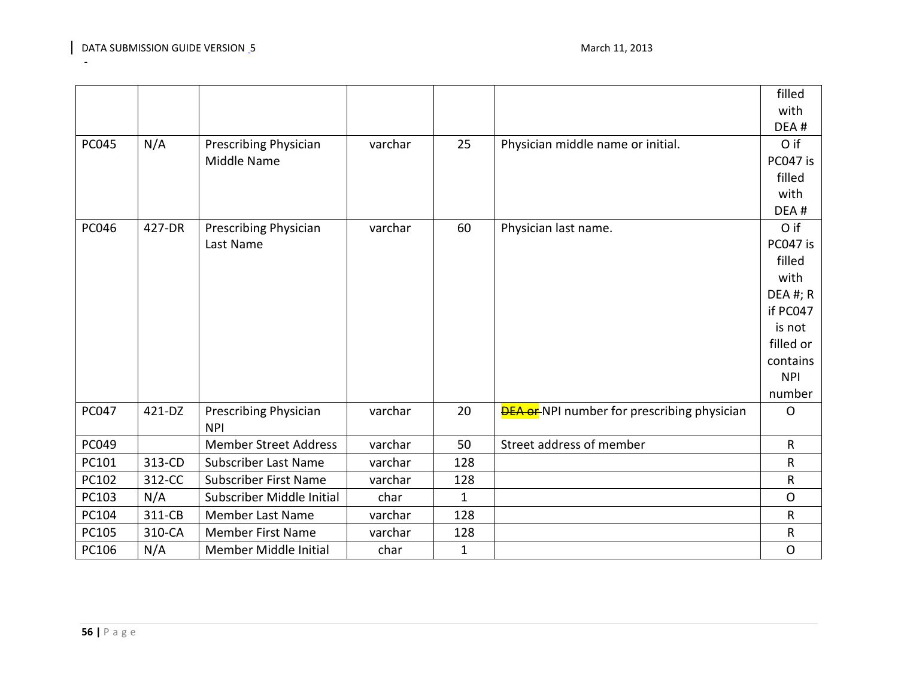| | | | | | | filled with DEA # |
|---|---|---|---|---|---|---|
| PC045 | N/A | Prescribing Physician Middle Name | varchar | 25 | Physician middle name or initial. | O if PC047 is filled with DEA # |
| PC046 | 427-DR | Prescribing Physician Last Name | varchar | 60 | Physician last name. | O if PC047 is filled with DEA #; R if PC047 is not filled or contains NPI number |
| PC047 | 421-DZ | Prescribing Physician NPI | varchar | 20 | ~~DEA or~~ NPI number for prescribing physician | O |
| PC049 | | Member Street Address | varchar | 50 | Street address of member | R |
| PC101 | 313-CD | Subscriber Last Name | varchar | 128 | | R |
| PC102 | 312-CC | Subscriber First Name | varchar | 128 | | R |
| PC103 | N/A | Subscriber Middle Initial | char | 1 | | O |
| PC104 | 311-CB | Member Last Name | varchar | 128 | | R |
| PC105 | 310-CA | Member First Name | varchar | 128 | | R |
| PC106 | N/A | Member Middle Initial | char | 1 | | O |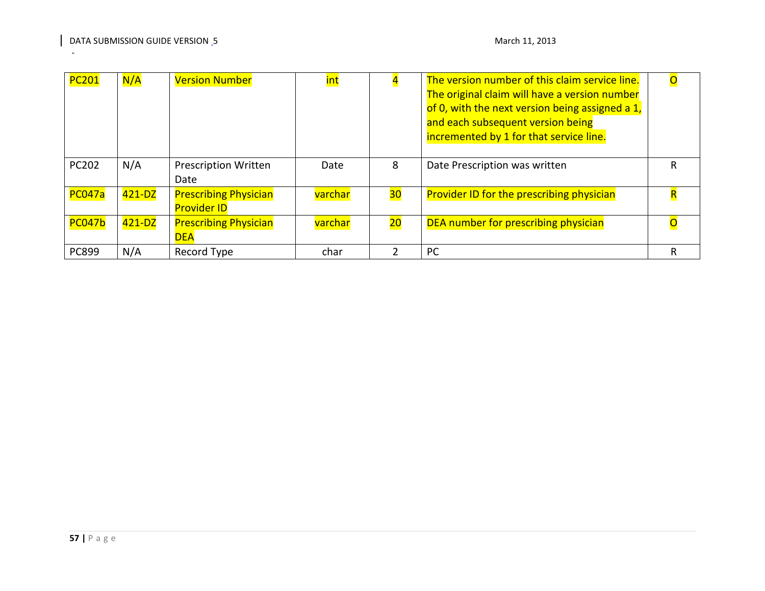| PC201 | N/A | Version Number | int | 4 | The version number of this claim service line. The original claim will have a version number of 0, with the next version being assigned a 1, and each subsequent version being incremented by 1 for that service line. | O |
|---|---|---|---|---|---|---|
| PC202 | N/A | Prescription Written Date | Date | 8 | Date Prescription was written | R |
| PC047a | 421-DZ | Prescribing Physician Provider ID | varchar | 30 | Provider ID for the prescribing physician | R |
| PC047b | 421-DZ | Prescribing Physician DEA | varchar | 20 | DEA number for prescribing physician | O |
| PC899 | N/A | Record Type | char | 2 | PC | R |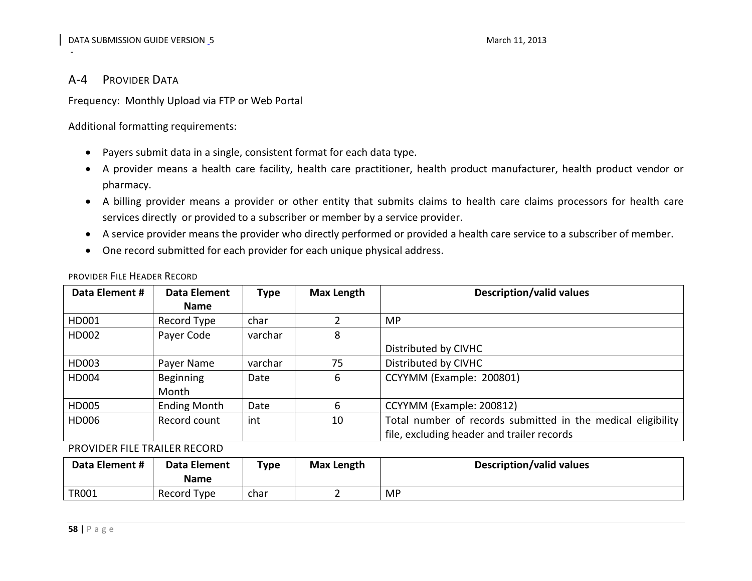## A-4 Provider Data

Frequency: Monthly Upload via FTP or Web Portal

Additional formatting requirements:

- Payers submit data in a single, consistent format for each data type.
- A provider means a health care facility, health care practitioner, health product manufacturer, health product vendor or pharmacy.
- A billing provider means a provider or other entity that submits claims to health care claims processors for health care services directly or provided to a subscriber or member by a service provider.
- A service provider means the provider who directly performed or provided a health care service to a subscriber of member.
- One record submitted for each provider for each unique physical address.

PROVIDER FILE HEADER RECORD

| Data Element # | Data Element Name | Type | Max Length | Description/valid values |
|---|---|---|---|---|
| HD001 | Record Type | char | 2 | MP |
| HD002 | Payer Code | varchar | 8 | Distributed by CIVHC |
| HD003 | Payer Name | varchar | 75 | Distributed by CIVHC |
| HD004 | Beginning Month | Date | 6 | CCYYMM (Example: 200801) |
| HD005 | Ending Month | Date | 6 | CCYYMM (Example: 200812) |
| HD006 | Record count | int | 10 | Total number of records submitted in the medical eligibility file, excluding header and trailer records |

PROVIDER FILE TRAILER RECORD

| Data Element # | Data Element Name | Type | Max Length | Description/valid values |
|---|---|---|---|---|
| TR001 | Record Type | char | 2 | MP |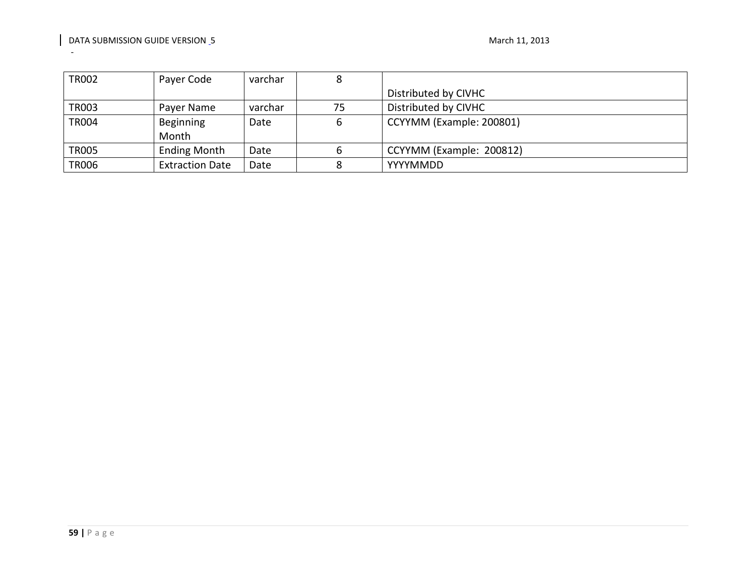| TR002 | Payer Code | varchar | 8 | Distributed by CIVHC |
|---|---|---|---|---|
| TR003 | Payer Name | varchar | 75 | Distributed by CIVHC |
| TR004 | Beginning Month | Date | 6 | CCYYMM (Example: 200801) |
| TR005 | Ending Month | Date | 6 | CCYYMM (Example: 200812) |
| TR006 | Extraction Date | Date | 8 | YYYYMMDD |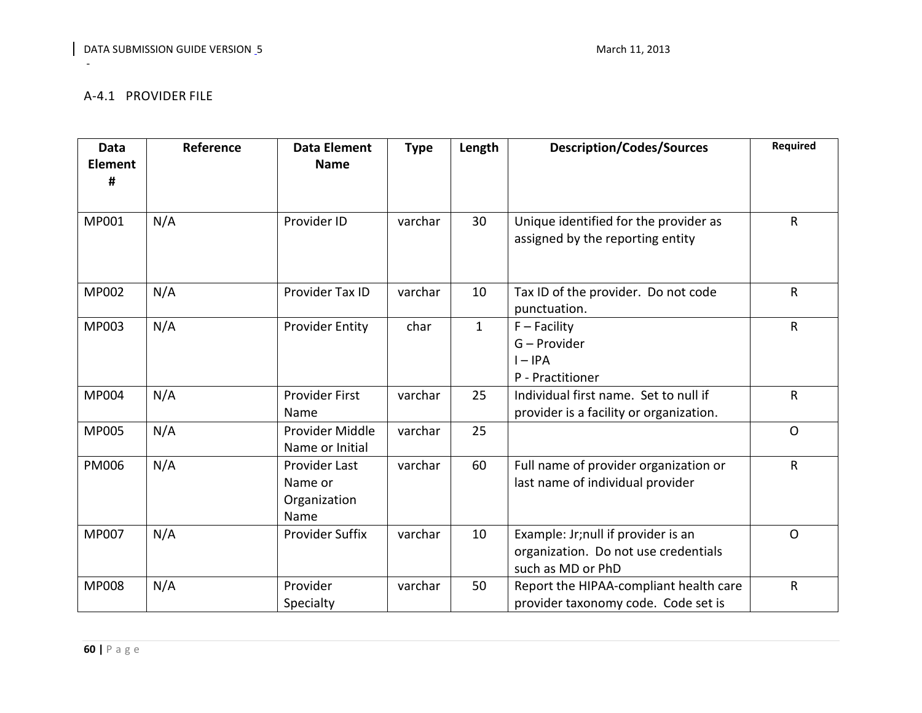## A-4.1 PROVIDER FILE

| Data Element # | Reference | Data Element Name | Type | Length | Description/Codes/Sources | Required |
|---|---|---|---|---|---|---|
| MP001 | N/A | Provider ID | varchar | 30 | Unique identified for the provider as assigned by the reporting entity | R |
| MP002 | N/A | Provider Tax ID | varchar | 10 | Tax ID of the provider. Do not code punctuation. | R |
| MP003 | N/A | Provider Entity | char | 1 | F – Facility<br>G – Provider<br>I – IPA<br>P - Practitioner | R |
| MP004 | N/A | Provider First Name | varchar | 25 | Individual first name. Set to null if provider is a facility or organization. | R |
| MP005 | N/A | Provider Middle Name or Initial | varchar | 25 | | O |
| PM006 | N/A | Provider Last Name or Organization Name | varchar | 60 | Full name of provider organization or last name of individual provider | R |
| MP007 | N/A | Provider Suffix | varchar | 10 | Example: Jr;null if provider is an organization. Do not use credentials such as MD or PhD | O |
| MP008 | N/A | Provider Specialty | varchar | 50 | Report the HIPAA-compliant health care provider taxonomy code. Code set is | R |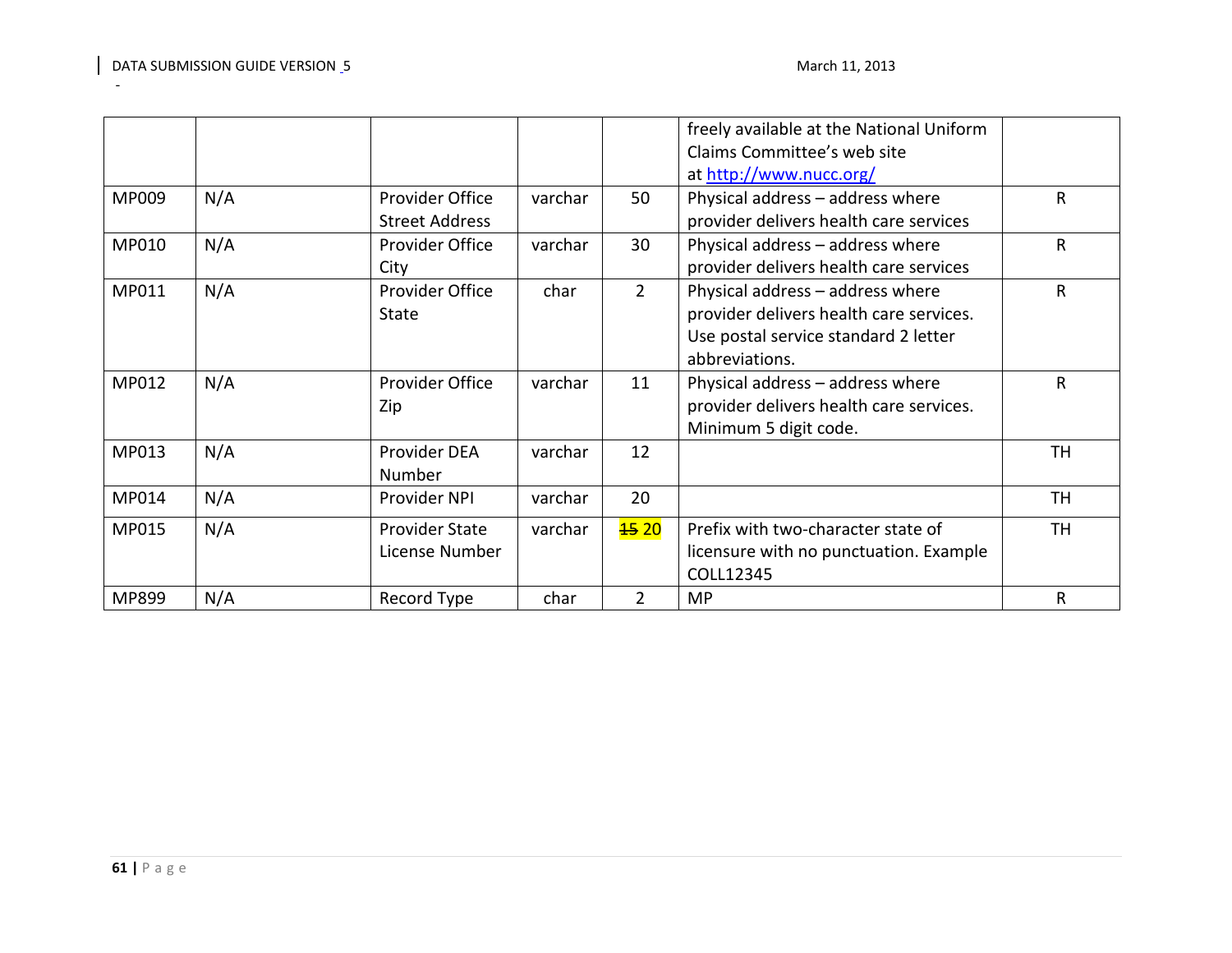| | | | | | freely available at the National Uniform Claims Committee's web site at http://www.nucc.org/ | |
|---|---|---|---|---|---|---|
| MP009 | N/A | Provider Office Street Address | varchar | 50 | Physical address – address where provider delivers health care services | R |
| MP010 | N/A | Provider Office City | varchar | 30 | Physical address – address where provider delivers health care services | R |
| MP011 | N/A | Provider Office State | char | 2 | Physical address – address where provider delivers health care services. Use postal service standard 2 letter abbreviations. | R |
| MP012 | N/A | Provider Office Zip | varchar | 11 | Physical address – address where provider delivers health care services. Minimum 5 digit code. | R |
| MP013 | N/A | Provider DEA Number | varchar | 12 | | TH |
| MP014 | N/A | Provider NPI | varchar | 20 | | TH |
| MP015 | N/A | Provider State License Number | varchar | ~~15~~ 20 | Prefix with two-character state of licensure with no punctuation. Example COLL12345 | TH |
| MP899 | N/A | Record Type | char | 2 | MP | R |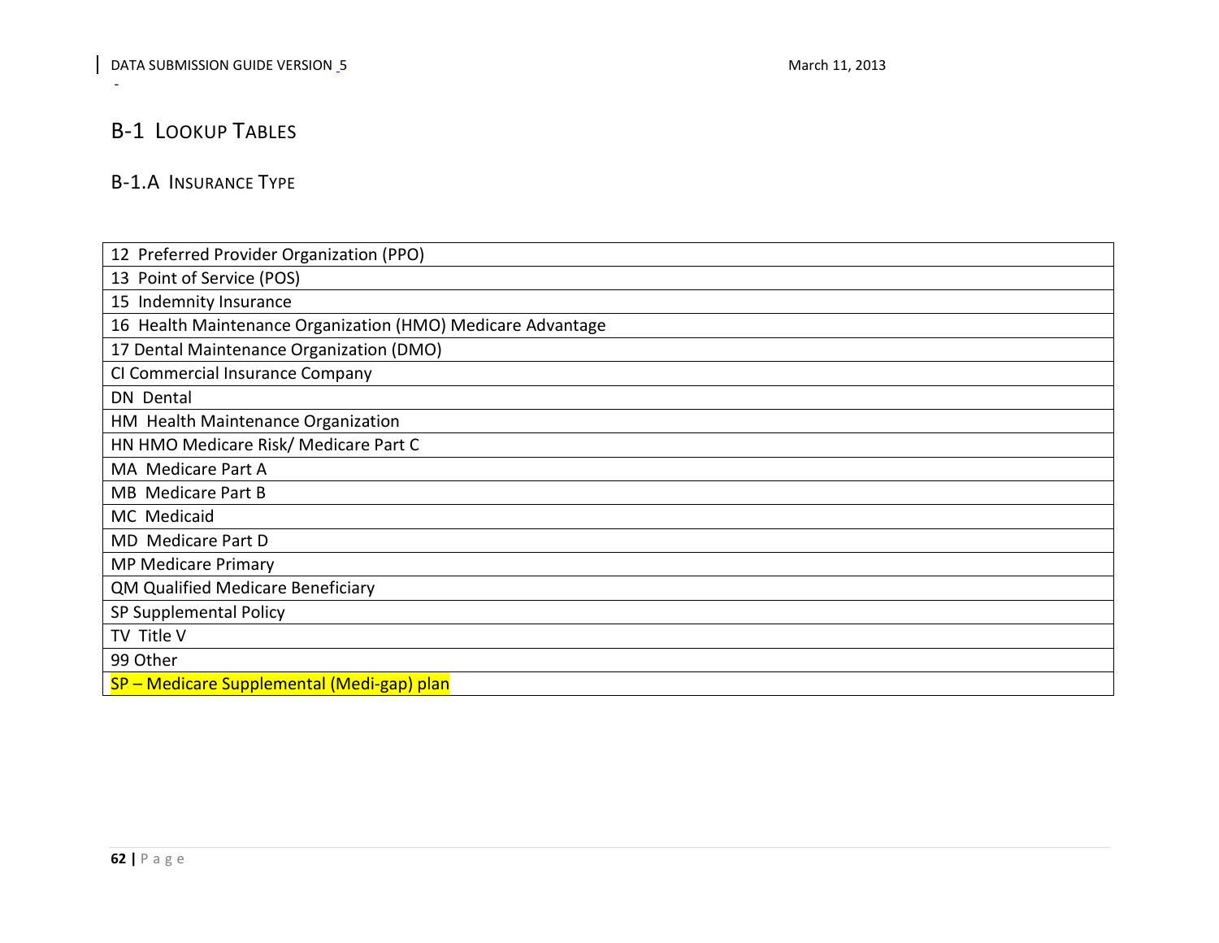## B-1 Lookup Tables

### B-1.A Insurance Type

| |
|---|
| 12 Preferred Provider Organization (PPO) |
| 13 Point of Service (POS) |
| 15 Indemnity Insurance |
| 16 Health Maintenance Organization (HMO) Medicare Advantage |
| 17 Dental Maintenance Organization (DMO) |
| CI Commercial Insurance Company |
| DN Dental |
| HM Health Maintenance Organization |
| HN HMO Medicare Risk/ Medicare Part C |
| MA Medicare Part A |
| MB Medicare Part B |
| MC Medicaid |
| MD Medicare Part D |
| MP Medicare Primary |
| QM Qualified Medicare Beneficiary |
| SP Supplemental Policy |
| TV Title V |
| 99 Other |
| SP – Medicare Supplemental (Medi-gap) plan |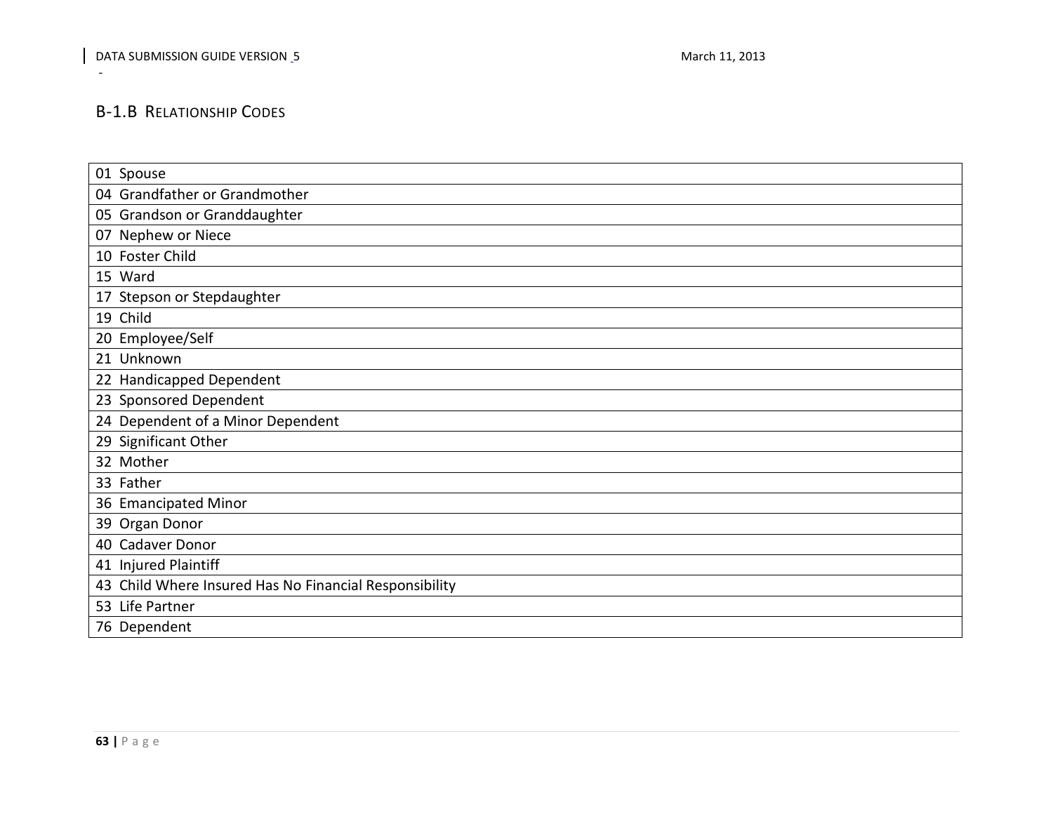### B-1.B Relationship Codes

| 01 Spouse |
|---|
| 04 Grandfather or Grandmother |
| 05 Grandson or Granddaughter |
| 07 Nephew or Niece |
| 10 Foster Child |
| 15 Ward |
| 17 Stepson or Stepdaughter |
| 19 Child |
| 20 Employee/Self |
| 21 Unknown |
| 22 Handicapped Dependent |
| 23 Sponsored Dependent |
| 24 Dependent of a Minor Dependent |
| 29 Significant Other |
| 32 Mother |
| 33 Father |
| 36 Emancipated Minor |
| 39 Organ Donor |
| 40 Cadaver Donor |
| 41 Injured Plaintiff |
| 43 Child Where Insured Has No Financial Responsibility |
| 53 Life Partner |
| 76 Dependent |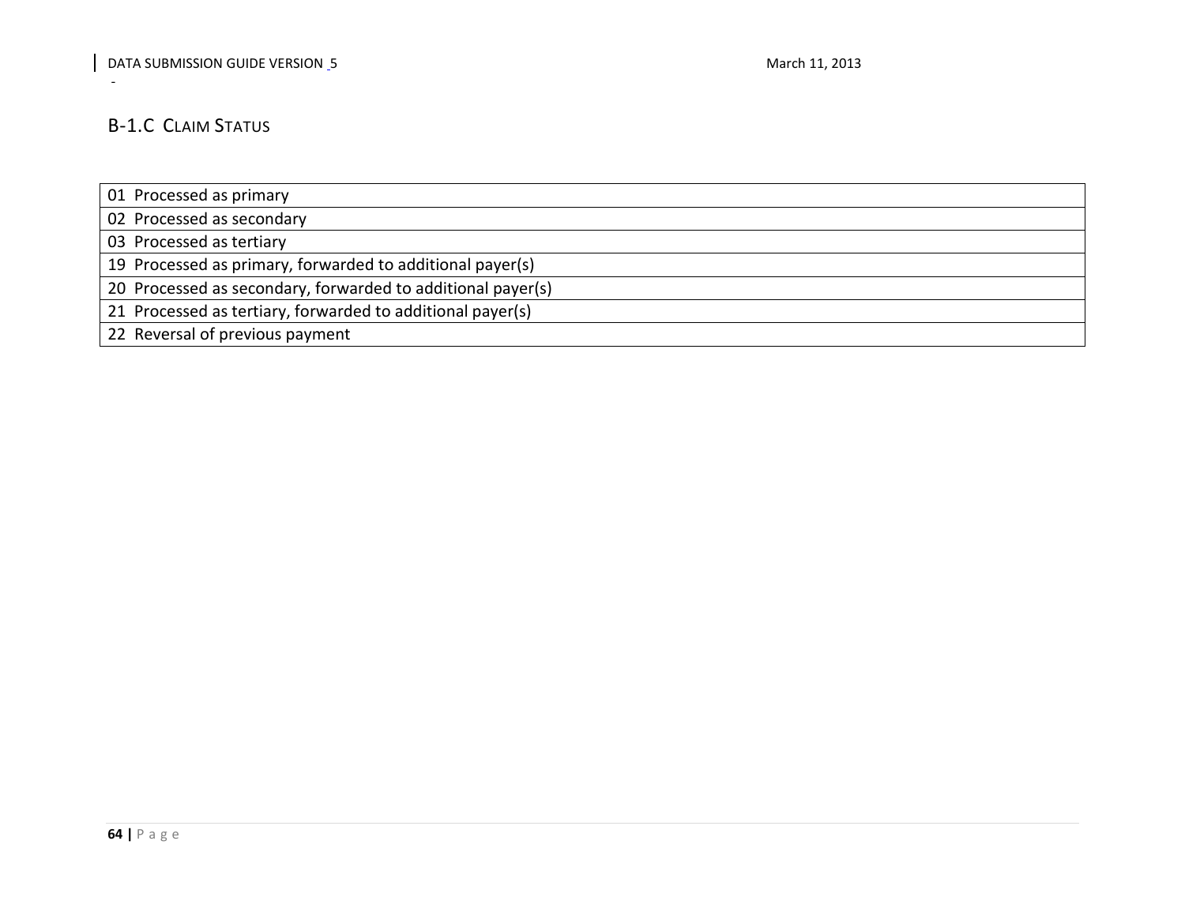### B-1.C Claim Status

| |
|---|
| 01 Processed as primary |
| 02 Processed as secondary |
| 03 Processed as tertiary |
| 19 Processed as primary, forwarded to additional payer(s) |
| 20 Processed as secondary, forwarded to additional payer(s) |
| 21 Processed as tertiary, forwarded to additional payer(s) |
| 22 Reversal of previous payment |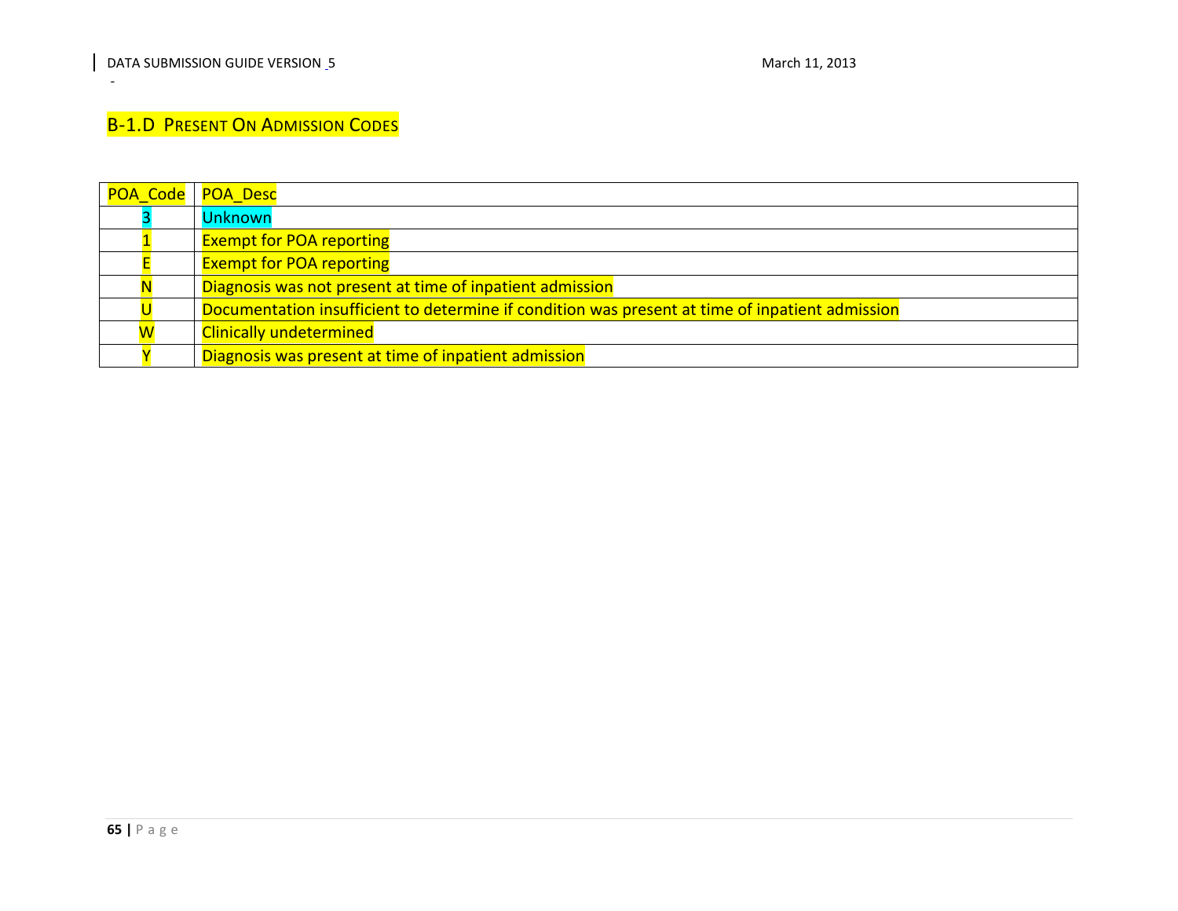## B-1.D Present On Admission Codes

| POA_Code | POA_Desc |
| --- | --- |
| 3 | Unknown |
| 1 | Exempt for POA reporting |
| E | Exempt for POA reporting |
| N | Diagnosis was not present at time of inpatient admission |
| U | Documentation insufficient to determine if condition was present at time of inpatient admission |
| W | Clinically undetermined |
| Y | Diagnosis was present at time of inpatient admission |